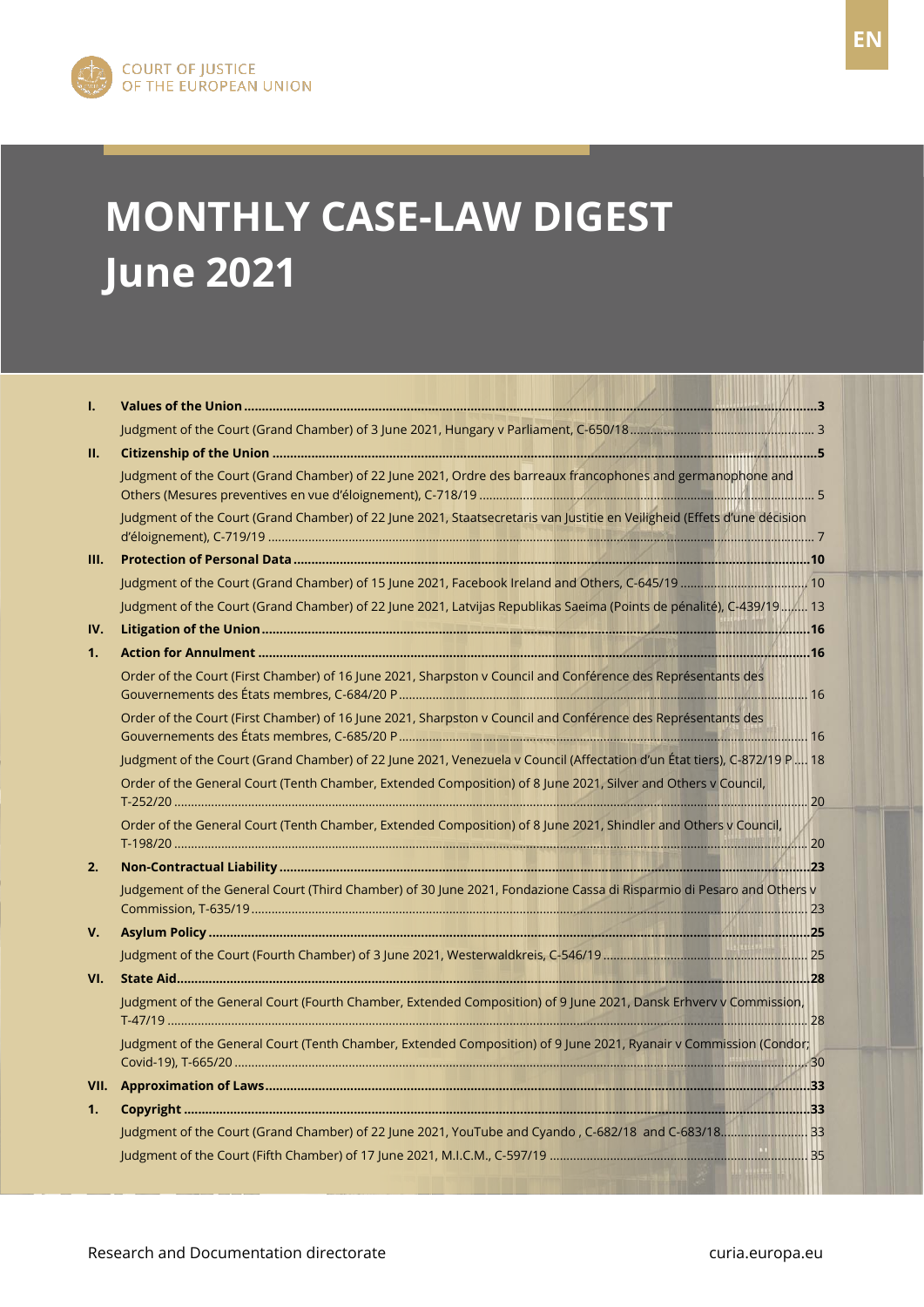COURT OF JUSTICE
OF THE EUROPEAN UNION

EN

# MONTHLY CASE-LAW DIGEST
# June 2021

**I. Values of the Union** ....................................................................... **3**

Judgment of the Court (Grand Chamber) of 3 June 2021, Hungary v Parliament, C-650/18 .................... 3

**II. Citizenship of the Union** ....................................................................... **5**

Judgment of the Court (Grand Chamber) of 22 June 2021, Ordre des barreaux francophones and germanophone and Others (Mesures preventives en vue d'éloignement), C-718/19 .................... 5

Judgment of the Court (Grand Chamber) of 22 June 2021, Staatsecretaris van Justitie en Veiligheid (Effets d'une décision d'éloignement), C-719/19 .................... 7

**III. Protection of Personal Data** ....................................................................... **10**

Judgment of the Court (Grand Chamber) of 15 June 2021, Facebook Ireland and Others, C-645/19 .................... 10

Judgment of the Court (Grand Chamber) of 22 June 2021, Latvijas Republikas Saeima (Points de pénalité), C-439/19 .................... 13

**IV. Litigation of the Union** ....................................................................... **16**

**1. Action for Annulment** ....................................................................... **16**

Order of the Court (First Chamber) of 16 June 2021, Sharpston v Council and Conférence des Représentants des Gouvernements des États membres, C-684/20 P .................... 16

Order of the Court (First Chamber) of 16 June 2021, Sharpston v Council and Conférence des Représentants des Gouvernements des États membres, C-685/20 P .................... 16

Judgment of the Court (Grand Chamber) of 22 June 2021, Venezuela v Council (Affectation d'un État tiers), C-872/19 P .................... 18

Order of the General Court (Tenth Chamber, Extended Composition) of 8 June 2021, Silver and Others v Council, T-252/20 .................... 20

Order of the General Court (Tenth Chamber, Extended Composition) of 8 June 2021, Shindler and Others v Council, T-198/20 .................... 20

**2. Non-Contractual Liability** ....................................................................... **23**

Judgement of the General Court (Third Chamber) of 30 June 2021, Fondazione Cassa di Risparmio di Pesaro and Others v Commission, T-635/19 .................... 23

**V. Asylum Policy** ....................................................................... **25**

Judgment of the Court (Fourth Chamber) of 3 June 2021, Westerwaldkreis, C-546/19 .................... 25

**VI. State Aid** ....................................................................... **28**

Judgment of the General Court (Fourth Chamber, Extended Composition) of 9 June 2021, Dansk Erhverv v Commission, T-47/19 .................... 28

Judgment of the General Court (Tenth Chamber, Extended Composition) of 9 June 2021, Ryanair v Commission (Condor; Covid-19), T-665/20 .................... 30

**VII. Approximation of Laws** ....................................................................... **33**

**1. Copyright** ....................................................................... **33**

Judgment of the Court (Grand Chamber) of 22 June 2021, YouTube and Cyando , C-682/18 and C-683/18 .................... 33

Judgment of the Court (Fifth Chamber) of 17 June 2021, M.I.C.M., C-597/19 .................... 35

Research and Documentation directorate — curia.europa.eu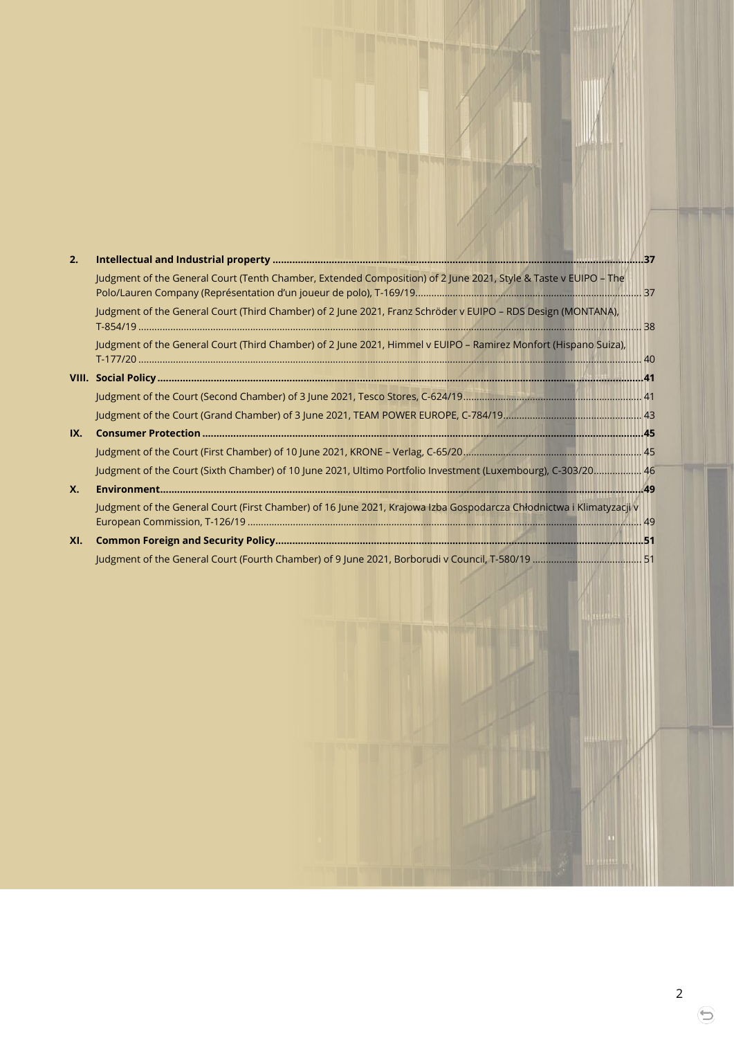| | | |
|---|---|---|
| **2.** | **Intellectual and Industrial property** | **37** |
| | Judgment of the General Court (Tenth Chamber, Extended Composition) of 2 June 2021, Style & Taste v EUIPO – The Polo/Lauren Company (Représentation d'un joueur de polo), T-169/19 | 37 |
| | Judgment of the General Court (Third Chamber) of 2 June 2021, Franz Schröder v EUIPO – RDS Design (MONTANA), T-854/19 | 38 |
| | Judgment of the General Court (Third Chamber) of 2 June 2021, Himmel v EUIPO – Ramirez Monfort (Hispano Suiza), T-177/20 | 40 |
| **VIII.** | **Social Policy** | **41** |
| | Judgment of the Court (Second Chamber) of 3 June 2021, Tesco Stores, C-624/19 | 41 |
| | Judgment of the Court (Grand Chamber) of 3 June 2021, TEAM POWER EUROPE, C-784/19 | 43 |
| **IX.** | **Consumer Protection** | **45** |
| | Judgment of the Court (First Chamber) of 10 June 2021, KRONE – Verlag, C-65/20 | 45 |
| | Judgment of the Court (Sixth Chamber) of 10 June 2021, Ultimo Portfolio Investment (Luxembourg), C-303/20 | 46 |
| **X.** | **Environment** | **49** |
| | Judgment of the General Court (First Chamber) of 16 June 2021, Krajowa Izba Gospodarcza Chłodnictwa i Klimatyzacji v European Commission, T-126/19 | 49 |
| **XI.** | **Common Foreign and Security Policy** | **51** |
| | Judgment of the General Court (Fourth Chamber) of 9 June 2021, Borborudi v Council, T-580/19 | 51 |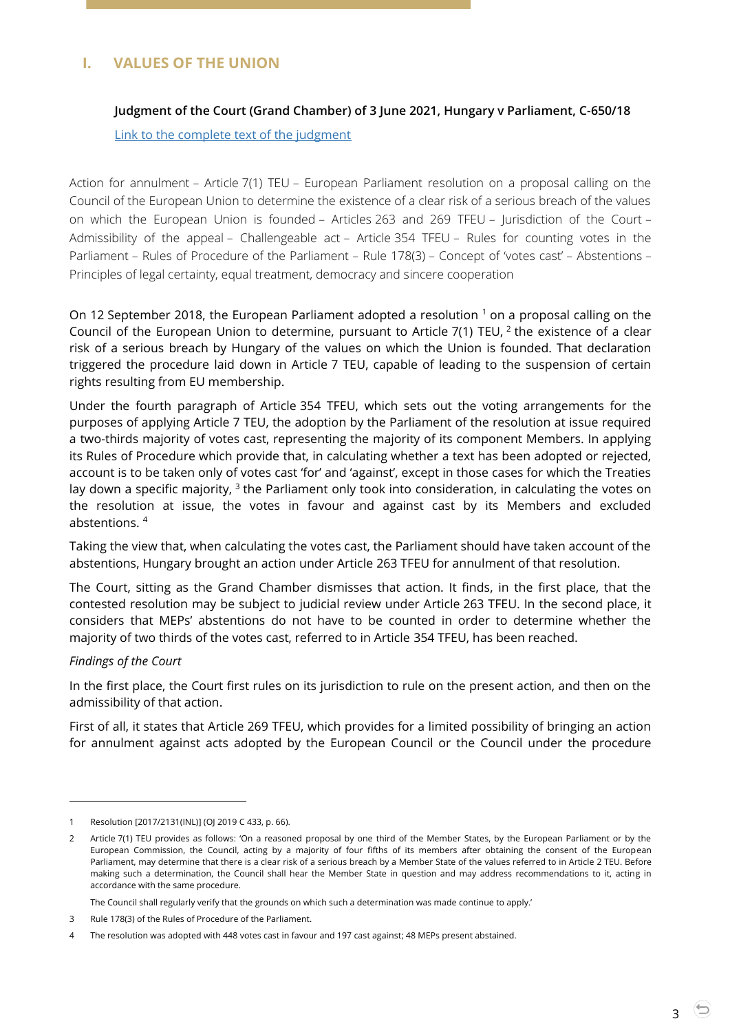## I. VALUES OF THE UNION

### Judgment of the Court (Grand Chamber) of 3 June 2021, Hungary v Parliament, C-650/18

[Link to the complete text of the judgment]

Action for annulment – Article 7(1) TEU – European Parliament resolution on a proposal calling on the Council of the European Union to determine the existence of a clear risk of a serious breach of the values on which the European Union is founded – Articles 263 and 269 TFEU – Jurisdiction of the Court – Admissibility of the appeal – Challengeable act – Article 354 TFEU – Rules for counting votes in the Parliament – Rules of Procedure of the Parliament – Rule 178(3) – Concept of 'votes cast' – Abstentions – Principles of legal certainty, equal treatment, democracy and sincere cooperation

On 12 September 2018, the European Parliament adopted a resolution [1] on a proposal calling on the Council of the European Union to determine, pursuant to Article 7(1) TEU, [2] the existence of a clear risk of a serious breach by Hungary of the values on which the Union is founded. That declaration triggered the procedure laid down in Article 7 TEU, capable of leading to the suspension of certain rights resulting from EU membership.

Under the fourth paragraph of Article 354 TFEU, which sets out the voting arrangements for the purposes of applying Article 7 TEU, the adoption by the Parliament of the resolution at issue required a two-thirds majority of votes cast, representing the majority of its component Members. In applying its Rules of Procedure which provide that, in calculating whether a text has been adopted or rejected, account is to be taken only of votes cast 'for' and 'against', except in those cases for which the Treaties lay down a specific majority, [3] the Parliament only took into consideration, in calculating the votes on the resolution at issue, the votes in favour and against cast by its Members and excluded abstentions. [4]

Taking the view that, when calculating the votes cast, the Parliament should have taken account of the abstentions, Hungary brought an action under Article 263 TFEU for annulment of that resolution.

The Court, sitting as the Grand Chamber dismisses that action. It finds, in the first place, that the contested resolution may be subject to judicial review under Article 263 TFEU. In the second place, it considers that MEPs' abstentions do not have to be counted in order to determine whether the majority of two thirds of the votes cast, referred to in Article 354 TFEU, has been reached.

*Findings of the Court*

In the first place, the Court first rules on its jurisdiction to rule on the present action, and then on the admissibility of that action.

First of all, it states that Article 269 TFEU, which provides for a limited possibility of bringing an action for annulment against acts adopted by the European Council or the Council under the procedure

---

1 Resolution [2017/2131(INL)] (OJ 2019 C 433, p. 66).

2 Article 7(1) TEU provides as follows: 'On a reasoned proposal by one third of the Member States, by the European Parliament or by the European Commission, the Council, acting by a majority of four fifths of its members after obtaining the consent of the European Parliament, may determine that there is a clear risk of a serious breach by a Member State of the values referred to in Article 2 TEU. Before making such a determination, the Council shall hear the Member State in question and may address recommendations to it, acting in accordance with the same procedure.

The Council shall regularly verify that the grounds on which such a determination was made continue to apply.'

3 Rule 178(3) of the Rules of Procedure of the Parliament.

4 The resolution was adopted with 448 votes cast in favour and 197 cast against; 48 MEPs present abstained.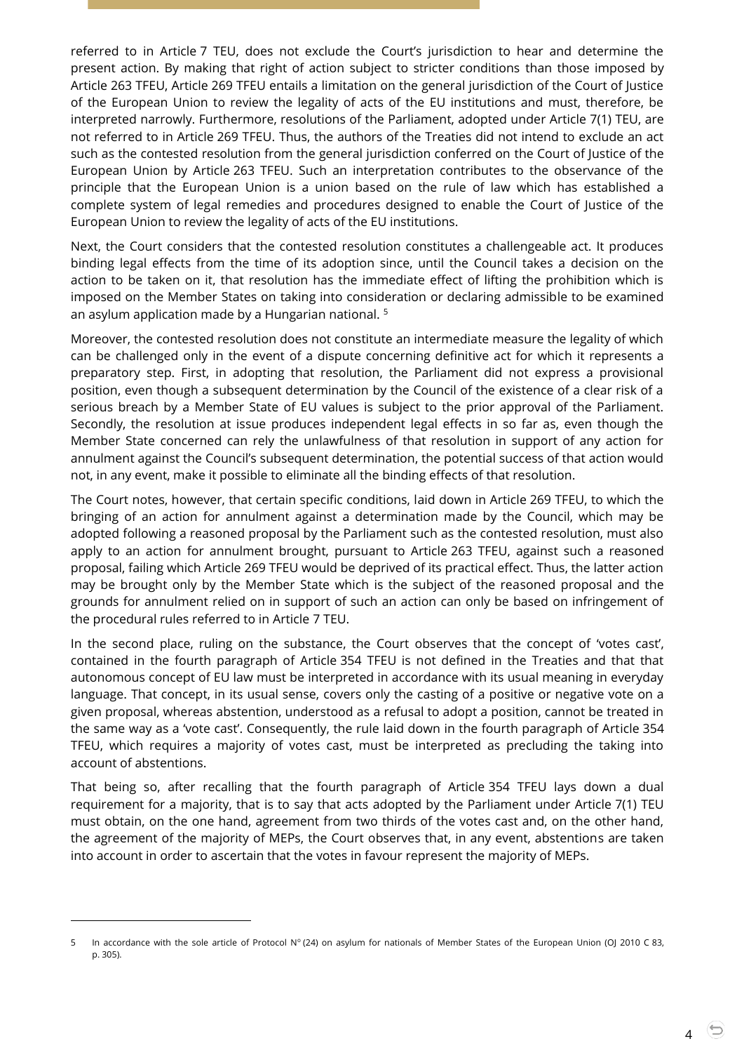referred to in Article 7 TEU, does not exclude the Court's jurisdiction to hear and determine the present action. By making that right of action subject to stricter conditions than those imposed by Article 263 TFEU, Article 269 TFEU entails a limitation on the general jurisdiction of the Court of Justice of the European Union to review the legality of acts of the EU institutions and must, therefore, be interpreted narrowly. Furthermore, resolutions of the Parliament, adopted under Article 7(1) TEU, are not referred to in Article 269 TFEU. Thus, the authors of the Treaties did not intend to exclude an act such as the contested resolution from the general jurisdiction conferred on the Court of Justice of the European Union by Article 263 TFEU. Such an interpretation contributes to the observance of the principle that the European Union is a union based on the rule of law which has established a complete system of legal remedies and procedures designed to enable the Court of Justice of the European Union to review the legality of acts of the EU institutions.

Next, the Court considers that the contested resolution constitutes a challengeable act. It produces binding legal effects from the time of its adoption since, until the Council takes a decision on the action to be taken on it, that resolution has the immediate effect of lifting the prohibition which is imposed on the Member States on taking into consideration or declaring admissible to be examined an asylum application made by a Hungarian national. [5]

Moreover, the contested resolution does not constitute an intermediate measure the legality of which can be challenged only in the event of a dispute concerning definitive act for which it represents a preparatory step. First, in adopting that resolution, the Parliament did not express a provisional position, even though a subsequent determination by the Council of the existence of a clear risk of a serious breach by a Member State of EU values is subject to the prior approval of the Parliament. Secondly, the resolution at issue produces independent legal effects in so far as, even though the Member State concerned can rely the unlawfulness of that resolution in support of any action for annulment against the Council's subsequent determination, the potential success of that action would not, in any event, make it possible to eliminate all the binding effects of that resolution.

The Court notes, however, that certain specific conditions, laid down in Article 269 TFEU, to which the bringing of an action for annulment against a determination made by the Council, which may be adopted following a reasoned proposal by the Parliament such as the contested resolution, must also apply to an action for annulment brought, pursuant to Article 263 TFEU, against such a reasoned proposal, failing which Article 269 TFEU would be deprived of its practical effect. Thus, the latter action may be brought only by the Member State which is the subject of the reasoned proposal and the grounds for annulment relied on in support of such an action can only be based on infringement of the procedural rules referred to in Article 7 TEU.

In the second place, ruling on the substance, the Court observes that the concept of 'votes cast', contained in the fourth paragraph of Article 354 TFEU is not defined in the Treaties and that that autonomous concept of EU law must be interpreted in accordance with its usual meaning in everyday language. That concept, in its usual sense, covers only the casting of a positive or negative vote on a given proposal, whereas abstention, understood as a refusal to adopt a position, cannot be treated in the same way as a 'vote cast'. Consequently, the rule laid down in the fourth paragraph of Article 354 TFEU, which requires a majority of votes cast, must be interpreted as precluding the taking into account of abstentions.

That being so, after recalling that the fourth paragraph of Article 354 TFEU lays down a dual requirement for a majority, that is to say that acts adopted by the Parliament under Article 7(1) TEU must obtain, on the one hand, agreement from two thirds of the votes cast and, on the other hand, the agreement of the majority of MEPs, the Court observes that, in any event, abstentions are taken into account in order to ascertain that the votes in favour represent the majority of MEPs.

---

5 In accordance with the sole article of Protocol N° (24) on asylum for nationals of Member States of the European Union (OJ 2010 C 83, p. 305).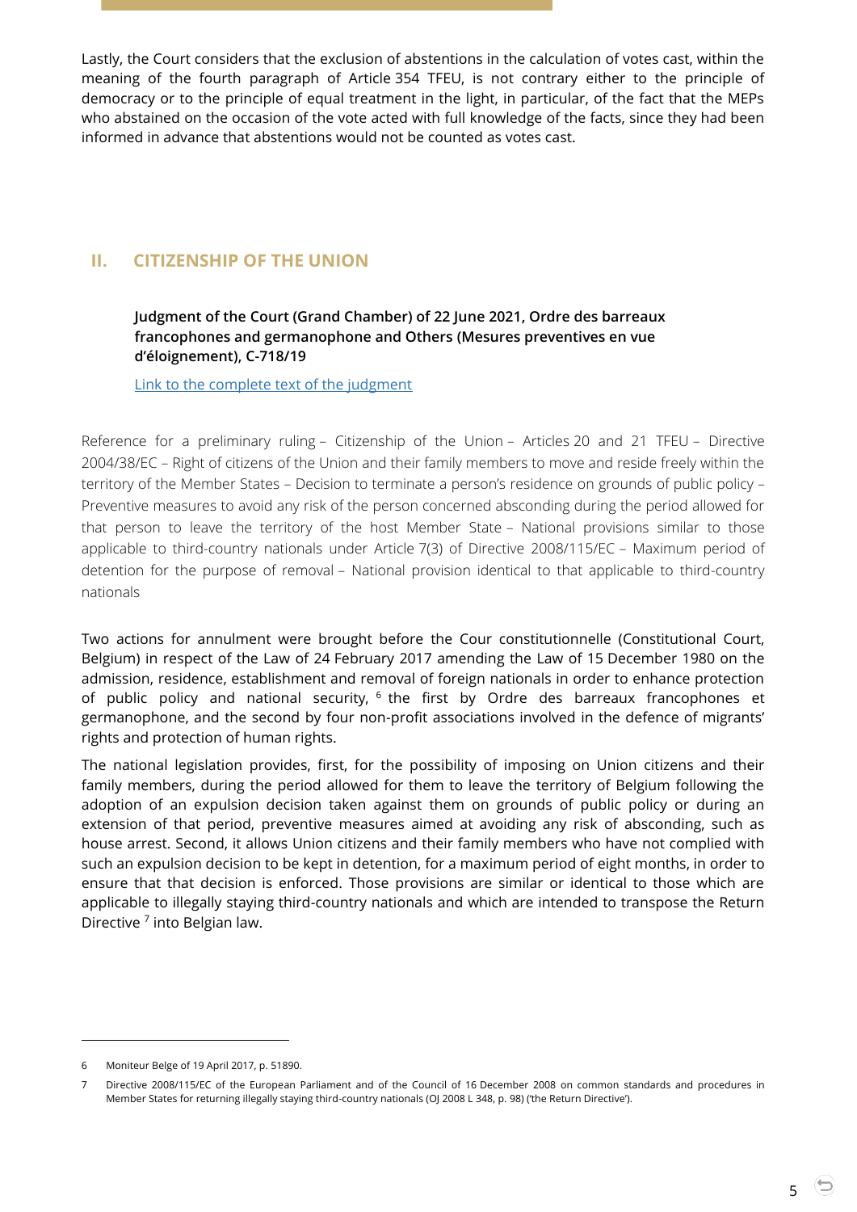Lastly, the Court considers that the exclusion of abstentions in the calculation of votes cast, within the meaning of the fourth paragraph of Article 354 TFEU, is not contrary either to the principle of democracy or to the principle of equal treatment in the light, in particular, of the fact that the MEPs who abstained on the occasion of the vote acted with full knowledge of the facts, since they had been informed in advance that abstentions would not be counted as votes cast.

## II. CITIZENSHIP OF THE UNION

**Judgment of the Court (Grand Chamber) of 22 June 2021, Ordre des barreaux francophones and germanophone and Others (Mesures preventives en vue d'éloignement), C-718/19**

[Link to the complete text of the judgment]

Reference for a preliminary ruling – Citizenship of the Union – Articles 20 and 21 TFEU – Directive 2004/38/EC – Right of citizens of the Union and their family members to move and reside freely within the territory of the Member States – Decision to terminate a person's residence on grounds of public policy – Preventive measures to avoid any risk of the person concerned absconding during the period allowed for that person to leave the territory of the host Member State – National provisions similar to those applicable to third-country nationals under Article 7(3) of Directive 2008/115/EC – Maximum period of detention for the purpose of removal – National provision identical to that applicable to third-country nationals

Two actions for annulment were brought before the Cour constitutionnelle (Constitutional Court, Belgium) in respect of the Law of 24 February 2017 amending the Law of 15 December 1980 on the admission, residence, establishment and removal of foreign nationals in order to enhance protection of public policy and national security, [6] the first by Ordre des barreaux francophones et germanophone, and the second by four non-profit associations involved in the defence of migrants' rights and protection of human rights.

The national legislation provides, first, for the possibility of imposing on Union citizens and their family members, during the period allowed for them to leave the territory of Belgium following the adoption of an expulsion decision taken against them on grounds of public policy or during an extension of that period, preventive measures aimed at avoiding any risk of absconding, such as house arrest. Second, it allows Union citizens and their family members who have not complied with such an expulsion decision to be kept in detention, for a maximum period of eight months, in order to ensure that that decision is enforced. Those provisions are similar or identical to those which are applicable to illegally staying third-country nationals and which are intended to transpose the Return Directive [7] into Belgian law.

---

6 Moniteur Belge of 19 April 2017, p. 51890.

7 Directive 2008/115/EC of the European Parliament and of the Council of 16 December 2008 on common standards and procedures in Member States for returning illegally staying third-country nationals (OJ 2008 L 348, p. 98) ('the Return Directive').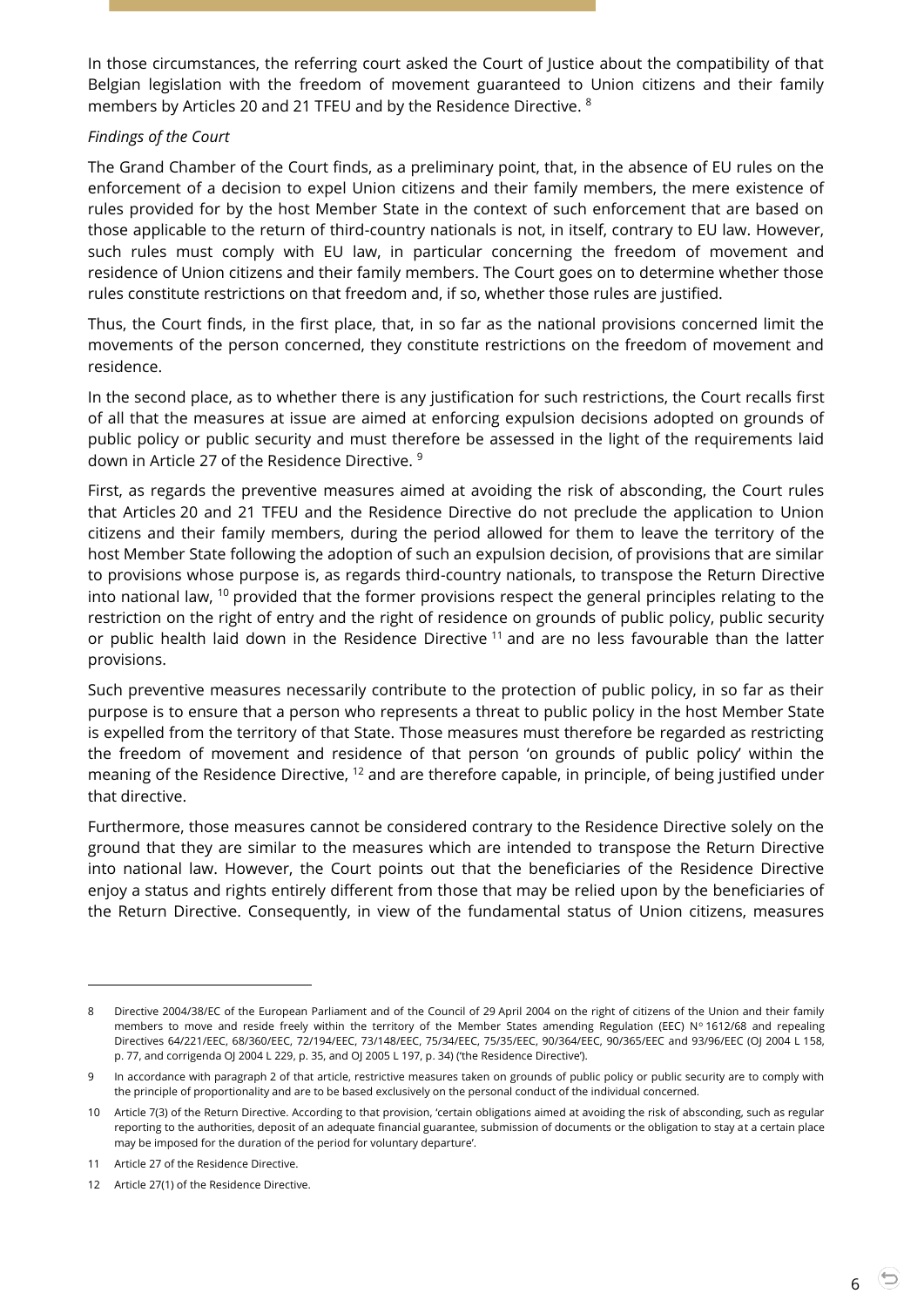In those circumstances, the referring court asked the Court of Justice about the compatibility of that Belgian legislation with the freedom of movement guaranteed to Union citizens and their family members by Articles 20 and 21 TFEU and by the Residence Directive. [8]

*Findings of the Court*

The Grand Chamber of the Court finds, as a preliminary point, that, in the absence of EU rules on the enforcement of a decision to expel Union citizens and their family members, the mere existence of rules provided for by the host Member State in the context of such enforcement that are based on those applicable to the return of third-country nationals is not, in itself, contrary to EU law. However, such rules must comply with EU law, in particular concerning the freedom of movement and residence of Union citizens and their family members. The Court goes on to determine whether those rules constitute restrictions on that freedom and, if so, whether those rules are justified.

Thus, the Court finds, in the first place, that, in so far as the national provisions concerned limit the movements of the person concerned, they constitute restrictions on the freedom of movement and residence.

In the second place, as to whether there is any justification for such restrictions, the Court recalls first of all that the measures at issue are aimed at enforcing expulsion decisions adopted on grounds of public policy or public security and must therefore be assessed in the light of the requirements laid down in Article 27 of the Residence Directive. [9]

First, as regards the preventive measures aimed at avoiding the risk of absconding, the Court rules that Articles 20 and 21 TFEU and the Residence Directive do not preclude the application to Union citizens and their family members, during the period allowed for them to leave the territory of the host Member State following the adoption of such an expulsion decision, of provisions that are similar to provisions whose purpose is, as regards third-country nationals, to transpose the Return Directive into national law, [10] provided that the former provisions respect the general principles relating to the restriction on the right of entry and the right of residence on grounds of public policy, public security or public health laid down in the Residence Directive [11] and are no less favourable than the latter provisions.

Such preventive measures necessarily contribute to the protection of public policy, in so far as their purpose is to ensure that a person who represents a threat to public policy in the host Member State is expelled from the territory of that State. Those measures must therefore be regarded as restricting the freedom of movement and residence of that person 'on grounds of public policy' within the meaning of the Residence Directive, [12] and are therefore capable, in principle, of being justified under that directive.

Furthermore, those measures cannot be considered contrary to the Residence Directive solely on the ground that they are similar to the measures which are intended to transpose the Return Directive into national law. However, the Court points out that the beneficiaries of the Residence Directive enjoy a status and rights entirely different from those that may be relied upon by the beneficiaries of the Return Directive. Consequently, in view of the fundamental status of Union citizens, measures

---

8 Directive 2004/38/EC of the European Parliament and of the Council of 29 April 2004 on the right of citizens of the Union and their family members to move and reside freely within the territory of the Member States amending Regulation (EEC) N° 1612/68 and repealing Directives 64/221/EEC, 68/360/EEC, 72/194/EEC, 73/148/EEC, 75/34/EEC, 75/35/EEC, 90/364/EEC, 90/365/EEC and 93/96/EEC (OJ 2004 L 158, p. 77, and corrigenda OJ 2004 L 229, p. 35, and OJ 2005 L 197, p. 34) ('the Residence Directive').

9 In accordance with paragraph 2 of that article, restrictive measures taken on grounds of public policy or public security are to comply with the principle of proportionality and are to be based exclusively on the personal conduct of the individual concerned.

10 Article 7(3) of the Return Directive. According to that provision, 'certain obligations aimed at avoiding the risk of absconding, such as regular reporting to the authorities, deposit of an adequate financial guarantee, submission of documents or the obligation to stay at a certain place may be imposed for the duration of the period for voluntary departure'.

11 Article 27 of the Residence Directive.

12 Article 27(1) of the Residence Directive.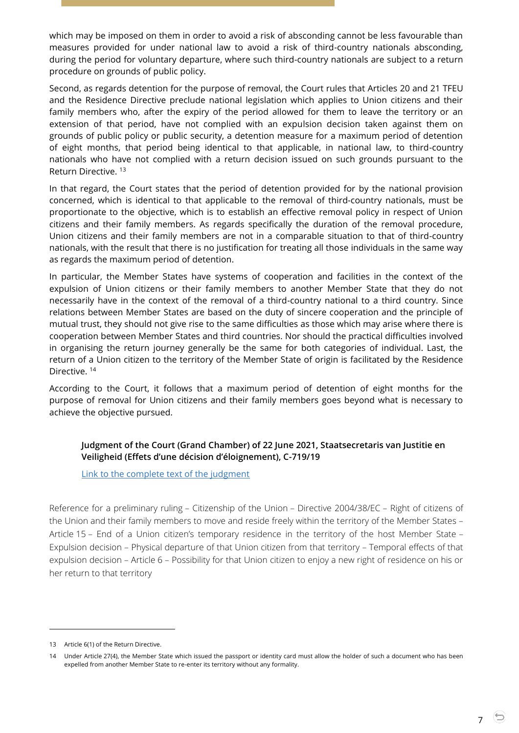which may be imposed on them in order to avoid a risk of absconding cannot be less favourable than measures provided for under national law to avoid a risk of third-country nationals absconding, during the period for voluntary departure, where such third-country nationals are subject to a return procedure on grounds of public policy.

Second, as regards detention for the purpose of removal, the Court rules that Articles 20 and 21 TFEU and the Residence Directive preclude national legislation which applies to Union citizens and their family members who, after the expiry of the period allowed for them to leave the territory or an extension of that period, have not complied with an expulsion decision taken against them on grounds of public policy or public security, a detention measure for a maximum period of detention of eight months, that period being identical to that applicable, in national law, to third-country nationals who have not complied with a return decision issued on such grounds pursuant to the Return Directive. [13]

In that regard, the Court states that the period of detention provided for by the national provision concerned, which is identical to that applicable to the removal of third-country nationals, must be proportionate to the objective, which is to establish an effective removal policy in respect of Union citizens and their family members. As regards specifically the duration of the removal procedure, Union citizens and their family members are not in a comparable situation to that of third-country nationals, with the result that there is no justification for treating all those individuals in the same way as regards the maximum period of detention.

In particular, the Member States have systems of cooperation and facilities in the context of the expulsion of Union citizens or their family members to another Member State that they do not necessarily have in the context of the removal of a third-country national to a third country. Since relations between Member States are based on the duty of sincere cooperation and the principle of mutual trust, they should not give rise to the same difficulties as those which may arise where there is cooperation between Member States and third countries. Nor should the practical difficulties involved in organising the return journey generally be the same for both categories of individual. Last, the return of a Union citizen to the territory of the Member State of origin is facilitated by the Residence Directive. [14]

According to the Court, it follows that a maximum period of detention of eight months for the purpose of removal for Union citizens and their family members goes beyond what is necessary to achieve the objective pursued.

**Judgment of the Court (Grand Chamber) of 22 June 2021, Staatsecretaris van Justitie en Veiligheid (Effets d'une décision d'éloignement), C-719/19**

Link to the complete text of the judgment

Reference for a preliminary ruling – Citizenship of the Union – Directive 2004/38/EC – Right of citizens of the Union and their family members to move and reside freely within the territory of the Member States – Article 15 – End of a Union citizen's temporary residence in the territory of the host Member State – Expulsion decision – Physical departure of that Union citizen from that territory – Temporal effects of that expulsion decision – Article 6 – Possibility for that Union citizen to enjoy a new right of residence on his or her return to that territory

---

13 Article 6(1) of the Return Directive.

14 Under Article 27(4), the Member State which issued the passport or identity card must allow the holder of such a document who has been expelled from another Member State to re-enter its territory without any formality.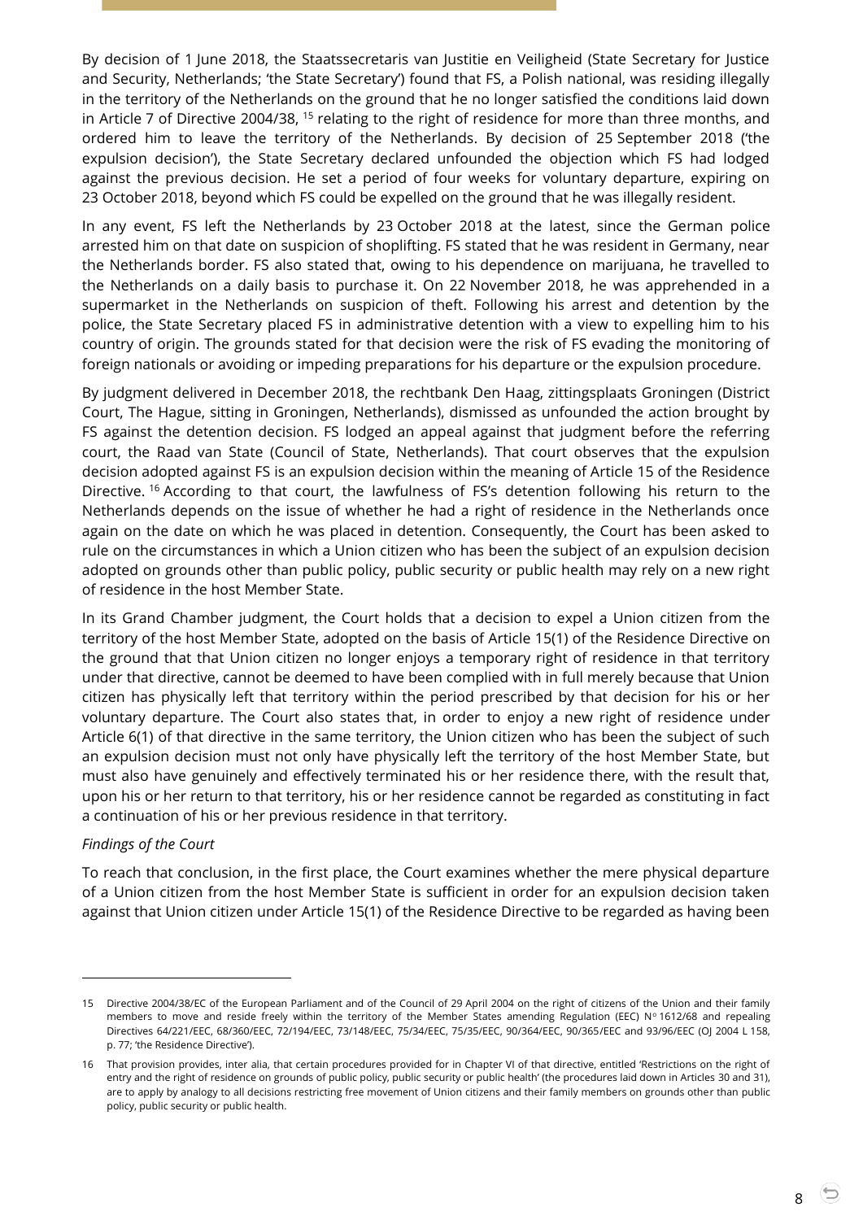By decision of 1 June 2018, the Staatssecretaris van Justitie en Veiligheid (State Secretary for Justice and Security, Netherlands; 'the State Secretary') found that FS, a Polish national, was residing illegally in the territory of the Netherlands on the ground that he no longer satisfied the conditions laid down in Article 7 of Directive 2004/38, [15] relating to the right of residence for more than three months, and ordered him to leave the territory of the Netherlands. By decision of 25 September 2018 ('the expulsion decision'), the State Secretary declared unfounded the objection which FS had lodged against the previous decision. He set a period of four weeks for voluntary departure, expiring on 23 October 2018, beyond which FS could be expelled on the ground that he was illegally resident.

In any event, FS left the Netherlands by 23 October 2018 at the latest, since the German police arrested him on that date on suspicion of shoplifting. FS stated that he was resident in Germany, near the Netherlands border. FS also stated that, owing to his dependence on marijuana, he travelled to the Netherlands on a daily basis to purchase it. On 22 November 2018, he was apprehended in a supermarket in the Netherlands on suspicion of theft. Following his arrest and detention by the police, the State Secretary placed FS in administrative detention with a view to expelling him to his country of origin. The grounds stated for that decision were the risk of FS evading the monitoring of foreign nationals or avoiding or impeding preparations for his departure or the expulsion procedure.

By judgment delivered in December 2018, the rechtbank Den Haag, zittingsplaats Groningen (District Court, The Hague, sitting in Groningen, Netherlands), dismissed as unfounded the action brought by FS against the detention decision. FS lodged an appeal against that judgment before the referring court, the Raad van State (Council of State, Netherlands). That court observes that the expulsion decision adopted against FS is an expulsion decision within the meaning of Article 15 of the Residence Directive. [16] According to that court, the lawfulness of FS's detention following his return to the Netherlands depends on the issue of whether he had a right of residence in the Netherlands once again on the date on which he was placed in detention. Consequently, the Court has been asked to rule on the circumstances in which a Union citizen who has been the subject of an expulsion decision adopted on grounds other than public policy, public security or public health may rely on a new right of residence in the host Member State.

In its Grand Chamber judgment, the Court holds that a decision to expel a Union citizen from the territory of the host Member State, adopted on the basis of Article 15(1) of the Residence Directive on the ground that that Union citizen no longer enjoys a temporary right of residence in that territory under that directive, cannot be deemed to have been complied with in full merely because that Union citizen has physically left that territory within the period prescribed by that decision for his or her voluntary departure. The Court also states that, in order to enjoy a new right of residence under Article 6(1) of that directive in the same territory, the Union citizen who has been the subject of such an expulsion decision must not only have physically left the territory of the host Member State, but must also have genuinely and effectively terminated his or her residence there, with the result that, upon his or her return to that territory, his or her residence cannot be regarded as constituting in fact a continuation of his or her previous residence in that territory.

*Findings of the Court*

To reach that conclusion, in the first place, the Court examines whether the mere physical departure of a Union citizen from the host Member State is sufficient in order for an expulsion decision taken against that Union citizen under Article 15(1) of the Residence Directive to be regarded as having been

---

15 Directive 2004/38/EC of the European Parliament and of the Council of 29 April 2004 on the right of citizens of the Union and their family members to move and reside freely within the territory of the Member States amending Regulation (EEC) No 1612/68 and repealing Directives 64/221/EEC, 68/360/EEC, 72/194/EEC, 73/148/EEC, 75/34/EEC, 75/35/EEC, 90/364/EEC, 90/365/EEC and 93/96/EEC (OJ 2004 L 158, p. 77; 'the Residence Directive').

16 That provision provides, inter alia, that certain procedures provided for in Chapter VI of that directive, entitled 'Restrictions on the right of entry and the right of residence on grounds of public policy, public security or public health' (the procedures laid down in Articles 30 and 31), are to apply by analogy to all decisions restricting free movement of Union citizens and their family members on grounds other than public policy, public security or public health.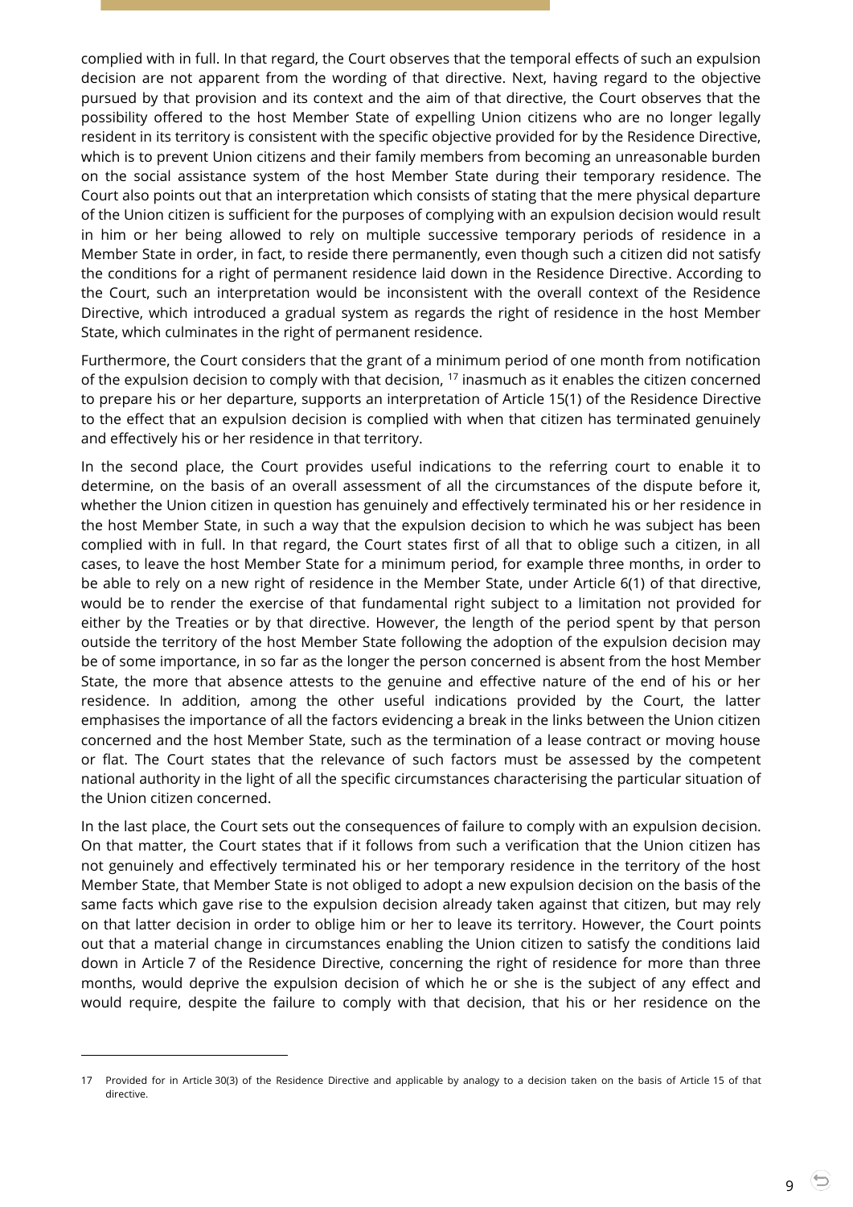complied with in full. In that regard, the Court observes that the temporal effects of such an expulsion decision are not apparent from the wording of that directive. Next, having regard to the objective pursued by that provision and its context and the aim of that directive, the Court observes that the possibility offered to the host Member State of expelling Union citizens who are no longer legally resident in its territory is consistent with the specific objective provided for by the Residence Directive, which is to prevent Union citizens and their family members from becoming an unreasonable burden on the social assistance system of the host Member State during their temporary residence. The Court also points out that an interpretation which consists of stating that the mere physical departure of the Union citizen is sufficient for the purposes of complying with an expulsion decision would result in him or her being allowed to rely on multiple successive temporary periods of residence in a Member State in order, in fact, to reside there permanently, even though such a citizen did not satisfy the conditions for a right of permanent residence laid down in the Residence Directive. According to the Court, such an interpretation would be inconsistent with the overall context of the Residence Directive, which introduced a gradual system as regards the right of residence in the host Member State, which culminates in the right of permanent residence.

Furthermore, the Court considers that the grant of a minimum period of one month from notification of the expulsion decision to comply with that decision, [17] inasmuch as it enables the citizen concerned to prepare his or her departure, supports an interpretation of Article 15(1) of the Residence Directive to the effect that an expulsion decision is complied with when that citizen has terminated genuinely and effectively his or her residence in that territory.

In the second place, the Court provides useful indications to the referring court to enable it to determine, on the basis of an overall assessment of all the circumstances of the dispute before it, whether the Union citizen in question has genuinely and effectively terminated his or her residence in the host Member State, in such a way that the expulsion decision to which he was subject has been complied with in full. In that regard, the Court states first of all that to oblige such a citizen, in all cases, to leave the host Member State for a minimum period, for example three months, in order to be able to rely on a new right of residence in the Member State, under Article 6(1) of that directive, would be to render the exercise of that fundamental right subject to a limitation not provided for either by the Treaties or by that directive. However, the length of the period spent by that person outside the territory of the host Member State following the adoption of the expulsion decision may be of some importance, in so far as the longer the person concerned is absent from the host Member State, the more that absence attests to the genuine and effective nature of the end of his or her residence. In addition, among the other useful indications provided by the Court, the latter emphasises the importance of all the factors evidencing a break in the links between the Union citizen concerned and the host Member State, such as the termination of a lease contract or moving house or flat. The Court states that the relevance of such factors must be assessed by the competent national authority in the light of all the specific circumstances characterising the particular situation of the Union citizen concerned.

In the last place, the Court sets out the consequences of failure to comply with an expulsion decision. On that matter, the Court states that if it follows from such a verification that the Union citizen has not genuinely and effectively terminated his or her temporary residence in the territory of the host Member State, that Member State is not obliged to adopt a new expulsion decision on the basis of the same facts which gave rise to the expulsion decision already taken against that citizen, but may rely on that latter decision in order to oblige him or her to leave its territory. However, the Court points out that a material change in circumstances enabling the Union citizen to satisfy the conditions laid down in Article 7 of the Residence Directive, concerning the right of residence for more than three months, would deprive the expulsion decision of which he or she is the subject of any effect and would require, despite the failure to comply with that decision, that his or her residence on the

---

17 Provided for in Article 30(3) of the Residence Directive and applicable by analogy to a decision taken on the basis of Article 15 of that directive.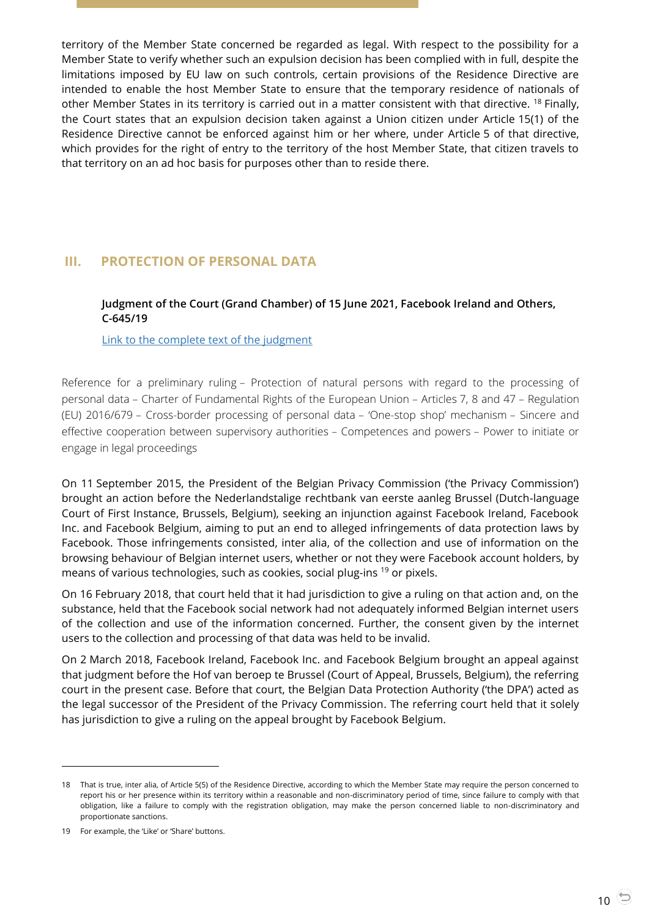territory of the Member State concerned be regarded as legal. With respect to the possibility for a Member State to verify whether such an expulsion decision has been complied with in full, despite the limitations imposed by EU law on such controls, certain provisions of the Residence Directive are intended to enable the host Member State to ensure that the temporary residence of nationals of other Member States in its territory is carried out in a matter consistent with that directive. [18] Finally, the Court states that an expulsion decision taken against a Union citizen under Article 15(1) of the Residence Directive cannot be enforced against him or her where, under Article 5 of that directive, which provides for the right of entry to the territory of the host Member State, that citizen travels to that territory on an ad hoc basis for purposes other than to reside there.

## III. PROTECTION OF PERSONAL DATA

### Judgment of the Court (Grand Chamber) of 15 June 2021, Facebook Ireland and Others, C-645/19

Link to the complete text of the judgment

Reference for a preliminary ruling – Protection of natural persons with regard to the processing of personal data – Charter of Fundamental Rights of the European Union – Articles 7, 8 and 47 – Regulation (EU) 2016/679 – Cross-border processing of personal data – 'One-stop shop' mechanism – Sincere and effective cooperation between supervisory authorities – Competences and powers – Power to initiate or engage in legal proceedings

On 11 September 2015, the President of the Belgian Privacy Commission ('the Privacy Commission') brought an action before the Nederlandstalige rechtbank van eerste aanleg Brussel (Dutch-language Court of First Instance, Brussels, Belgium), seeking an injunction against Facebook Ireland, Facebook Inc. and Facebook Belgium, aiming to put an end to alleged infringements of data protection laws by Facebook. Those infringements consisted, inter alia, of the collection and use of information on the browsing behaviour of Belgian internet users, whether or not they were Facebook account holders, by means of various technologies, such as cookies, social plug-ins [19] or pixels.

On 16 February 2018, that court held that it had jurisdiction to give a ruling on that action and, on the substance, held that the Facebook social network had not adequately informed Belgian internet users of the collection and use of the information concerned. Further, the consent given by the internet users to the collection and processing of that data was held to be invalid.

On 2 March 2018, Facebook Ireland, Facebook Inc. and Facebook Belgium brought an appeal against that judgment before the Hof van beroep te Brussel (Court of Appeal, Brussels, Belgium), the referring court in the present case. Before that court, the Belgian Data Protection Authority ('the DPA') acted as the legal successor of the President of the Privacy Commission. The referring court held that it solely has jurisdiction to give a ruling on the appeal brought by Facebook Belgium.

---

18 That is true, inter alia, of Article 5(5) of the Residence Directive, according to which the Member State may require the person concerned to report his or her presence within its territory within a reasonable and non-discriminatory period of time, since failure to comply with that obligation, like a failure to comply with the registration obligation, may make the person concerned liable to non-discriminatory and proportionate sanctions.

19 For example, the 'Like' or 'Share' buttons.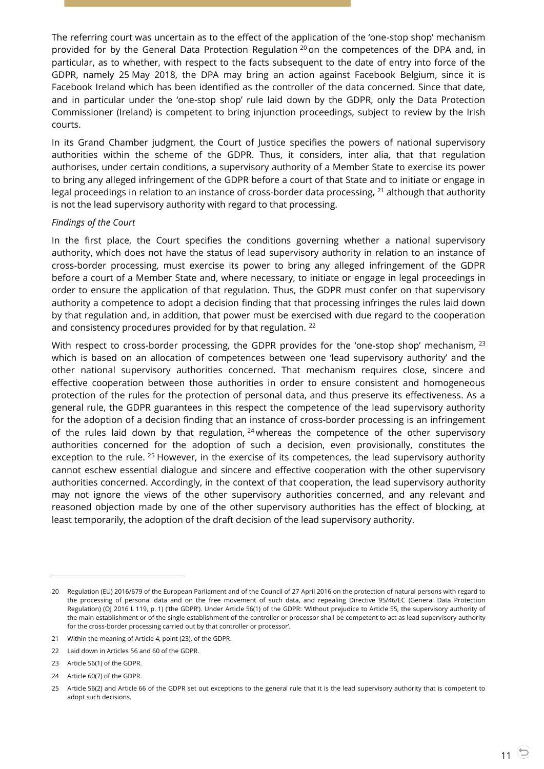The referring court was uncertain as to the effect of the application of the 'one-stop shop' mechanism provided for by the General Data Protection Regulation [20] on the competences of the DPA and, in particular, as to whether, with respect to the facts subsequent to the date of entry into force of the GDPR, namely 25 May 2018, the DPA may bring an action against Facebook Belgium, since it is Facebook Ireland which has been identified as the controller of the data concerned. Since that date, and in particular under the 'one-stop shop' rule laid down by the GDPR, only the Data Protection Commissioner (Ireland) is competent to bring injunction proceedings, subject to review by the Irish courts.

In its Grand Chamber judgment, the Court of Justice specifies the powers of national supervisory authorities within the scheme of the GDPR. Thus, it considers, inter alia, that that regulation authorises, under certain conditions, a supervisory authority of a Member State to exercise its power to bring any alleged infringement of the GDPR before a court of that State and to initiate or engage in legal proceedings in relation to an instance of cross-border data processing, [21] although that authority is not the lead supervisory authority with regard to that processing.

*Findings of the Court*

In the first place, the Court specifies the conditions governing whether a national supervisory authority, which does not have the status of lead supervisory authority in relation to an instance of cross-border processing, must exercise its power to bring any alleged infringement of the GDPR before a court of a Member State and, where necessary, to initiate or engage in legal proceedings in order to ensure the application of that regulation. Thus, the GDPR must confer on that supervisory authority a competence to adopt a decision finding that that processing infringes the rules laid down by that regulation and, in addition, that power must be exercised with due regard to the cooperation and consistency procedures provided for by that regulation. [22]

With respect to cross-border processing, the GDPR provides for the 'one-stop shop' mechanism, [23] which is based on an allocation of competences between one 'lead supervisory authority' and the other national supervisory authorities concerned. That mechanism requires close, sincere and effective cooperation between those authorities in order to ensure consistent and homogeneous protection of the rules for the protection of personal data, and thus preserve its effectiveness. As a general rule, the GDPR guarantees in this respect the competence of the lead supervisory authority for the adoption of a decision finding that an instance of cross-border processing is an infringement of the rules laid down by that regulation, [24] whereas the competence of the other supervisory authorities concerned for the adoption of such a decision, even provisionally, constitutes the exception to the rule. [25] However, in the exercise of its competences, the lead supervisory authority cannot eschew essential dialogue and sincere and effective cooperation with the other supervisory authorities concerned. Accordingly, in the context of that cooperation, the lead supervisory authority may not ignore the views of the other supervisory authorities concerned, and any relevant and reasoned objection made by one of the other supervisory authorities has the effect of blocking, at least temporarily, the adoption of the draft decision of the lead supervisory authority.

---

20 Regulation (EU) 2016/679 of the European Parliament and of the Council of 27 April 2016 on the protection of natural persons with regard to the processing of personal data and on the free movement of such data, and repealing Directive 95/46/EC (General Data Protection Regulation) (OJ 2016 L 119, p. 1) ('the GDPR'). Under Article 56(1) of the GDPR: 'Without prejudice to Article 55, the supervisory authority of the main establishment or of the single establishment of the controller or processor shall be competent to act as lead supervisory authority for the cross-border processing carried out by that controller or processor'.

21 Within the meaning of Article 4, point (23), of the GDPR.

22 Laid down in Articles 56 and 60 of the GDPR.

23 Article 56(1) of the GDPR.

24 Article 60(7) of the GDPR.

25 Article 56(2) and Article 66 of the GDPR set out exceptions to the general rule that it is the lead supervisory authority that is competent to adopt such decisions.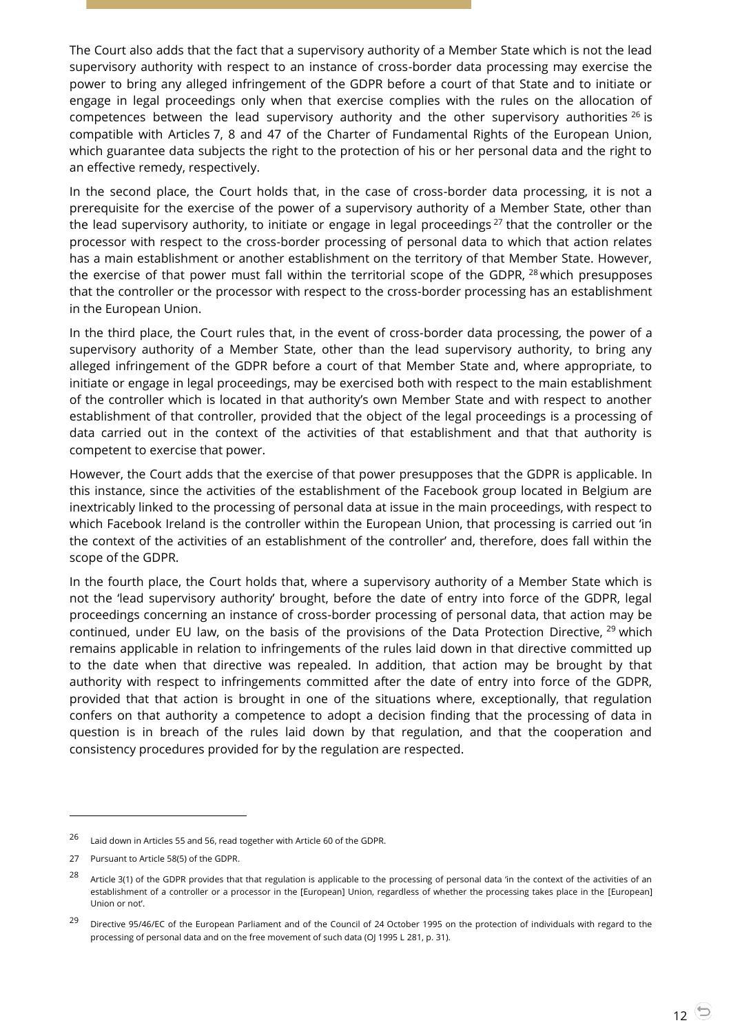The Court also adds that the fact that a supervisory authority of a Member State which is not the lead supervisory authority with respect to an instance of cross-border data processing may exercise the power to bring any alleged infringement of the GDPR before a court of that State and to initiate or engage in legal proceedings only when that exercise complies with the rules on the allocation of competences between the lead supervisory authority and the other supervisory authorities [26] is compatible with Articles 7, 8 and 47 of the Charter of Fundamental Rights of the European Union, which guarantee data subjects the right to the protection of his or her personal data and the right to an effective remedy, respectively.

In the second place, the Court holds that, in the case of cross-border data processing, it is not a prerequisite for the exercise of the power of a supervisory authority of a Member State, other than the lead supervisory authority, to initiate or engage in legal proceedings [27] that the controller or the processor with respect to the cross-border processing of personal data to which that action relates has a main establishment or another establishment on the territory of that Member State. However, the exercise of that power must fall within the territorial scope of the GDPR, [28] which presupposes that the controller or the processor with respect to the cross-border processing has an establishment in the European Union.

In the third place, the Court rules that, in the event of cross-border data processing, the power of a supervisory authority of a Member State, other than the lead supervisory authority, to bring any alleged infringement of the GDPR before a court of that Member State and, where appropriate, to initiate or engage in legal proceedings, may be exercised both with respect to the main establishment of the controller which is located in that authority's own Member State and with respect to another establishment of that controller, provided that the object of the legal proceedings is a processing of data carried out in the context of the activities of that establishment and that that authority is competent to exercise that power.

However, the Court adds that the exercise of that power presupposes that the GDPR is applicable. In this instance, since the activities of the establishment of the Facebook group located in Belgium are inextricably linked to the processing of personal data at issue in the main proceedings, with respect to which Facebook Ireland is the controller within the European Union, that processing is carried out 'in the context of the activities of an establishment of the controller' and, therefore, does fall within the scope of the GDPR.

In the fourth place, the Court holds that, where a supervisory authority of a Member State which is not the 'lead supervisory authority' brought, before the date of entry into force of the GDPR, legal proceedings concerning an instance of cross-border processing of personal data, that action may be continued, under EU law, on the basis of the provisions of the Data Protection Directive, [29] which remains applicable in relation to infringements of the rules laid down in that directive committed up to the date when that directive was repealed. In addition, that action may be brought by that authority with respect to infringements committed after the date of entry into force of the GDPR, provided that that action is brought in one of the situations where, exceptionally, that regulation confers on that authority a competence to adopt a decision finding that the processing of data in question is in breach of the rules laid down by that regulation, and that the cooperation and consistency procedures provided for by the regulation are respected.

---

[26] Laid down in Articles 55 and 56, read together with Article 60 of the GDPR.

[27] Pursuant to Article 58(5) of the GDPR.

[28] Article 3(1) of the GDPR provides that that regulation is applicable to the processing of personal data 'in the context of the activities of an establishment of a controller or a processor in the [European] Union, regardless of whether the processing takes place in the [European] Union or not'.

[29] Directive 95/46/EC of the European Parliament and of the Council of 24 October 1995 on the protection of individuals with regard to the processing of personal data and on the free movement of such data (OJ 1995 L 281, p. 31).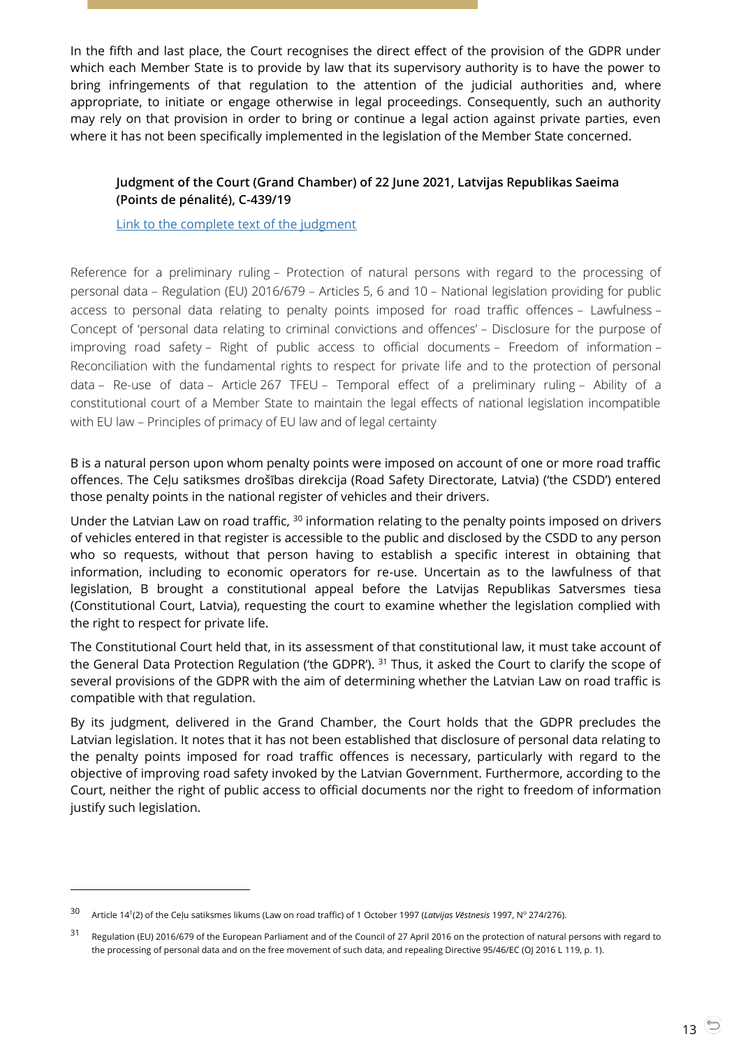In the fifth and last place, the Court recognises the direct effect of the provision of the GDPR under which each Member State is to provide by law that its supervisory authority is to have the power to bring infringements of that regulation to the attention of the judicial authorities and, where appropriate, to initiate or engage otherwise in legal proceedings. Consequently, such an authority may rely on that provision in order to bring or continue a legal action against private parties, even where it has not been specifically implemented in the legislation of the Member State concerned.

**Judgment of the Court (Grand Chamber) of 22 June 2021, Latvijas Republikas Saeima (Points de pénalité), C-439/19**

Link to the complete text of the judgment

Reference for a preliminary ruling – Protection of natural persons with regard to the processing of personal data – Regulation (EU) 2016/679 – Articles 5, 6 and 10 – National legislation providing for public access to personal data relating to penalty points imposed for road traffic offences – Lawfulness – Concept of 'personal data relating to criminal convictions and offences' – Disclosure for the purpose of improving road safety – Right of public access to official documents – Freedom of information – Reconciliation with the fundamental rights to respect for private life and to the protection of personal data – Re-use of data – Article 267 TFEU – Temporal effect of a preliminary ruling – Ability of a constitutional court of a Member State to maintain the legal effects of national legislation incompatible with EU law – Principles of primacy of EU law and of legal certainty

B is a natural person upon whom penalty points were imposed on account of one or more road traffic offences. The Ceļu satiksmes drošības direkcija (Road Safety Directorate, Latvia) ('the CSDD') entered those penalty points in the national register of vehicles and their drivers.

Under the Latvian Law on road traffic, [30] information relating to the penalty points imposed on drivers of vehicles entered in that register is accessible to the public and disclosed by the CSDD to any person who so requests, without that person having to establish a specific interest in obtaining that information, including to economic operators for re-use. Uncertain as to the lawfulness of that legislation, B brought a constitutional appeal before the Latvijas Republikas Satversmes tiesa (Constitutional Court, Latvia), requesting the court to examine whether the legislation complied with the right to respect for private life.

The Constitutional Court held that, in its assessment of that constitutional law, it must take account of the General Data Protection Regulation ('the GDPR'). [31] Thus, it asked the Court to clarify the scope of several provisions of the GDPR with the aim of determining whether the Latvian Law on road traffic is compatible with that regulation.

By its judgment, delivered in the Grand Chamber, the Court holds that the GDPR precludes the Latvian legislation. It notes that it has not been established that disclosure of personal data relating to the penalty points imposed for road traffic offences is necessary, particularly with regard to the objective of improving road safety invoked by the Latvian Government. Furthermore, according to the Court, neither the right of public access to official documents nor the right to freedom of information justify such legislation.

---

[30] Article 14[1](2) of the Ceļu satiksmes likums (Law on road traffic) of 1 October 1997 (*Latvijas Vēstnesis* 1997, N° 274/276).

[31] Regulation (EU) 2016/679 of the European Parliament and of the Council of 27 April 2016 on the protection of natural persons with regard to the processing of personal data and on the free movement of such data, and repealing Directive 95/46/EC (OJ 2016 L 119, p. 1).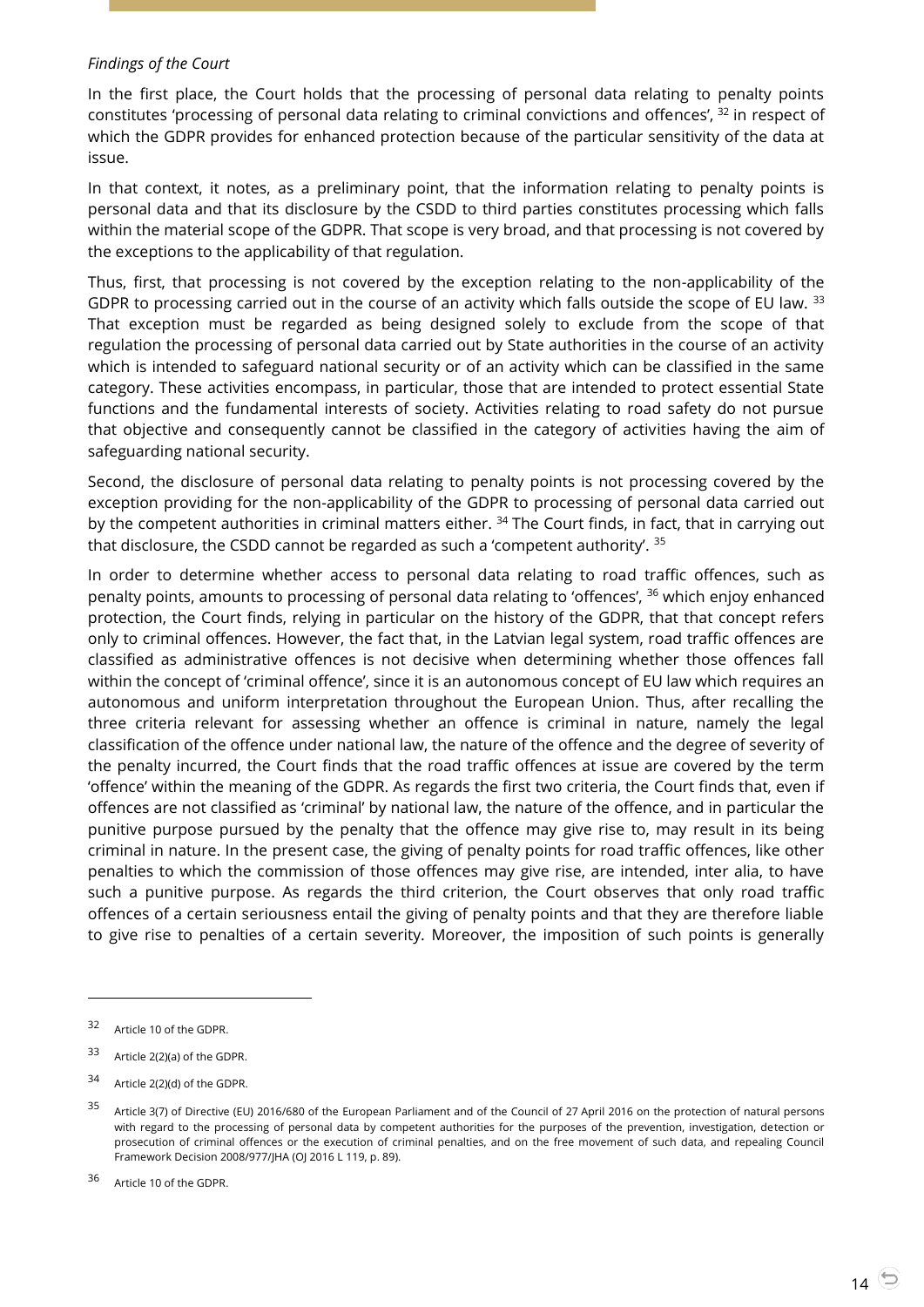*Findings of the Court*

In the first place, the Court holds that the processing of personal data relating to penalty points constitutes 'processing of personal data relating to criminal convictions and offences', [32] in respect of which the GDPR provides for enhanced protection because of the particular sensitivity of the data at issue.

In that context, it notes, as a preliminary point, that the information relating to penalty points is personal data and that its disclosure by the CSDD to third parties constitutes processing which falls within the material scope of the GDPR. That scope is very broad, and that processing is not covered by the exceptions to the applicability of that regulation.

Thus, first, that processing is not covered by the exception relating to the non-applicability of the GDPR to processing carried out in the course of an activity which falls outside the scope of EU law. [33] That exception must be regarded as being designed solely to exclude from the scope of that regulation the processing of personal data carried out by State authorities in the course of an activity which is intended to safeguard national security or of an activity which can be classified in the same category. These activities encompass, in particular, those that are intended to protect essential State functions and the fundamental interests of society. Activities relating to road safety do not pursue that objective and consequently cannot be classified in the category of activities having the aim of safeguarding national security.

Second, the disclosure of personal data relating to penalty points is not processing covered by the exception providing for the non-applicability of the GDPR to processing of personal data carried out by the competent authorities in criminal matters either. [34] The Court finds, in fact, that in carrying out that disclosure, the CSDD cannot be regarded as such a 'competent authority'. [35]

In order to determine whether access to personal data relating to road traffic offences, such as penalty points, amounts to processing of personal data relating to 'offences', [36] which enjoy enhanced protection, the Court finds, relying in particular on the history of the GDPR, that that concept refers only to criminal offences. However, the fact that, in the Latvian legal system, road traffic offences are classified as administrative offences is not decisive when determining whether those offences fall within the concept of 'criminal offence', since it is an autonomous concept of EU law which requires an autonomous and uniform interpretation throughout the European Union. Thus, after recalling the three criteria relevant for assessing whether an offence is criminal in nature, namely the legal classification of the offence under national law, the nature of the offence and the degree of severity of the penalty incurred, the Court finds that the road traffic offences at issue are covered by the term 'offence' within the meaning of the GDPR. As regards the first two criteria, the Court finds that, even if offences are not classified as 'criminal' by national law, the nature of the offence, and in particular the punitive purpose pursued by the penalty that the offence may give rise to, may result in its being criminal in nature. In the present case, the giving of penalty points for road traffic offences, like other penalties to which the commission of those offences may give rise, are intended, inter alia, to have such a punitive purpose. As regards the third criterion, the Court observes that only road traffic offences of a certain seriousness entail the giving of penalty points and that they are therefore liable to give rise to penalties of a certain severity. Moreover, the imposition of such points is generally

---

[32] Article 10 of the GDPR.

[33] Article 2(2)(a) of the GDPR.

[34] Article 2(2)(d) of the GDPR.

[35] Article 3(7) of Directive (EU) 2016/680 of the European Parliament and of the Council of 27 April 2016 on the protection of natural persons with regard to the processing of personal data by competent authorities for the purposes of the prevention, investigation, detection or prosecution of criminal offences or the execution of criminal penalties, and on the free movement of such data, and repealing Council Framework Decision 2008/977/JHA (OJ 2016 L 119, p. 89).

[36] Article 10 of the GDPR.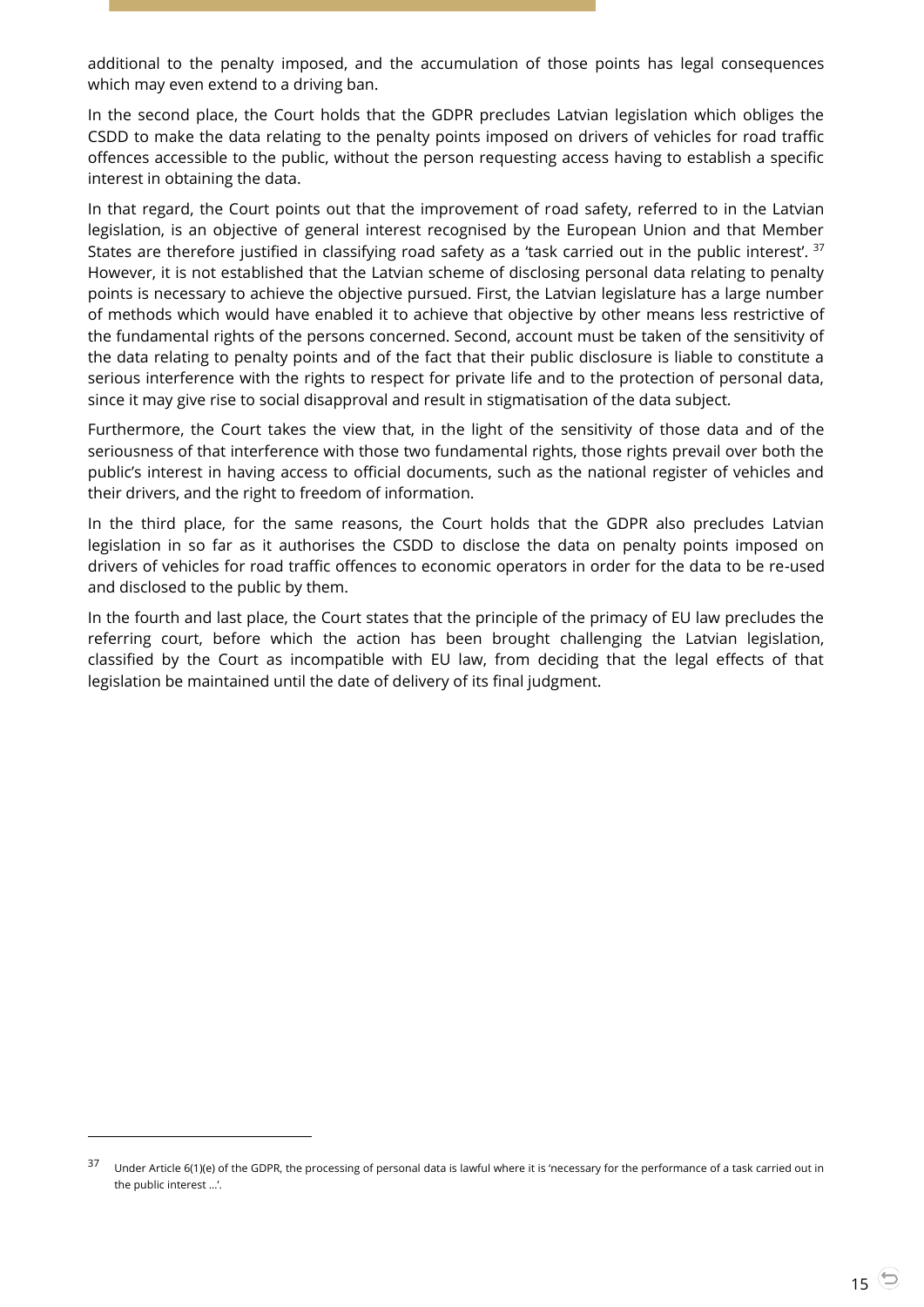additional to the penalty imposed, and the accumulation of those points has legal consequences which may even extend to a driving ban.

In the second place, the Court holds that the GDPR precludes Latvian legislation which obliges the CSDD to make the data relating to the penalty points imposed on drivers of vehicles for road traffic offences accessible to the public, without the person requesting access having to establish a specific interest in obtaining the data.

In that regard, the Court points out that the improvement of road safety, referred to in the Latvian legislation, is an objective of general interest recognised by the European Union and that Member States are therefore justified in classifying road safety as a 'task carried out in the public interest'. [37] However, it is not established that the Latvian scheme of disclosing personal data relating to penalty points is necessary to achieve the objective pursued. First, the Latvian legislature has a large number of methods which would have enabled it to achieve that objective by other means less restrictive of the fundamental rights of the persons concerned. Second, account must be taken of the sensitivity of the data relating to penalty points and of the fact that their public disclosure is liable to constitute a serious interference with the rights to respect for private life and to the protection of personal data, since it may give rise to social disapproval and result in stigmatisation of the data subject.

Furthermore, the Court takes the view that, in the light of the sensitivity of those data and of the seriousness of that interference with those two fundamental rights, those rights prevail over both the public's interest in having access to official documents, such as the national register of vehicles and their drivers, and the right to freedom of information.

In the third place, for the same reasons, the Court holds that the GDPR also precludes Latvian legislation in so far as it authorises the CSDD to disclose the data on penalty points imposed on drivers of vehicles for road traffic offences to economic operators in order for the data to be re-used and disclosed to the public by them.

In the fourth and last place, the Court states that the principle of the primacy of EU law precludes the referring court, before which the action has been brought challenging the Latvian legislation, classified by the Court as incompatible with EU law, from deciding that the legal effects of that legislation be maintained until the date of delivery of its final judgment.

---

[37] Under Article 6(1)(e) of the GDPR, the processing of personal data is lawful where it is 'necessary for the performance of a task carried out in the public interest …'.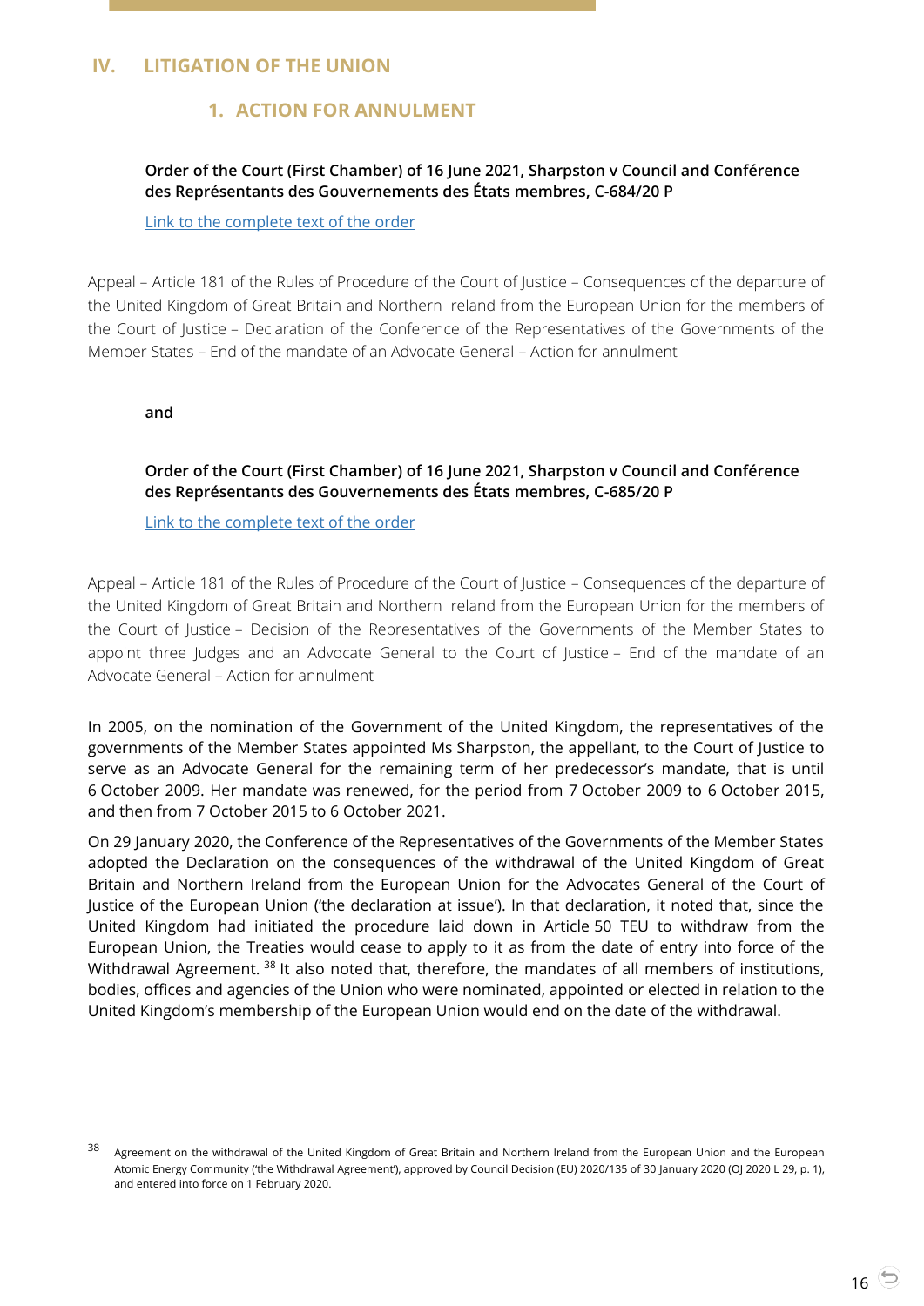## IV. LITIGATION OF THE UNION

### 1. ACTION FOR ANNULMENT

**Order of the Court (First Chamber) of 16 June 2021, Sharpston v Council and Conférence des Représentants des Gouvernements des États membres, C-684/20 P**

Link to the complete text of the order

Appeal – Article 181 of the Rules of Procedure of the Court of Justice – Consequences of the departure of the United Kingdom of Great Britain and Northern Ireland from the European Union for the members of the Court of Justice – Declaration of the Conference of the Representatives of the Governments of the Member States – End of the mandate of an Advocate General – Action for annulment

**and**

**Order of the Court (First Chamber) of 16 June 2021, Sharpston v Council and Conférence des Représentants des Gouvernements des États membres, C-685/20 P**

Link to the complete text of the order

Appeal – Article 181 of the Rules of Procedure of the Court of Justice – Consequences of the departure of the United Kingdom of Great Britain and Northern Ireland from the European Union for the members of the Court of Justice – Decision of the Representatives of the Governments of the Member States to appoint three Judges and an Advocate General to the Court of Justice – End of the mandate of an Advocate General – Action for annulment

In 2005, on the nomination of the Government of the United Kingdom, the representatives of the governments of the Member States appointed Ms Sharpston, the appellant, to the Court of Justice to serve as an Advocate General for the remaining term of her predecessor's mandate, that is until 6 October 2009. Her mandate was renewed, for the period from 7 October 2009 to 6 October 2015, and then from 7 October 2015 to 6 October 2021.

On 29 January 2020, the Conference of the Representatives of the Governments of the Member States adopted the Declaration on the consequences of the withdrawal of the United Kingdom of Great Britain and Northern Ireland from the European Union for the Advocates General of the Court of Justice of the European Union ('the declaration at issue'). In that declaration, it noted that, since the United Kingdom had initiated the procedure laid down in Article 50 TEU to withdraw from the European Union, the Treaties would cease to apply to it as from the date of entry into force of the Withdrawal Agreement. [38] It also noted that, therefore, the mandates of all members of institutions, bodies, offices and agencies of the Union who were nominated, appointed or elected in relation to the United Kingdom's membership of the European Union would end on the date of the withdrawal.

---

[38] Agreement on the withdrawal of the United Kingdom of Great Britain and Northern Ireland from the European Union and the European Atomic Energy Community ('the Withdrawal Agreement'), approved by Council Decision (EU) 2020/135 of 30 January 2020 (OJ 2020 L 29, p. 1), and entered into force on 1 February 2020.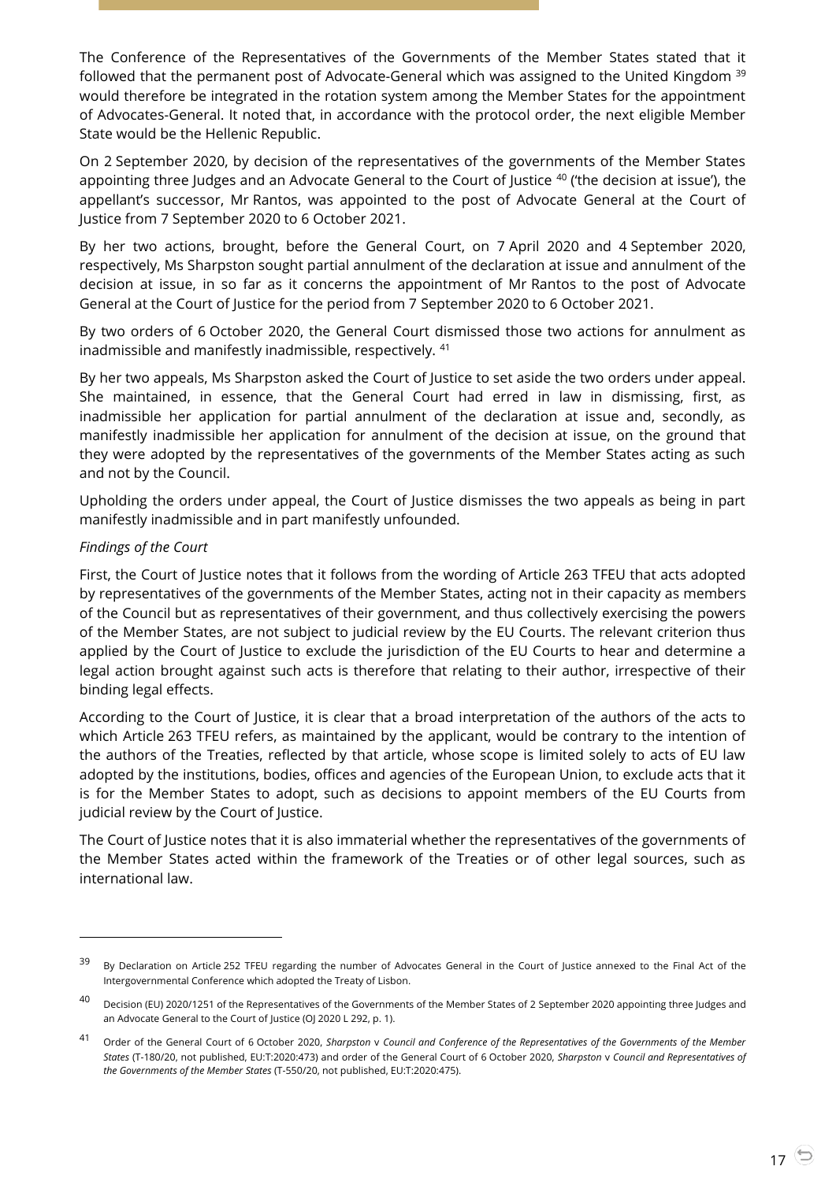The Conference of the Representatives of the Governments of the Member States stated that it followed that the permanent post of Advocate-General which was assigned to the United Kingdom [39] would therefore be integrated in the rotation system among the Member States for the appointment of Advocates-General. It noted that, in accordance with the protocol order, the next eligible Member State would be the Hellenic Republic.

On 2 September 2020, by decision of the representatives of the governments of the Member States appointing three Judges and an Advocate General to the Court of Justice [40] ('the decision at issue'), the appellant's successor, Mr Rantos, was appointed to the post of Advocate General at the Court of Justice from 7 September 2020 to 6 October 2021.

By her two actions, brought, before the General Court, on 7 April 2020 and 4 September 2020, respectively, Ms Sharpston sought partial annulment of the declaration at issue and annulment of the decision at issue, in so far as it concerns the appointment of Mr Rantos to the post of Advocate General at the Court of Justice for the period from 7 September 2020 to 6 October 2021.

By two orders of 6 October 2020, the General Court dismissed those two actions for annulment as inadmissible and manifestly inadmissible, respectively. [41]

By her two appeals, Ms Sharpston asked the Court of Justice to set aside the two orders under appeal. She maintained, in essence, that the General Court had erred in law in dismissing, first, as inadmissible her application for partial annulment of the declaration at issue and, secondly, as manifestly inadmissible her application for annulment of the decision at issue, on the ground that they were adopted by the representatives of the governments of the Member States acting as such and not by the Council.

Upholding the orders under appeal, the Court of Justice dismisses the two appeals as being in part manifestly inadmissible and in part manifestly unfounded.

*Findings of the Court*

First, the Court of Justice notes that it follows from the wording of Article 263 TFEU that acts adopted by representatives of the governments of the Member States, acting not in their capacity as members of the Council but as representatives of their government, and thus collectively exercising the powers of the Member States, are not subject to judicial review by the EU Courts. The relevant criterion thus applied by the Court of Justice to exclude the jurisdiction of the EU Courts to hear and determine a legal action brought against such acts is therefore that relating to their author, irrespective of their binding legal effects.

According to the Court of Justice, it is clear that a broad interpretation of the authors of the acts to which Article 263 TFEU refers, as maintained by the applicant, would be contrary to the intention of the authors of the Treaties, reflected by that article, whose scope is limited solely to acts of EU law adopted by the institutions, bodies, offices and agencies of the European Union, to exclude acts that it is for the Member States to adopt, such as decisions to appoint members of the EU Courts from judicial review by the Court of Justice.

The Court of Justice notes that it is also immaterial whether the representatives of the governments of the Member States acted within the framework of the Treaties or of other legal sources, such as international law.

---

[39] By Declaration on Article 252 TFEU regarding the number of Advocates General in the Court of Justice annexed to the Final Act of the Intergovernmental Conference which adopted the Treaty of Lisbon.

[40] Decision (EU) 2020/1251 of the Representatives of the Governments of the Member States of 2 September 2020 appointing three Judges and an Advocate General to the Court of Justice (OJ 2020 L 292, p. 1).

[41] Order of the General Court of 6 October 2020, *Sharpston* v *Council and Conference of the Representatives of the Governments of the Member States* (T-180/20, not published, EU:T:2020:473) and order of the General Court of 6 October 2020, *Sharpston* v *Council and Representatives of the Governments of the Member States* (T-550/20, not published, EU:T:2020:475).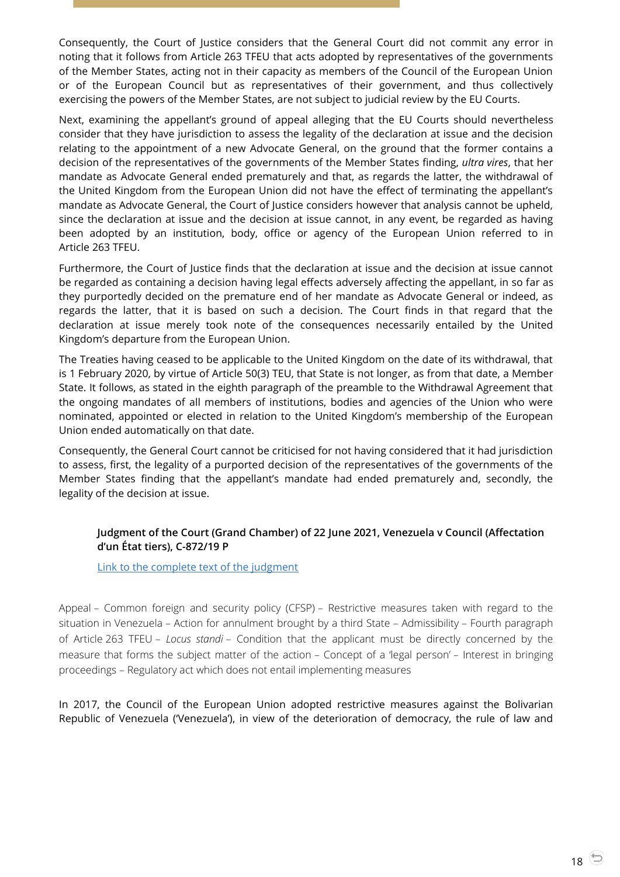Consequently, the Court of Justice considers that the General Court did not commit any error in noting that it follows from Article 263 TFEU that acts adopted by representatives of the governments of the Member States, acting not in their capacity as members of the Council of the European Union or of the European Council but as representatives of their government, and thus collectively exercising the powers of the Member States, are not subject to judicial review by the EU Courts.

Next, examining the appellant's ground of appeal alleging that the EU Courts should nevertheless consider that they have jurisdiction to assess the legality of the declaration at issue and the decision relating to the appointment of a new Advocate General, on the ground that the former contains a decision of the representatives of the governments of the Member States finding, *ultra vires*, that her mandate as Advocate General ended prematurely and that, as regards the latter, the withdrawal of the United Kingdom from the European Union did not have the effect of terminating the appellant's mandate as Advocate General, the Court of Justice considers however that analysis cannot be upheld, since the declaration at issue and the decision at issue cannot, in any event, be regarded as having been adopted by an institution, body, office or agency of the European Union referred to in Article 263 TFEU.

Furthermore, the Court of Justice finds that the declaration at issue and the decision at issue cannot be regarded as containing a decision having legal effects adversely affecting the appellant, in so far as they purportedly decided on the premature end of her mandate as Advocate General or indeed, as regards the latter, that it is based on such a decision. The Court finds in that regard that the declaration at issue merely took note of the consequences necessarily entailed by the United Kingdom's departure from the European Union.

The Treaties having ceased to be applicable to the United Kingdom on the date of its withdrawal, that is 1 February 2020, by virtue of Article 50(3) TEU, that State is not longer, as from that date, a Member State. It follows, as stated in the eighth paragraph of the preamble to the Withdrawal Agreement that the ongoing mandates of all members of institutions, bodies and agencies of the Union who were nominated, appointed or elected in relation to the United Kingdom's membership of the European Union ended automatically on that date.

Consequently, the General Court cannot be criticised for not having considered that it had jurisdiction to assess, first, the legality of a purported decision of the representatives of the governments of the Member States finding that the appellant's mandate had ended prematurely and, secondly, the legality of the decision at issue.

**Judgment of the Court (Grand Chamber) of 22 June 2021, Venezuela v Council (Affectation d'un État tiers), C-872/19 P**

[Link to the complete text of the judgment]

Appeal – Common foreign and security policy (CFSP) – Restrictive measures taken with regard to the situation in Venezuela – Action for annulment brought by a third State – Admissibility – Fourth paragraph of Article 263 TFEU – *Locus standi* – Condition that the applicant must be directly concerned by the measure that forms the subject matter of the action – Concept of a 'legal person' – Interest in bringing proceedings – Regulatory act which does not entail implementing measures

In 2017, the Council of the European Union adopted restrictive measures against the Bolivarian Republic of Venezuela ('Venezuela'), in view of the deterioration of democracy, the rule of law and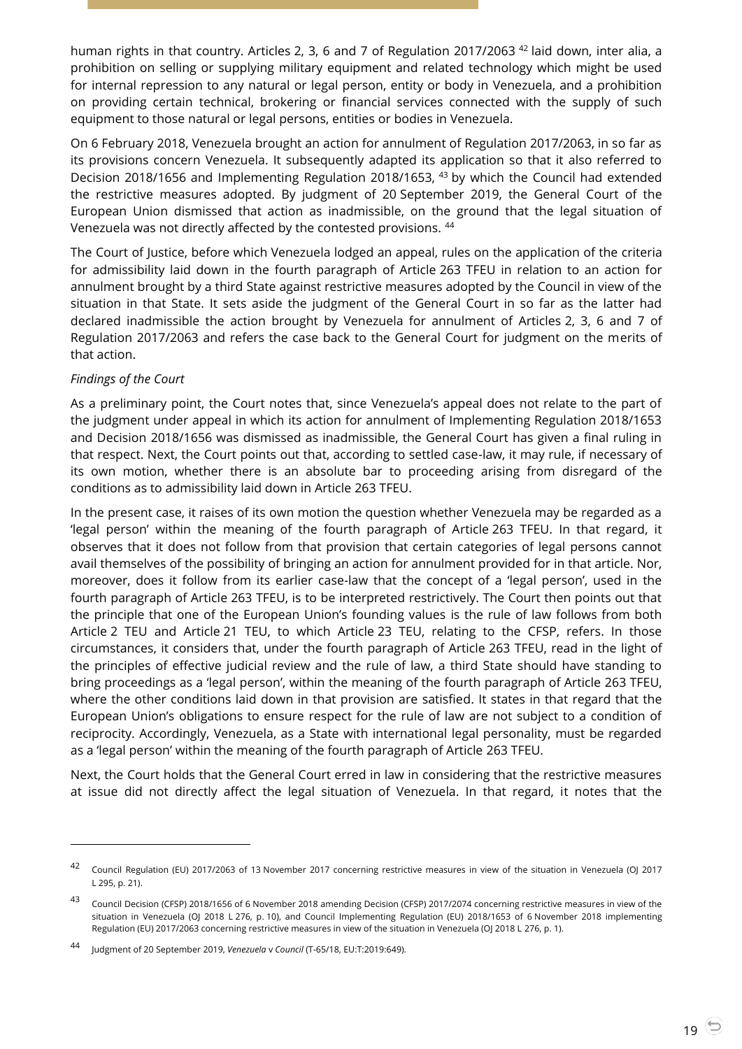human rights in that country. Articles 2, 3, 6 and 7 of Regulation 2017/2063 [42] laid down, inter alia, a prohibition on selling or supplying military equipment and related technology which might be used for internal repression to any natural or legal person, entity or body in Venezuela, and a prohibition on providing certain technical, brokering or financial services connected with the supply of such equipment to those natural or legal persons, entities or bodies in Venezuela.

On 6 February 2018, Venezuela brought an action for annulment of Regulation 2017/2063, in so far as its provisions concern Venezuela. It subsequently adapted its application so that it also referred to Decision 2018/1656 and Implementing Regulation 2018/1653, [43] by which the Council had extended the restrictive measures adopted. By judgment of 20 September 2019, the General Court of the European Union dismissed that action as inadmissible, on the ground that the legal situation of Venezuela was not directly affected by the contested provisions. [44]

The Court of Justice, before which Venezuela lodged an appeal, rules on the application of the criteria for admissibility laid down in the fourth paragraph of Article 263 TFEU in relation to an action for annulment brought by a third State against restrictive measures adopted by the Council in view of the situation in that State. It sets aside the judgment of the General Court in so far as the latter had declared inadmissible the action brought by Venezuela for annulment of Articles 2, 3, 6 and 7 of Regulation 2017/2063 and refers the case back to the General Court for judgment on the merits of that action.

*Findings of the Court*

As a preliminary point, the Court notes that, since Venezuela's appeal does not relate to the part of the judgment under appeal in which its action for annulment of Implementing Regulation 2018/1653 and Decision 2018/1656 was dismissed as inadmissible, the General Court has given a final ruling in that respect. Next, the Court points out that, according to settled case-law, it may rule, if necessary of its own motion, whether there is an absolute bar to proceeding arising from disregard of the conditions as to admissibility laid down in Article 263 TFEU.

In the present case, it raises of its own motion the question whether Venezuela may be regarded as a 'legal person' within the meaning of the fourth paragraph of Article 263 TFEU. In that regard, it observes that it does not follow from that provision that certain categories of legal persons cannot avail themselves of the possibility of bringing an action for annulment provided for in that article. Nor, moreover, does it follow from its earlier case-law that the concept of a 'legal person', used in the fourth paragraph of Article 263 TFEU, is to be interpreted restrictively. The Court then points out that the principle that one of the European Union's founding values is the rule of law follows from both Article 2 TEU and Article 21 TEU, to which Article 23 TEU, relating to the CFSP, refers. In those circumstances, it considers that, under the fourth paragraph of Article 263 TFEU, read in the light of the principles of effective judicial review and the rule of law, a third State should have standing to bring proceedings as a 'legal person', within the meaning of the fourth paragraph of Article 263 TFEU, where the other conditions laid down in that provision are satisfied. It states in that regard that the European Union's obligations to ensure respect for the rule of law are not subject to a condition of reciprocity. Accordingly, Venezuela, as a State with international legal personality, must be regarded as a 'legal person' within the meaning of the fourth paragraph of Article 263 TFEU.

Next, the Court holds that the General Court erred in law in considering that the restrictive measures at issue did not directly affect the legal situation of Venezuela. In that regard, it notes that the

---

[42] Council Regulation (EU) 2017/2063 of 13 November 2017 concerning restrictive measures in view of the situation in Venezuela (OJ 2017 L 295, p. 21).

[43] Council Decision (CFSP) 2018/1656 of 6 November 2018 amending Decision (CFSP) 2017/2074 concerning restrictive measures in view of the situation in Venezuela (OJ 2018 L 276, p. 10), and Council Implementing Regulation (EU) 2018/1653 of 6 November 2018 implementing Regulation (EU) 2017/2063 concerning restrictive measures in view of the situation in Venezuela (OJ 2018 L 276, p. 1).

[44] Judgment of 20 September 2019, *Venezuela* v *Council* (T-65/18, EU:T:2019:649).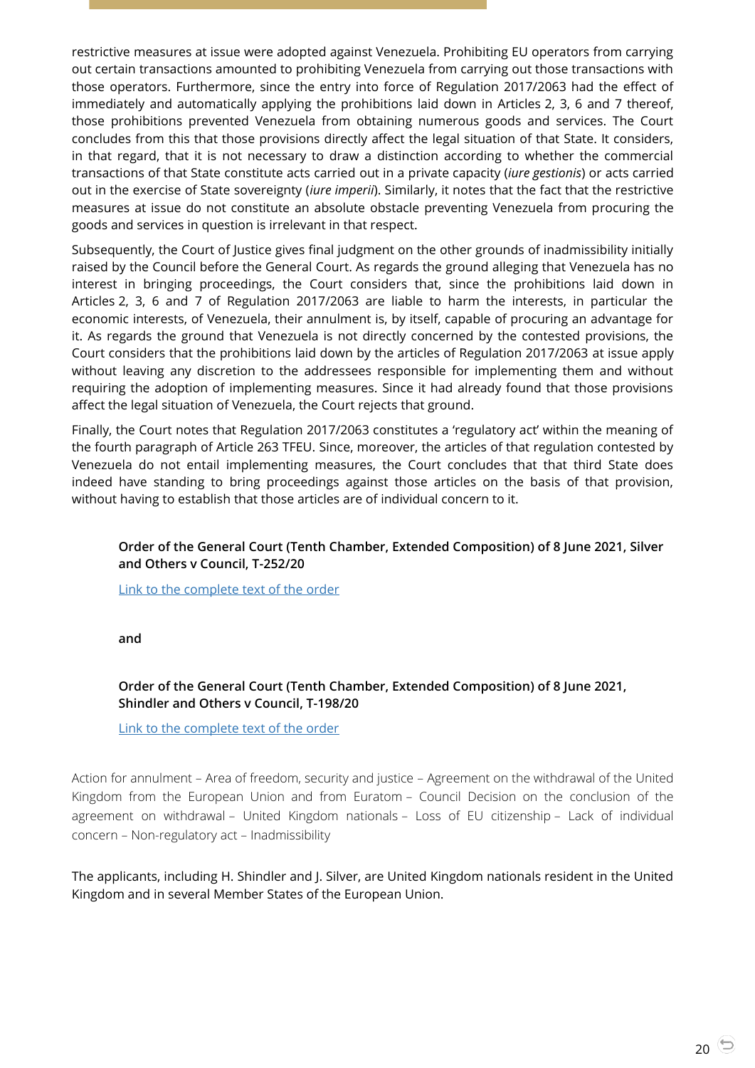restrictive measures at issue were adopted against Venezuela. Prohibiting EU operators from carrying out certain transactions amounted to prohibiting Venezuela from carrying out those transactions with those operators. Furthermore, since the entry into force of Regulation 2017/2063 had the effect of immediately and automatically applying the prohibitions laid down in Articles 2, 3, 6 and 7 thereof, those prohibitions prevented Venezuela from obtaining numerous goods and services. The Court concludes from this that those provisions directly affect the legal situation of that State. It considers, in that regard, that it is not necessary to draw a distinction according to whether the commercial transactions of that State constitute acts carried out in a private capacity (*iure gestionis*) or acts carried out in the exercise of State sovereignty (*iure imperii*). Similarly, it notes that the fact that the restrictive measures at issue do not constitute an absolute obstacle preventing Venezuela from procuring the goods and services in question is irrelevant in that respect.

Subsequently, the Court of Justice gives final judgment on the other grounds of inadmissibility initially raised by the Council before the General Court. As regards the ground alleging that Venezuela has no interest in bringing proceedings, the Court considers that, since the prohibitions laid down in Articles 2, 3, 6 and 7 of Regulation 2017/2063 are liable to harm the interests, in particular the economic interests, of Venezuela, their annulment is, by itself, capable of procuring an advantage for it. As regards the ground that Venezuela is not directly concerned by the contested provisions, the Court considers that the prohibitions laid down by the articles of Regulation 2017/2063 at issue apply without leaving any discretion to the addressees responsible for implementing them and without requiring the adoption of implementing measures. Since it had already found that those provisions affect the legal situation of Venezuela, the Court rejects that ground.

Finally, the Court notes that Regulation 2017/2063 constitutes a 'regulatory act' within the meaning of the fourth paragraph of Article 263 TFEU. Since, moreover, the articles of that regulation contested by Venezuela do not entail implementing measures, the Court concludes that that third State does indeed have standing to bring proceedings against those articles on the basis of that provision, without having to establish that those articles are of individual concern to it.

**Order of the General Court (Tenth Chamber, Extended Composition) of 8 June 2021, Silver and Others v Council, T-252/20**

Link to the complete text of the order

**and**

**Order of the General Court (Tenth Chamber, Extended Composition) of 8 June 2021, Shindler and Others v Council, T-198/20**

Link to the complete text of the order

Action for annulment – Area of freedom, security and justice – Agreement on the withdrawal of the United Kingdom from the European Union and from Euratom – Council Decision on the conclusion of the agreement on withdrawal – United Kingdom nationals – Loss of EU citizenship – Lack of individual concern – Non-regulatory act – Inadmissibility

The applicants, including H. Shindler and J. Silver, are United Kingdom nationals resident in the United Kingdom and in several Member States of the European Union.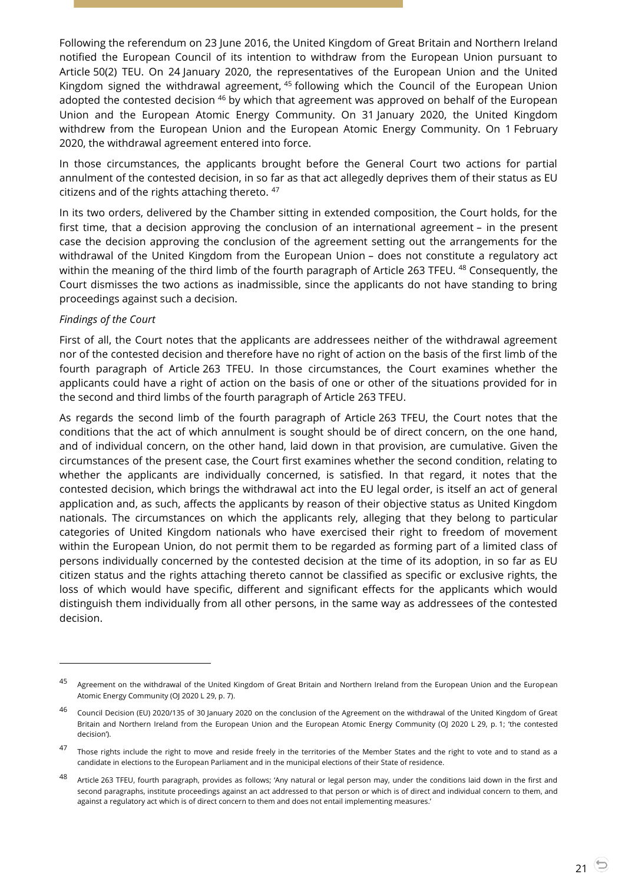Following the referendum on 23 June 2016, the United Kingdom of Great Britain and Northern Ireland notified the European Council of its intention to withdraw from the European Union pursuant to Article 50(2) TEU. On 24 January 2020, the representatives of the European Union and the United Kingdom signed the withdrawal agreement, [45] following which the Council of the European Union adopted the contested decision [46] by which that agreement was approved on behalf of the European Union and the European Atomic Energy Community. On 31 January 2020, the United Kingdom withdrew from the European Union and the European Atomic Energy Community. On 1 February 2020, the withdrawal agreement entered into force.

In those circumstances, the applicants brought before the General Court two actions for partial annulment of the contested decision, in so far as that act allegedly deprives them of their status as EU citizens and of the rights attaching thereto. [47]

In its two orders, delivered by the Chamber sitting in extended composition, the Court holds, for the first time, that a decision approving the conclusion of an international agreement – in the present case the decision approving the conclusion of the agreement setting out the arrangements for the withdrawal of the United Kingdom from the European Union – does not constitute a regulatory act within the meaning of the third limb of the fourth paragraph of Article 263 TFEU. [48] Consequently, the Court dismisses the two actions as inadmissible, since the applicants do not have standing to bring proceedings against such a decision.

*Findings of the Court*

First of all, the Court notes that the applicants are addressees neither of the withdrawal agreement nor of the contested decision and therefore have no right of action on the basis of the first limb of the fourth paragraph of Article 263 TFEU. In those circumstances, the Court examines whether the applicants could have a right of action on the basis of one or other of the situations provided for in the second and third limbs of the fourth paragraph of Article 263 TFEU.

As regards the second limb of the fourth paragraph of Article 263 TFEU, the Court notes that the conditions that the act of which annulment is sought should be of direct concern, on the one hand, and of individual concern, on the other hand, laid down in that provision, are cumulative. Given the circumstances of the present case, the Court first examines whether the second condition, relating to whether the applicants are individually concerned, is satisfied. In that regard, it notes that the contested decision, which brings the withdrawal act into the EU legal order, is itself an act of general application and, as such, affects the applicants by reason of their objective status as United Kingdom nationals. The circumstances on which the applicants rely, alleging that they belong to particular categories of United Kingdom nationals who have exercised their right to freedom of movement within the European Union, do not permit them to be regarded as forming part of a limited class of persons individually concerned by the contested decision at the time of its adoption, in so far as EU citizen status and the rights attaching thereto cannot be classified as specific or exclusive rights, the loss of which would have specific, different and significant effects for the applicants which would distinguish them individually from all other persons, in the same way as addressees of the contested decision.

---

[45] Agreement on the withdrawal of the United Kingdom of Great Britain and Northern Ireland from the European Union and the European Atomic Energy Community (OJ 2020 L 29, p. 7).

[46] Council Decision (EU) 2020/135 of 30 January 2020 on the conclusion of the Agreement on the withdrawal of the United Kingdom of Great Britain and Northern Ireland from the European Union and the European Atomic Energy Community (OJ 2020 L 29, p. 1; 'the contested decision').

[47] Those rights include the right to move and reside freely in the territories of the Member States and the right to vote and to stand as a candidate in elections to the European Parliament and in the municipal elections of their State of residence.

[48] Article 263 TFEU, fourth paragraph, provides as follows; 'Any natural or legal person may, under the conditions laid down in the first and second paragraphs, institute proceedings against an act addressed to that person or which is of direct and individual concern to them, and against a regulatory act which is of direct concern to them and does not entail implementing measures.'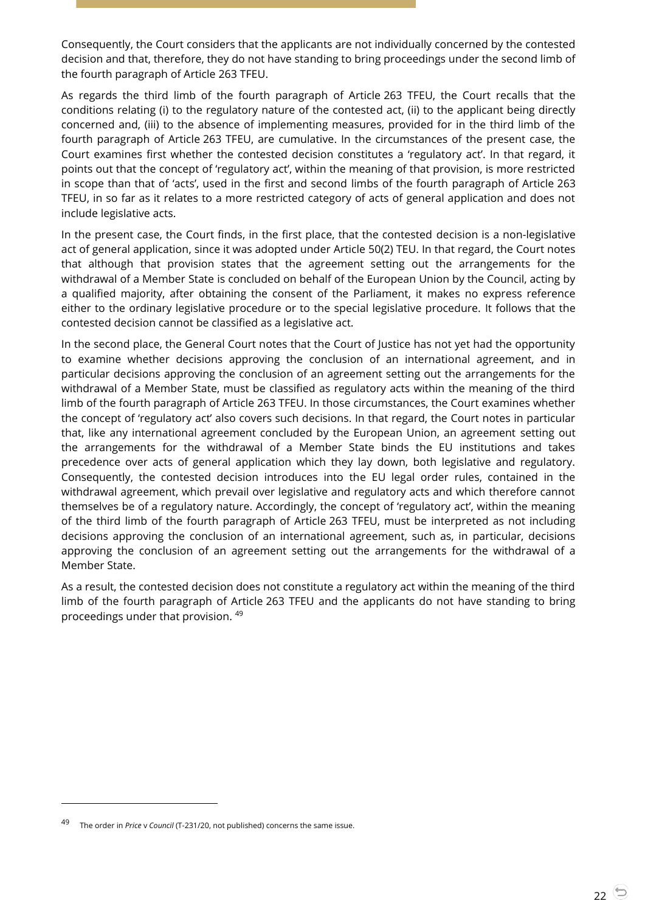Consequently, the Court considers that the applicants are not individually concerned by the contested decision and that, therefore, they do not have standing to bring proceedings under the second limb of the fourth paragraph of Article 263 TFEU.

As regards the third limb of the fourth paragraph of Article 263 TFEU, the Court recalls that the conditions relating (i) to the regulatory nature of the contested act, (ii) to the applicant being directly concerned and, (iii) to the absence of implementing measures, provided for in the third limb of the fourth paragraph of Article 263 TFEU, are cumulative. In the circumstances of the present case, the Court examines first whether the contested decision constitutes a 'regulatory act'. In that regard, it points out that the concept of 'regulatory act', within the meaning of that provision, is more restricted in scope than that of 'acts', used in the first and second limbs of the fourth paragraph of Article 263 TFEU, in so far as it relates to a more restricted category of acts of general application and does not include legislative acts.

In the present case, the Court finds, in the first place, that the contested decision is a non-legislative act of general application, since it was adopted under Article 50(2) TEU. In that regard, the Court notes that although that provision states that the agreement setting out the arrangements for the withdrawal of a Member State is concluded on behalf of the European Union by the Council, acting by a qualified majority, after obtaining the consent of the Parliament, it makes no express reference either to the ordinary legislative procedure or to the special legislative procedure. It follows that the contested decision cannot be classified as a legislative act.

In the second place, the General Court notes that the Court of Justice has not yet had the opportunity to examine whether decisions approving the conclusion of an international agreement, and in particular decisions approving the conclusion of an agreement setting out the arrangements for the withdrawal of a Member State, must be classified as regulatory acts within the meaning of the third limb of the fourth paragraph of Article 263 TFEU. In those circumstances, the Court examines whether the concept of 'regulatory act' also covers such decisions. In that regard, the Court notes in particular that, like any international agreement concluded by the European Union, an agreement setting out the arrangements for the withdrawal of a Member State binds the EU institutions and takes precedence over acts of general application which they lay down, both legislative and regulatory. Consequently, the contested decision introduces into the EU legal order rules, contained in the withdrawal agreement, which prevail over legislative and regulatory acts and which therefore cannot themselves be of a regulatory nature. Accordingly, the concept of 'regulatory act', within the meaning of the third limb of the fourth paragraph of Article 263 TFEU, must be interpreted as not including decisions approving the conclusion of an international agreement, such as, in particular, decisions approving the conclusion of an agreement setting out the arrangements for the withdrawal of a Member State.

As a result, the contested decision does not constitute a regulatory act within the meaning of the third limb of the fourth paragraph of Article 263 TFEU and the applicants do not have standing to bring proceedings under that provision. [49]

---

[49] The order in *Price* v *Council* (T-231/20, not published) concerns the same issue.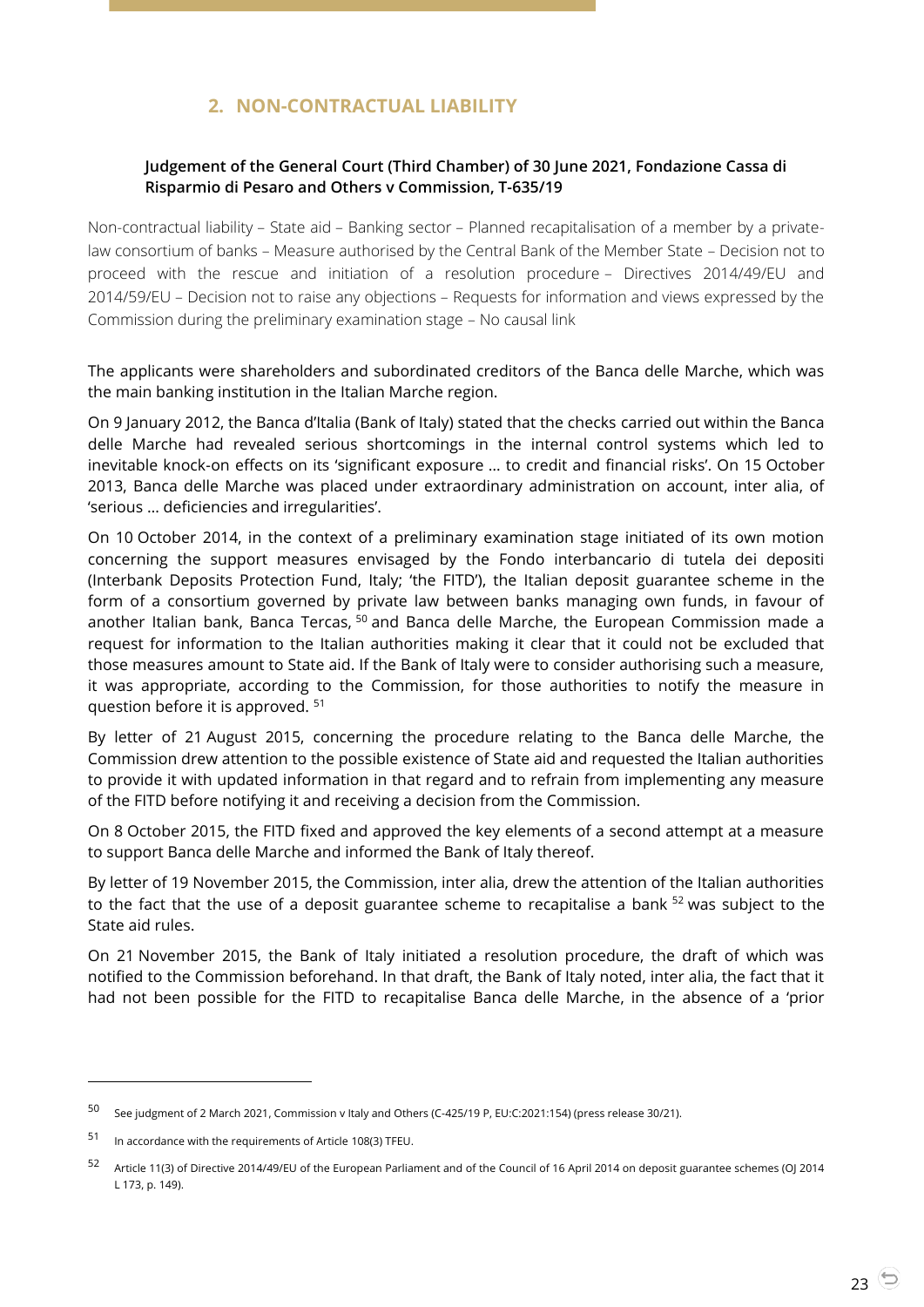## 2. NON-CONTRACTUAL LIABILITY

### Judgement of the General Court (Third Chamber) of 30 June 2021, Fondazione Cassa di Risparmio di Pesaro and Others v Commission, T-635/19

Non-contractual liability – State aid – Banking sector – Planned recapitalisation of a member by a private-law consortium of banks – Measure authorised by the Central Bank of the Member State – Decision not to proceed with the rescue and initiation of a resolution procedure – Directives 2014/49/EU and 2014/59/EU – Decision not to raise any objections – Requests for information and views expressed by the Commission during the preliminary examination stage – No causal link

The applicants were shareholders and subordinated creditors of the Banca delle Marche, which was the main banking institution in the Italian Marche region.

On 9 January 2012, the Banca d'Italia (Bank of Italy) stated that the checks carried out within the Banca delle Marche had revealed serious shortcomings in the internal control systems which led to inevitable knock-on effects on its 'significant exposure … to credit and financial risks'. On 15 October 2013, Banca delle Marche was placed under extraordinary administration on account, inter alia, of 'serious … deficiencies and irregularities'.

On 10 October 2014, in the context of a preliminary examination stage initiated of its own motion concerning the support measures envisaged by the Fondo interbancario di tutela dei depositi (Interbank Deposits Protection Fund, Italy; 'the FITD'), the Italian deposit guarantee scheme in the form of a consortium governed by private law between banks managing own funds, in favour of another Italian bank, Banca Tercas, [50] and Banca delle Marche, the European Commission made a request for information to the Italian authorities making it clear that it could not be excluded that those measures amount to State aid. If the Bank of Italy were to consider authorising such a measure, it was appropriate, according to the Commission, for those authorities to notify the measure in question before it is approved. [51]

By letter of 21 August 2015, concerning the procedure relating to the Banca delle Marche, the Commission drew attention to the possible existence of State aid and requested the Italian authorities to provide it with updated information in that regard and to refrain from implementing any measure of the FITD before notifying it and receiving a decision from the Commission.

On 8 October 2015, the FITD fixed and approved the key elements of a second attempt at a measure to support Banca delle Marche and informed the Bank of Italy thereof.

By letter of 19 November 2015, the Commission, inter alia, drew the attention of the Italian authorities to the fact that the use of a deposit guarantee scheme to recapitalise a bank [52] was subject to the State aid rules.

On 21 November 2015, the Bank of Italy initiated a resolution procedure, the draft of which was notified to the Commission beforehand. In that draft, the Bank of Italy noted, inter alia, the fact that it had not been possible for the FITD to recapitalise Banca delle Marche, in the absence of a 'prior

---

[50] See judgment of 2 March 2021, Commission v Italy and Others (C-425/19 P, EU:C:2021:154) (press release 30/21).

[51] In accordance with the requirements of Article 108(3) TFEU.

[52] Article 11(3) of Directive 2014/49/EU of the European Parliament and of the Council of 16 April 2014 on deposit guarantee schemes (OJ 2014 L 173, p. 149).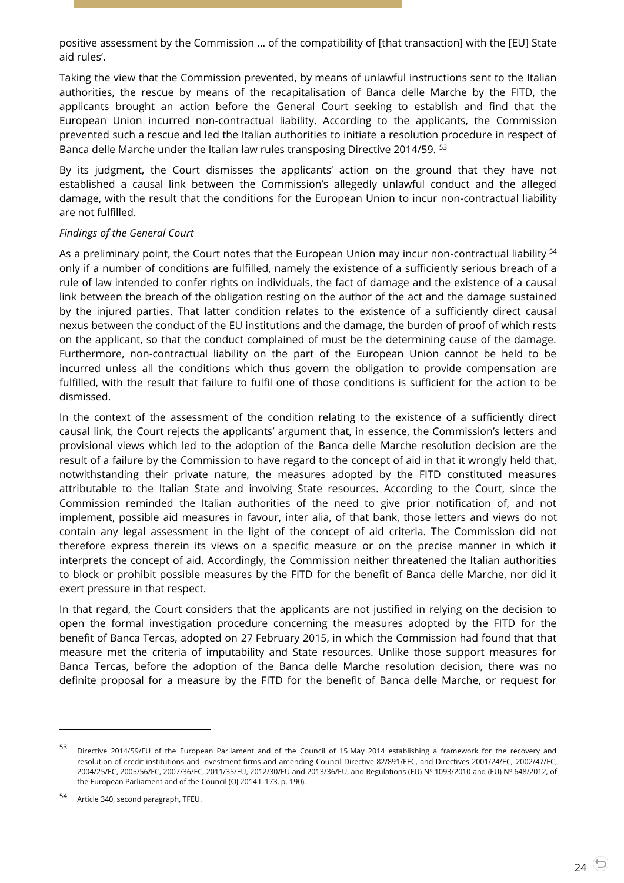positive assessment by the Commission … of the compatibility of [that transaction] with the [EU] State aid rules'.

Taking the view that the Commission prevented, by means of unlawful instructions sent to the Italian authorities, the rescue by means of the recapitalisation of Banca delle Marche by the FITD, the applicants brought an action before the General Court seeking to establish and find that the European Union incurred non-contractual liability. According to the applicants, the Commission prevented such a rescue and led the Italian authorities to initiate a resolution procedure in respect of Banca delle Marche under the Italian law rules transposing Directive 2014/59. [53]

By its judgment, the Court dismisses the applicants' action on the ground that they have not established a causal link between the Commission's allegedly unlawful conduct and the alleged damage, with the result that the conditions for the European Union to incur non-contractual liability are not fulfilled.

*Findings of the General Court*

As a preliminary point, the Court notes that the European Union may incur non-contractual liability [54] only if a number of conditions are fulfilled, namely the existence of a sufficiently serious breach of a rule of law intended to confer rights on individuals, the fact of damage and the existence of a causal link between the breach of the obligation resting on the author of the act and the damage sustained by the injured parties. That latter condition relates to the existence of a sufficiently direct causal nexus between the conduct of the EU institutions and the damage, the burden of proof of which rests on the applicant, so that the conduct complained of must be the determining cause of the damage. Furthermore, non-contractual liability on the part of the European Union cannot be held to be incurred unless all the conditions which thus govern the obligation to provide compensation are fulfilled, with the result that failure to fulfil one of those conditions is sufficient for the action to be dismissed.

In the context of the assessment of the condition relating to the existence of a sufficiently direct causal link, the Court rejects the applicants' argument that, in essence, the Commission's letters and provisional views which led to the adoption of the Banca delle Marche resolution decision are the result of a failure by the Commission to have regard to the concept of aid in that it wrongly held that, notwithstanding their private nature, the measures adopted by the FITD constituted measures attributable to the Italian State and involving State resources. According to the Court, since the Commission reminded the Italian authorities of the need to give prior notification of, and not implement, possible aid measures in favour, inter alia, of that bank, those letters and views do not contain any legal assessment in the light of the concept of aid criteria. The Commission did not therefore express therein its views on a specific measure or on the precise manner in which it interprets the concept of aid. Accordingly, the Commission neither threatened the Italian authorities to block or prohibit possible measures by the FITD for the benefit of Banca delle Marche, nor did it exert pressure in that respect.

In that regard, the Court considers that the applicants are not justified in relying on the decision to open the formal investigation procedure concerning the measures adopted by the FITD for the benefit of Banca Tercas, adopted on 27 February 2015, in which the Commission had found that that measure met the criteria of imputability and State resources. Unlike those support measures for Banca Tercas, before the adoption of the Banca delle Marche resolution decision, there was no definite proposal for a measure by the FITD for the benefit of Banca delle Marche, or request for

---

[53] Directive 2014/59/EU of the European Parliament and of the Council of 15 May 2014 establishing a framework for the recovery and resolution of credit institutions and investment firms and amending Council Directive 82/891/EEC, and Directives 2001/24/EC, 2002/47/EC, 2004/25/EC, 2005/56/EC, 2007/36/EC, 2011/35/EU, 2012/30/EU and 2013/36/EU, and Regulations (EU) Nº 1093/2010 and (EU) Nº 648/2012, of the European Parliament and of the Council (OJ 2014 L 173, p. 190).

[54] Article 340, second paragraph, TFEU.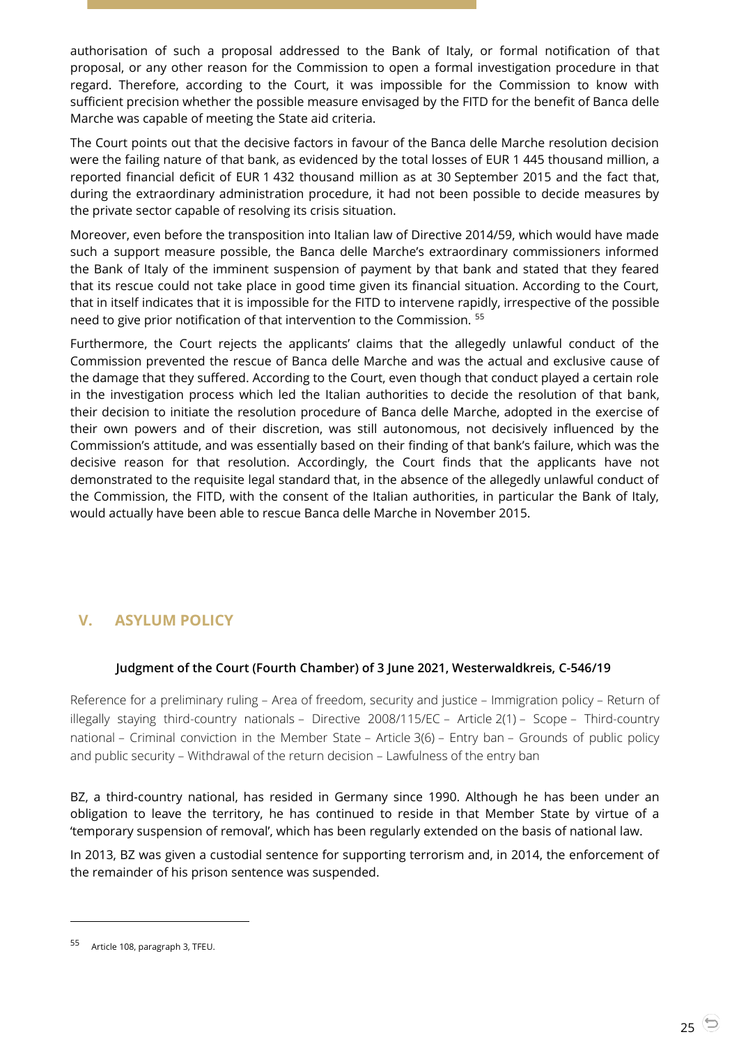authorisation of such a proposal addressed to the Bank of Italy, or formal notification of that proposal, or any other reason for the Commission to open a formal investigation procedure in that regard. Therefore, according to the Court, it was impossible for the Commission to know with sufficient precision whether the possible measure envisaged by the FITD for the benefit of Banca delle Marche was capable of meeting the State aid criteria.

The Court points out that the decisive factors in favour of the Banca delle Marche resolution decision were the failing nature of that bank, as evidenced by the total losses of EUR 1 445 thousand million, a reported financial deficit of EUR 1 432 thousand million as at 30 September 2015 and the fact that, during the extraordinary administration procedure, it had not been possible to decide measures by the private sector capable of resolving its crisis situation.

Moreover, even before the transposition into Italian law of Directive 2014/59, which would have made such a support measure possible, the Banca delle Marche's extraordinary commissioners informed the Bank of Italy of the imminent suspension of payment by that bank and stated that they feared that its rescue could not take place in good time given its financial situation. According to the Court, that in itself indicates that it is impossible for the FITD to intervene rapidly, irrespective of the possible need to give prior notification of that intervention to the Commission. [55]

Furthermore, the Court rejects the applicants' claims that the allegedly unlawful conduct of the Commission prevented the rescue of Banca delle Marche and was the actual and exclusive cause of the damage that they suffered. According to the Court, even though that conduct played a certain role in the investigation process which led the Italian authorities to decide the resolution of that bank, their decision to initiate the resolution procedure of Banca delle Marche, adopted in the exercise of their own powers and of their discretion, was still autonomous, not decisively influenced by the Commission's attitude, and was essentially based on their finding of that bank's failure, which was the decisive reason for that resolution. Accordingly, the Court finds that the applicants have not demonstrated to the requisite legal standard that, in the absence of the allegedly unlawful conduct of the Commission, the FITD, with the consent of the Italian authorities, in particular the Bank of Italy, would actually have been able to rescue Banca delle Marche in November 2015.

## V. ASYLUM POLICY

**Judgment of the Court (Fourth Chamber) of 3 June 2021, Westerwaldkreis, C-546/19**

Reference for a preliminary ruling – Area of freedom, security and justice – Immigration policy – Return of illegally staying third-country nationals – Directive 2008/115/EC – Article 2(1) – Scope – Third-country national – Criminal conviction in the Member State – Article 3(6) – Entry ban – Grounds of public policy and public security – Withdrawal of the return decision – Lawfulness of the entry ban

BZ, a third-country national, has resided in Germany since 1990. Although he has been under an obligation to leave the territory, he has continued to reside in that Member State by virtue of a 'temporary suspension of removal', which has been regularly extended on the basis of national law.

In 2013, BZ was given a custodial sentence for supporting terrorism and, in 2014, the enforcement of the remainder of his prison sentence was suspended.

---

[55] Article 108, paragraph 3, TFEU.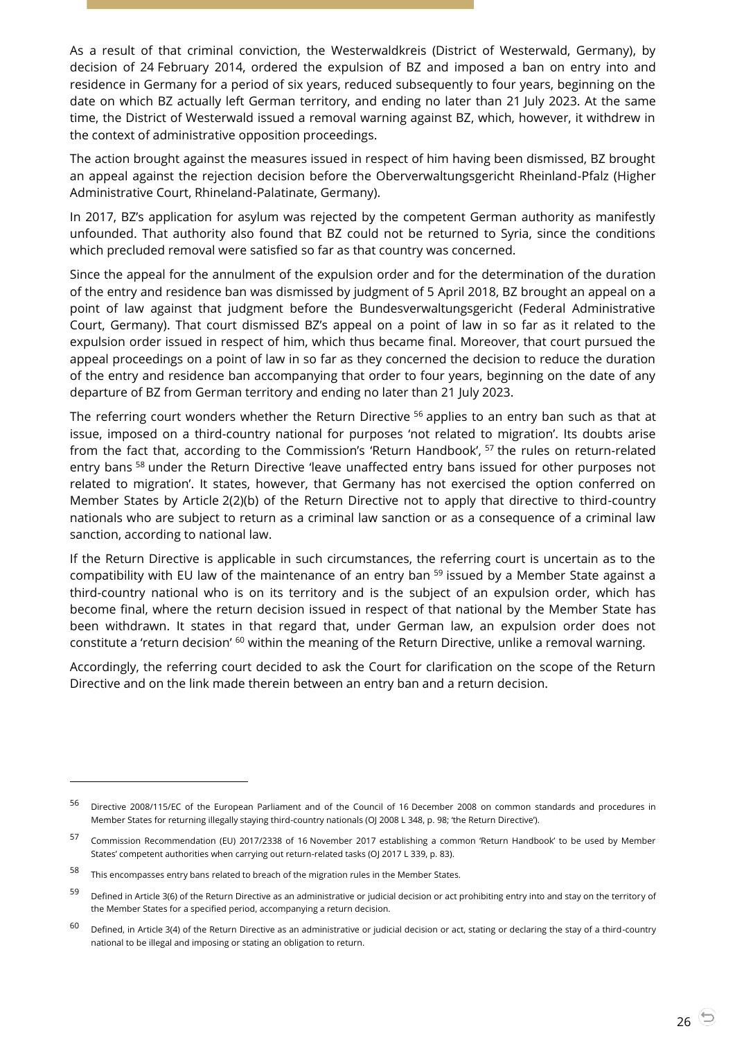As a result of that criminal conviction, the Westerwaldkreis (District of Westerwald, Germany), by decision of 24 February 2014, ordered the expulsion of BZ and imposed a ban on entry into and residence in Germany for a period of six years, reduced subsequently to four years, beginning on the date on which BZ actually left German territory, and ending no later than 21 July 2023. At the same time, the District of Westerwald issued a removal warning against BZ, which, however, it withdrew in the context of administrative opposition proceedings.

The action brought against the measures issued in respect of him having been dismissed, BZ brought an appeal against the rejection decision before the Oberverwaltungsgericht Rheinland-Pfalz (Higher Administrative Court, Rhineland-Palatinate, Germany).

In 2017, BZ's application for asylum was rejected by the competent German authority as manifestly unfounded. That authority also found that BZ could not be returned to Syria, since the conditions which precluded removal were satisfied so far as that country was concerned.

Since the appeal for the annulment of the expulsion order and for the determination of the duration of the entry and residence ban was dismissed by judgment of 5 April 2018, BZ brought an appeal on a point of law against that judgment before the Bundesverwaltungsgericht (Federal Administrative Court, Germany). That court dismissed BZ's appeal on a point of law in so far as it related to the expulsion order issued in respect of him, which thus became final. Moreover, that court pursued the appeal proceedings on a point of law in so far as they concerned the decision to reduce the duration of the entry and residence ban accompanying that order to four years, beginning on the date of any departure of BZ from German territory and ending no later than 21 July 2023.

The referring court wonders whether the Return Directive [56] applies to an entry ban such as that at issue, imposed on a third-country national for purposes 'not related to migration'. Its doubts arise from the fact that, according to the Commission's 'Return Handbook', [57] the rules on return-related entry bans [58] under the Return Directive 'leave unaffected entry bans issued for other purposes not related to migration'. It states, however, that Germany has not exercised the option conferred on Member States by Article 2(2)(b) of the Return Directive not to apply that directive to third-country nationals who are subject to return as a criminal law sanction or as a consequence of a criminal law sanction, according to national law.

If the Return Directive is applicable in such circumstances, the referring court is uncertain as to the compatibility with EU law of the maintenance of an entry ban [59] issued by a Member State against a third-country national who is on its territory and is the subject of an expulsion order, which has become final, where the return decision issued in respect of that national by the Member State has been withdrawn. It states in that regard that, under German law, an expulsion order does not constitute a 'return decision' [60] within the meaning of the Return Directive, unlike a removal warning.

Accordingly, the referring court decided to ask the Court for clarification on the scope of the Return Directive and on the link made therein between an entry ban and a return decision.

---

[56] Directive 2008/115/EC of the European Parliament and of the Council of 16 December 2008 on common standards and procedures in Member States for returning illegally staying third-country nationals (OJ 2008 L 348, p. 98; 'the Return Directive').

[57] Commission Recommendation (EU) 2017/2338 of 16 November 2017 establishing a common 'Return Handbook' to be used by Member States' competent authorities when carrying out return-related tasks (OJ 2017 L 339, p. 83).

[58] This encompasses entry bans related to breach of the migration rules in the Member States.

[59] Defined in Article 3(6) of the Return Directive as an administrative or judicial decision or act prohibiting entry into and stay on the territory of the Member States for a specified period, accompanying a return decision.

[60] Defined, in Article 3(4) of the Return Directive as an administrative or judicial decision or act, stating or declaring the stay of a third-country national to be illegal and imposing or stating an obligation to return.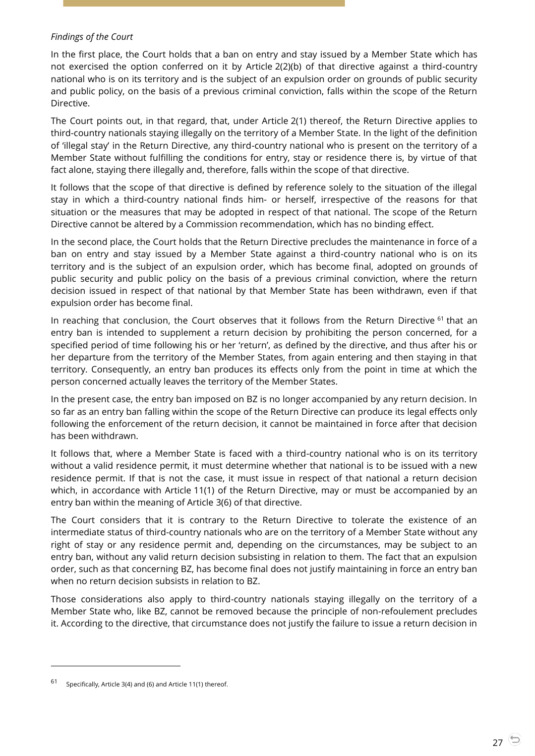*Findings of the Court*

In the first place, the Court holds that a ban on entry and stay issued by a Member State which has not exercised the option conferred on it by Article 2(2)(b) of that directive against a third-country national who is on its territory and is the subject of an expulsion order on grounds of public security and public policy, on the basis of a previous criminal conviction, falls within the scope of the Return Directive.

The Court points out, in that regard, that, under Article 2(1) thereof, the Return Directive applies to third-country nationals staying illegally on the territory of a Member State. In the light of the definition of 'illegal stay' in the Return Directive, any third-country national who is present on the territory of a Member State without fulfilling the conditions for entry, stay or residence there is, by virtue of that fact alone, staying there illegally and, therefore, falls within the scope of that directive.

It follows that the scope of that directive is defined by reference solely to the situation of the illegal stay in which a third-country national finds him- or herself, irrespective of the reasons for that situation or the measures that may be adopted in respect of that national. The scope of the Return Directive cannot be altered by a Commission recommendation, which has no binding effect.

In the second place, the Court holds that the Return Directive precludes the maintenance in force of a ban on entry and stay issued by a Member State against a third-country national who is on its territory and is the subject of an expulsion order, which has become final, adopted on grounds of public security and public policy on the basis of a previous criminal conviction, where the return decision issued in respect of that national by that Member State has been withdrawn, even if that expulsion order has become final.

In reaching that conclusion, the Court observes that it follows from the Return Directive [61] that an entry ban is intended to supplement a return decision by prohibiting the person concerned, for a specified period of time following his or her 'return', as defined by the directive, and thus after his or her departure from the territory of the Member States, from again entering and then staying in that territory. Consequently, an entry ban produces its effects only from the point in time at which the person concerned actually leaves the territory of the Member States.

In the present case, the entry ban imposed on BZ is no longer accompanied by any return decision. In so far as an entry ban falling within the scope of the Return Directive can produce its legal effects only following the enforcement of the return decision, it cannot be maintained in force after that decision has been withdrawn.

It follows that, where a Member State is faced with a third-country national who is on its territory without a valid residence permit, it must determine whether that national is to be issued with a new residence permit. If that is not the case, it must issue in respect of that national a return decision which, in accordance with Article 11(1) of the Return Directive, may or must be accompanied by an entry ban within the meaning of Article 3(6) of that directive.

The Court considers that it is contrary to the Return Directive to tolerate the existence of an intermediate status of third-country nationals who are on the territory of a Member State without any right of stay or any residence permit and, depending on the circumstances, may be subject to an entry ban, without any valid return decision subsisting in relation to them. The fact that an expulsion order, such as that concerning BZ, has become final does not justify maintaining in force an entry ban when no return decision subsists in relation to BZ.

Those considerations also apply to third-country nationals staying illegally on the territory of a Member State who, like BZ, cannot be removed because the principle of non-refoulement precludes it. According to the directive, that circumstance does not justify the failure to issue a return decision in

---

[61] Specifically, Article 3(4) and (6) and Article 11(1) thereof.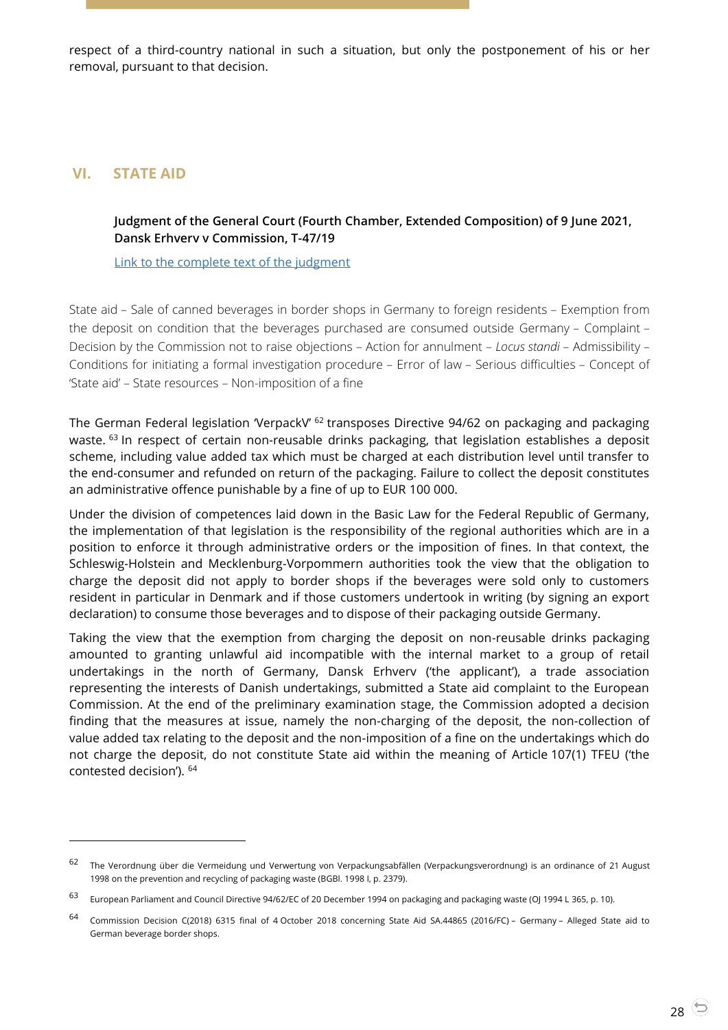respect of a third-country national in such a situation, but only the postponement of his or her removal, pursuant to that decision.

## VI. STATE AID

**Judgment of the General Court (Fourth Chamber, Extended Composition) of 9 June 2021, Dansk Erhverv v Commission, T-47/19**

Link to the complete text of the judgment

State aid – Sale of canned beverages in border shops in Germany to foreign residents – Exemption from the deposit on condition that the beverages purchased are consumed outside Germany – Complaint – Decision by the Commission not to raise objections – Action for annulment – *Locus standi* – Admissibility – Conditions for initiating a formal investigation procedure – Error of law – Serious difficulties – Concept of 'State aid' – State resources – Non-imposition of a fine

The German Federal legislation 'VerpackV' [62] transposes Directive 94/62 on packaging and packaging waste. [63] In respect of certain non-reusable drinks packaging, that legislation establishes a deposit scheme, including value added tax which must be charged at each distribution level until transfer to the end-consumer and refunded on return of the packaging. Failure to collect the deposit constitutes an administrative offence punishable by a fine of up to EUR 100 000.

Under the division of competences laid down in the Basic Law for the Federal Republic of Germany, the implementation of that legislation is the responsibility of the regional authorities which are in a position to enforce it through administrative orders or the imposition of fines. In that context, the Schleswig-Holstein and Mecklenburg-Vorpommern authorities took the view that the obligation to charge the deposit did not apply to border shops if the beverages were sold only to customers resident in particular in Denmark and if those customers undertook in writing (by signing an export declaration) to consume those beverages and to dispose of their packaging outside Germany.

Taking the view that the exemption from charging the deposit on non-reusable drinks packaging amounted to granting unlawful aid incompatible with the internal market to a group of retail undertakings in the north of Germany, Dansk Erhverv ('the applicant'), a trade association representing the interests of Danish undertakings, submitted a State aid complaint to the European Commission. At the end of the preliminary examination stage, the Commission adopted a decision finding that the measures at issue, namely the non-charging of the deposit, the non-collection of value added tax relating to the deposit and the non-imposition of a fine on the undertakings which do not charge the deposit, do not constitute State aid within the meaning of Article 107(1) TFEU ('the contested decision'). [64]

---

[62] The Verordnung über die Vermeidung und Verwertung von Verpackungsabfällen (Verpackungsverordnung) is an ordinance of 21 August 1998 on the prevention and recycling of packaging waste (BGBl. 1998 I, p. 2379).

[63] European Parliament and Council Directive 94/62/EC of 20 December 1994 on packaging and packaging waste (OJ 1994 L 365, p. 10).

[64] Commission Decision C(2018) 6315 final of 4 October 2018 concerning State Aid SA.44865 (2016/FC) – Germany – Alleged State aid to German beverage border shops.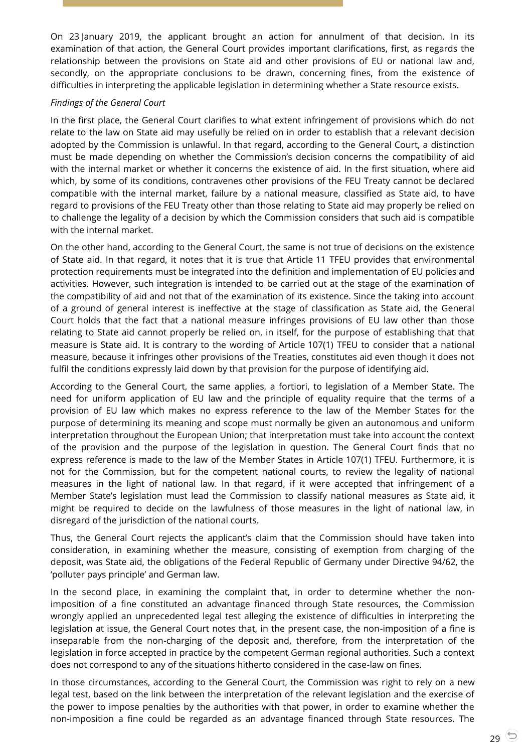On 23 January 2019, the applicant brought an action for annulment of that decision. In its examination of that action, the General Court provides important clarifications, first, as regards the relationship between the provisions on State aid and other provisions of EU or national law and, secondly, on the appropriate conclusions to be drawn, concerning fines, from the existence of difficulties in interpreting the applicable legislation in determining whether a State resource exists.

*Findings of the General Court*

In the first place, the General Court clarifies to what extent infringement of provisions which do not relate to the law on State aid may usefully be relied on in order to establish that a relevant decision adopted by the Commission is unlawful. In that regard, according to the General Court, a distinction must be made depending on whether the Commission's decision concerns the compatibility of aid with the internal market or whether it concerns the existence of aid. In the first situation, where aid which, by some of its conditions, contravenes other provisions of the FEU Treaty cannot be declared compatible with the internal market, failure by a national measure, classified as State aid, to have regard to provisions of the FEU Treaty other than those relating to State aid may properly be relied on to challenge the legality of a decision by which the Commission considers that such aid is compatible with the internal market.

On the other hand, according to the General Court, the same is not true of decisions on the existence of State aid. In that regard, it notes that it is true that Article 11 TFEU provides that environmental protection requirements must be integrated into the definition and implementation of EU policies and activities. However, such integration is intended to be carried out at the stage of the examination of the compatibility of aid and not that of the examination of its existence. Since the taking into account of a ground of general interest is ineffective at the stage of classification as State aid, the General Court holds that the fact that a national measure infringes provisions of EU law other than those relating to State aid cannot properly be relied on, in itself, for the purpose of establishing that that measure is State aid. It is contrary to the wording of Article 107(1) TFEU to consider that a national measure, because it infringes other provisions of the Treaties, constitutes aid even though it does not fulfil the conditions expressly laid down by that provision for the purpose of identifying aid.

According to the General Court, the same applies, a fortiori, to legislation of a Member State. The need for uniform application of EU law and the principle of equality require that the terms of a provision of EU law which makes no express reference to the law of the Member States for the purpose of determining its meaning and scope must normally be given an autonomous and uniform interpretation throughout the European Union; that interpretation must take into account the context of the provision and the purpose of the legislation in question. The General Court finds that no express reference is made to the law of the Member States in Article 107(1) TFEU. Furthermore, it is not for the Commission, but for the competent national courts, to review the legality of national measures in the light of national law. In that regard, if it were accepted that infringement of a Member State's legislation must lead the Commission to classify national measures as State aid, it might be required to decide on the lawfulness of those measures in the light of national law, in disregard of the jurisdiction of the national courts.

Thus, the General Court rejects the applicant's claim that the Commission should have taken into consideration, in examining whether the measure, consisting of exemption from charging of the deposit, was State aid, the obligations of the Federal Republic of Germany under Directive 94/62, the 'polluter pays principle' and German law.

In the second place, in examining the complaint that, in order to determine whether the non-imposition of a fine constituted an advantage financed through State resources, the Commission wrongly applied an unprecedented legal test alleging the existence of difficulties in interpreting the legislation at issue, the General Court notes that, in the present case, the non-imposition of a fine is inseparable from the non-charging of the deposit and, therefore, from the interpretation of the legislation in force accepted in practice by the competent German regional authorities. Such a context does not correspond to any of the situations hitherto considered in the case-law on fines.

In those circumstances, according to the General Court, the Commission was right to rely on a new legal test, based on the link between the interpretation of the relevant legislation and the exercise of the power to impose penalties by the authorities with that power, in order to examine whether the non-imposition a fine could be regarded as an advantage financed through State resources. The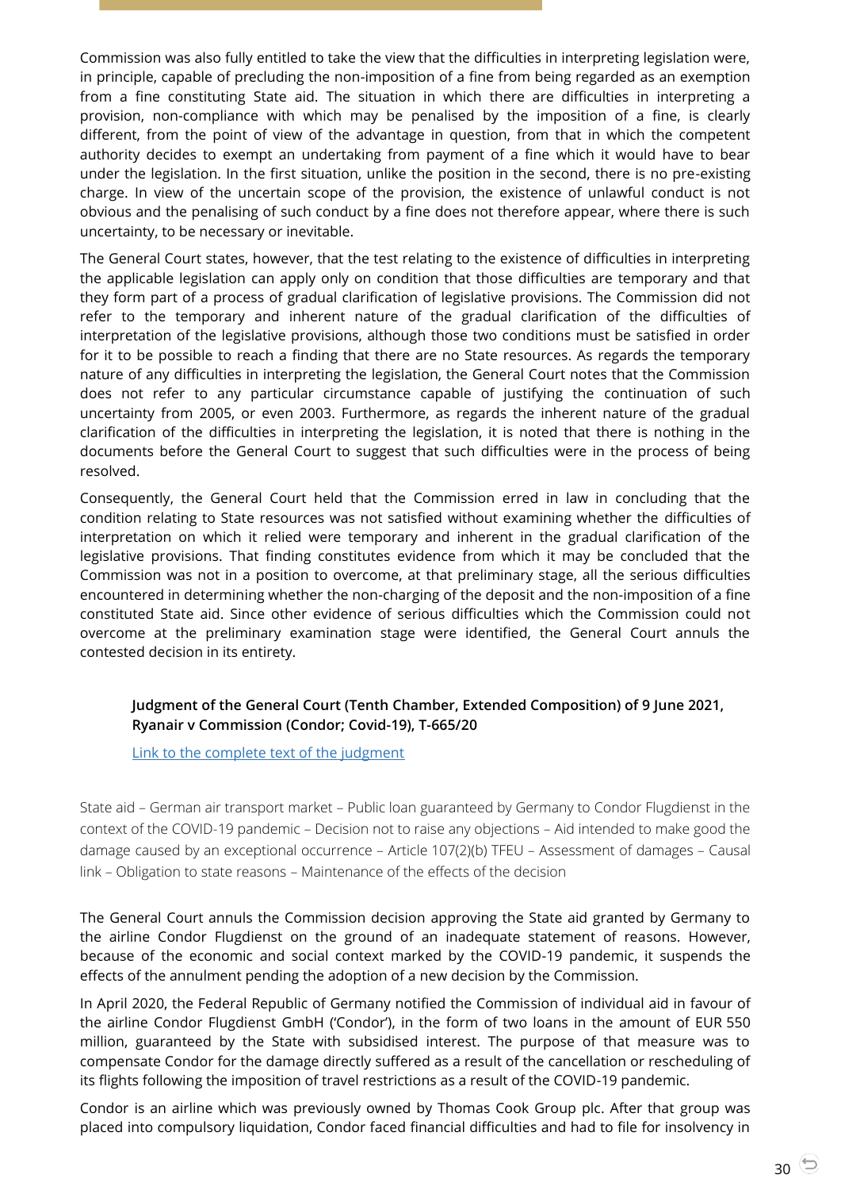Commission was also fully entitled to take the view that the difficulties in interpreting legislation were, in principle, capable of precluding the non-imposition of a fine from being regarded as an exemption from a fine constituting State aid. The situation in which there are difficulties in interpreting a provision, non-compliance with which may be penalised by the imposition of a fine, is clearly different, from the point of view of the advantage in question, from that in which the competent authority decides to exempt an undertaking from payment of a fine which it would have to bear under the legislation. In the first situation, unlike the position in the second, there is no pre-existing charge. In view of the uncertain scope of the provision, the existence of unlawful conduct is not obvious and the penalising of such conduct by a fine does not therefore appear, where there is such uncertainty, to be necessary or inevitable.

The General Court states, however, that the test relating to the existence of difficulties in interpreting the applicable legislation can apply only on condition that those difficulties are temporary and that they form part of a process of gradual clarification of legislative provisions. The Commission did not refer to the temporary and inherent nature of the gradual clarification of the difficulties of interpretation of the legislative provisions, although those two conditions must be satisfied in order for it to be possible to reach a finding that there are no State resources. As regards the temporary nature of any difficulties in interpreting the legislation, the General Court notes that the Commission does not refer to any particular circumstance capable of justifying the continuation of such uncertainty from 2005, or even 2003. Furthermore, as regards the inherent nature of the gradual clarification of the difficulties in interpreting the legislation, it is noted that there is nothing in the documents before the General Court to suggest that such difficulties were in the process of being resolved.

Consequently, the General Court held that the Commission erred in law in concluding that the condition relating to State resources was not satisfied without examining whether the difficulties of interpretation on which it relied were temporary and inherent in the gradual clarification of the legislative provisions. That finding constitutes evidence from which it may be concluded that the Commission was not in a position to overcome, at that preliminary stage, all the serious difficulties encountered in determining whether the non-charging of the deposit and the non-imposition of a fine constituted State aid. Since other evidence of serious difficulties which the Commission could not overcome at the preliminary examination stage were identified, the General Court annuls the contested decision in its entirety.

**Judgment of the General Court (Tenth Chamber, Extended Composition) of 9 June 2021, Ryanair v Commission (Condor; Covid-19), T-665/20**

[Link to the complete text of the judgment]

State aid – German air transport market – Public loan guaranteed by Germany to Condor Flugdienst in the context of the COVID-19 pandemic – Decision not to raise any objections – Aid intended to make good the damage caused by an exceptional occurrence – Article 107(2)(b) TFEU – Assessment of damages – Causal link – Obligation to state reasons – Maintenance of the effects of the decision

The General Court annuls the Commission decision approving the State aid granted by Germany to the airline Condor Flugdienst on the ground of an inadequate statement of reasons. However, because of the economic and social context marked by the COVID-19 pandemic, it suspends the effects of the annulment pending the adoption of a new decision by the Commission.

In April 2020, the Federal Republic of Germany notified the Commission of individual aid in favour of the airline Condor Flugdienst GmbH ('Condor'), in the form of two loans in the amount of EUR 550 million, guaranteed by the State with subsidised interest. The purpose of that measure was to compensate Condor for the damage directly suffered as a result of the cancellation or rescheduling of its flights following the imposition of travel restrictions as a result of the COVID-19 pandemic.

Condor is an airline which was previously owned by Thomas Cook Group plc. After that group was placed into compulsory liquidation, Condor faced financial difficulties and had to file for insolvency in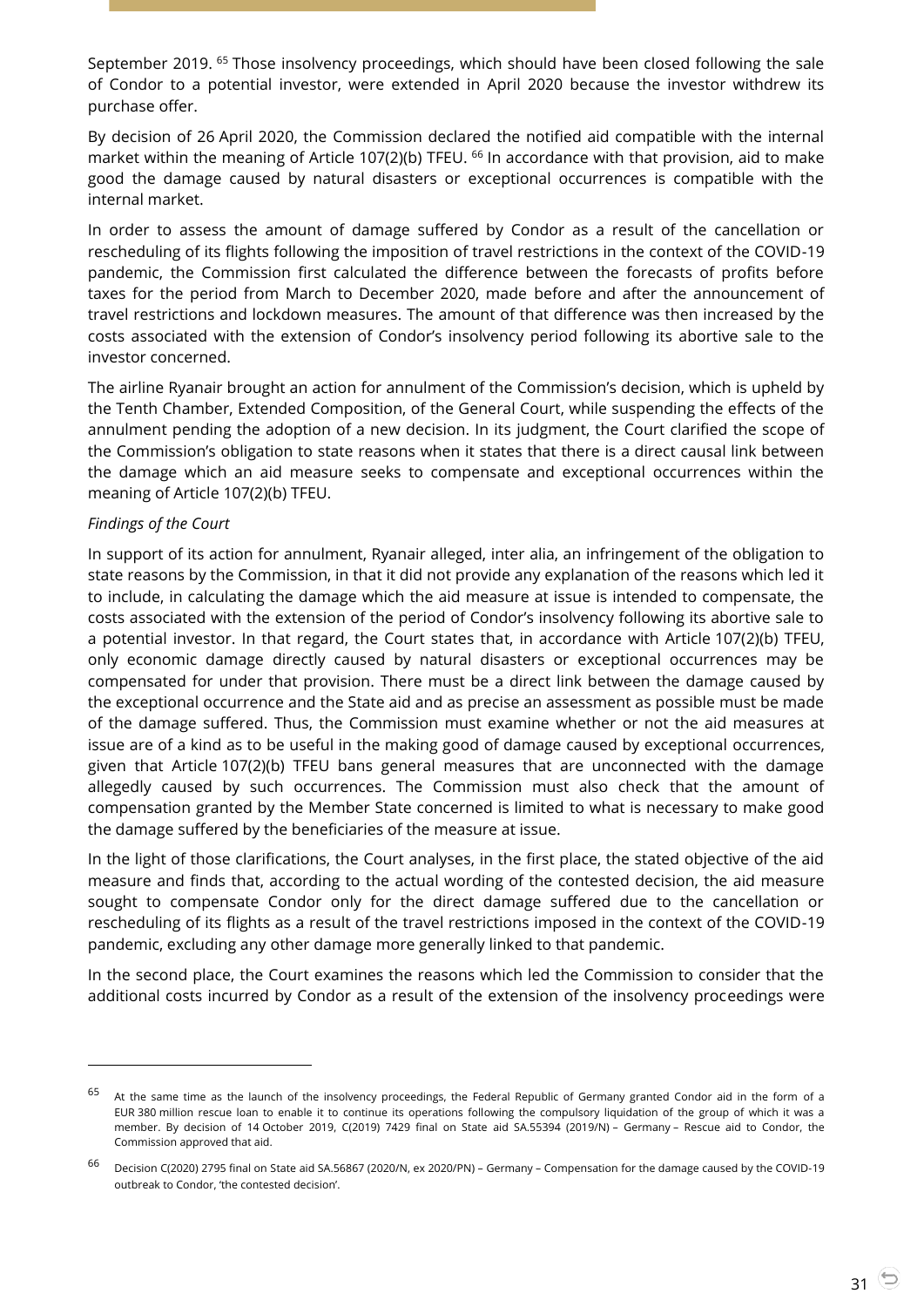September 2019. [65] Those insolvency proceedings, which should have been closed following the sale of Condor to a potential investor, were extended in April 2020 because the investor withdrew its purchase offer.

By decision of 26 April 2020, the Commission declared the notified aid compatible with the internal market within the meaning of Article 107(2)(b) TFEU. [66] In accordance with that provision, aid to make good the damage caused by natural disasters or exceptional occurrences is compatible with the internal market.

In order to assess the amount of damage suffered by Condor as a result of the cancellation or rescheduling of its flights following the imposition of travel restrictions in the context of the COVID-19 pandemic, the Commission first calculated the difference between the forecasts of profits before taxes for the period from March to December 2020, made before and after the announcement of travel restrictions and lockdown measures. The amount of that difference was then increased by the costs associated with the extension of Condor's insolvency period following its abortive sale to the investor concerned.

The airline Ryanair brought an action for annulment of the Commission's decision, which is upheld by the Tenth Chamber, Extended Composition, of the General Court, while suspending the effects of the annulment pending the adoption of a new decision. In its judgment, the Court clarified the scope of the Commission's obligation to state reasons when it states that there is a direct causal link between the damage which an aid measure seeks to compensate and exceptional occurrences within the meaning of Article 107(2)(b) TFEU.

*Findings of the Court*

In support of its action for annulment, Ryanair alleged, inter alia, an infringement of the obligation to state reasons by the Commission, in that it did not provide any explanation of the reasons which led it to include, in calculating the damage which the aid measure at issue is intended to compensate, the costs associated with the extension of the period of Condor's insolvency following its abortive sale to a potential investor. In that regard, the Court states that, in accordance with Article 107(2)(b) TFEU, only economic damage directly caused by natural disasters or exceptional occurrences may be compensated for under that provision. There must be a direct link between the damage caused by the exceptional occurrence and the State aid and as precise an assessment as possible must be made of the damage suffered. Thus, the Commission must examine whether or not the aid measures at issue are of a kind as to be useful in the making good of damage caused by exceptional occurrences, given that Article 107(2)(b) TFEU bans general measures that are unconnected with the damage allegedly caused by such occurrences. The Commission must also check that the amount of compensation granted by the Member State concerned is limited to what is necessary to make good the damage suffered by the beneficiaries of the measure at issue.

In the light of those clarifications, the Court analyses, in the first place, the stated objective of the aid measure and finds that, according to the actual wording of the contested decision, the aid measure sought to compensate Condor only for the direct damage suffered due to the cancellation or rescheduling of its flights as a result of the travel restrictions imposed in the context of the COVID-19 pandemic, excluding any other damage more generally linked to that pandemic.

In the second place, the Court examines the reasons which led the Commission to consider that the additional costs incurred by Condor as a result of the extension of the insolvency proceedings were

---

[65] At the same time as the launch of the insolvency proceedings, the Federal Republic of Germany granted Condor aid in the form of a EUR 380 million rescue loan to enable it to continue its operations following the compulsory liquidation of the group of which it was a member. By decision of 14 October 2019, C(2019) 7429 final on State aid SA.55394 (2019/N) – Germany – Rescue aid to Condor, the Commission approved that aid.

[66] Decision C(2020) 2795 final on State aid SA.56867 (2020/N, ex 2020/PN) – Germany – Compensation for the damage caused by the COVID-19 outbreak to Condor, 'the contested decision'.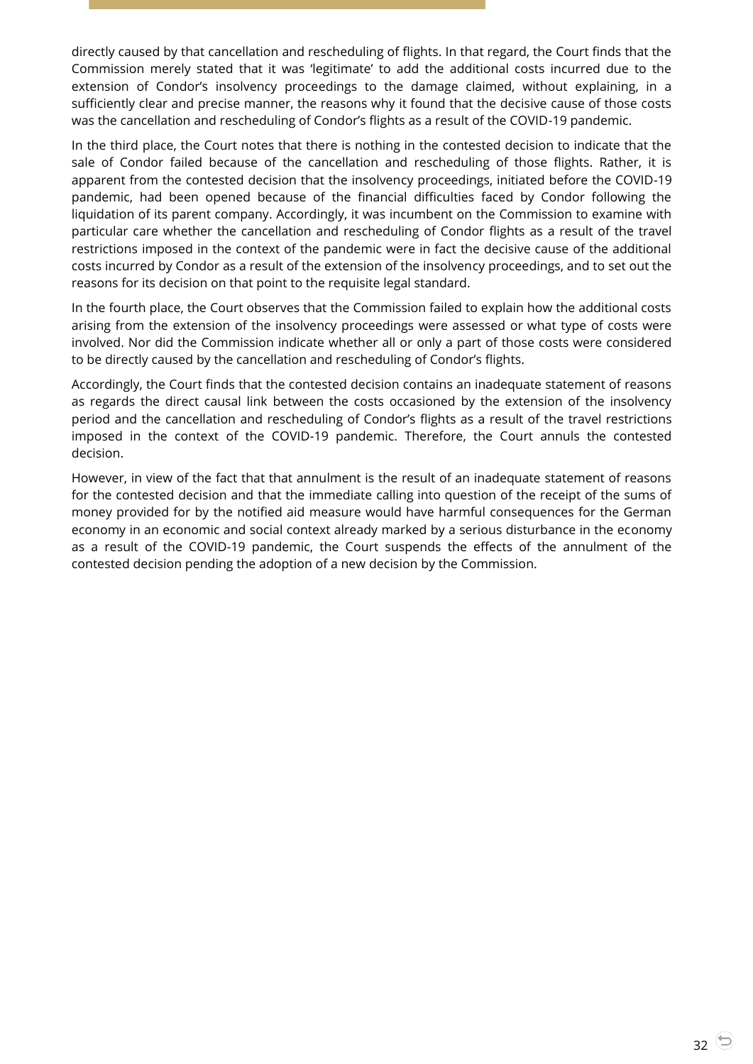directly caused by that cancellation and rescheduling of flights. In that regard, the Court finds that the Commission merely stated that it was 'legitimate' to add the additional costs incurred due to the extension of Condor's insolvency proceedings to the damage claimed, without explaining, in a sufficiently clear and precise manner, the reasons why it found that the decisive cause of those costs was the cancellation and rescheduling of Condor's flights as a result of the COVID-19 pandemic.

In the third place, the Court notes that there is nothing in the contested decision to indicate that the sale of Condor failed because of the cancellation and rescheduling of those flights. Rather, it is apparent from the contested decision that the insolvency proceedings, initiated before the COVID-19 pandemic, had been opened because of the financial difficulties faced by Condor following the liquidation of its parent company. Accordingly, it was incumbent on the Commission to examine with particular care whether the cancellation and rescheduling of Condor flights as a result of the travel restrictions imposed in the context of the pandemic were in fact the decisive cause of the additional costs incurred by Condor as a result of the extension of the insolvency proceedings, and to set out the reasons for its decision on that point to the requisite legal standard.

In the fourth place, the Court observes that the Commission failed to explain how the additional costs arising from the extension of the insolvency proceedings were assessed or what type of costs were involved. Nor did the Commission indicate whether all or only a part of those costs were considered to be directly caused by the cancellation and rescheduling of Condor's flights.

Accordingly, the Court finds that the contested decision contains an inadequate statement of reasons as regards the direct causal link between the costs occasioned by the extension of the insolvency period and the cancellation and rescheduling of Condor's flights as a result of the travel restrictions imposed in the context of the COVID-19 pandemic. Therefore, the Court annuls the contested decision.

However, in view of the fact that that annulment is the result of an inadequate statement of reasons for the contested decision and that the immediate calling into question of the receipt of the sums of money provided for by the notified aid measure would have harmful consequences for the German economy in an economic and social context already marked by a serious disturbance in the economy as a result of the COVID-19 pandemic, the Court suspends the effects of the annulment of the contested decision pending the adoption of a new decision by the Commission.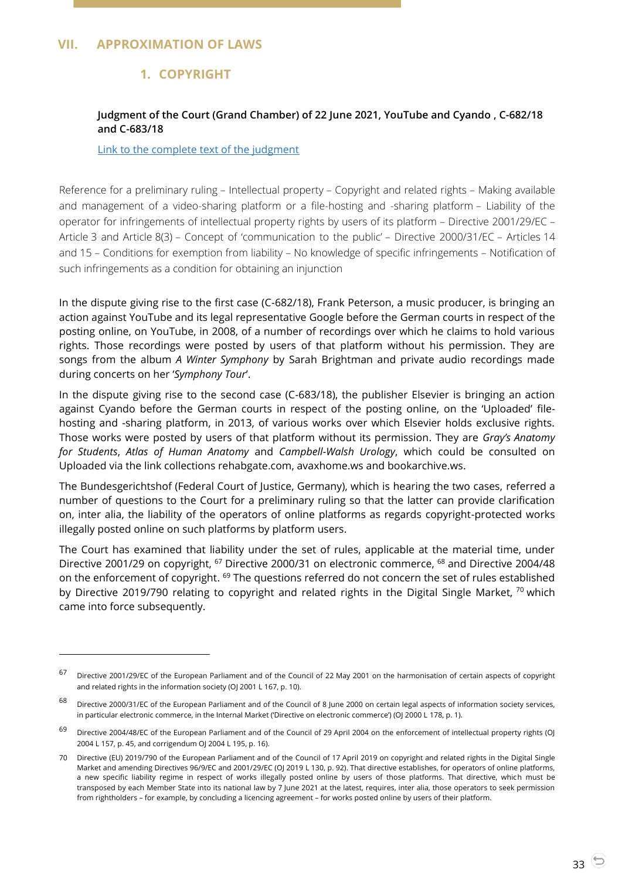## VII. APPROXIMATION OF LAWS

### 1. COPYRIGHT

**Judgment of the Court (Grand Chamber) of 22 June 2021, YouTube and Cyando , C-682/18 and C-683/18**

Link to the complete text of the judgment

Reference for a preliminary ruling – Intellectual property – Copyright and related rights – Making available and management of a video-sharing platform or a file-hosting and -sharing platform – Liability of the operator for infringements of intellectual property rights by users of its platform – Directive 2001/29/EC – Article 3 and Article 8(3) – Concept of 'communication to the public' – Directive 2000/31/EC – Articles 14 and 15 – Conditions for exemption from liability – No knowledge of specific infringements – Notification of such infringements as a condition for obtaining an injunction

In the dispute giving rise to the first case (C-682/18), Frank Peterson, a music producer, is bringing an action against YouTube and its legal representative Google before the German courts in respect of the posting online, on YouTube, in 2008, of a number of recordings over which he claims to hold various rights. Those recordings were posted by users of that platform without his permission. They are songs from the album *A Winter Symphony* by Sarah Brightman and private audio recordings made during concerts on her '*Symphony Tour*'.

In the dispute giving rise to the second case (C-683/18), the publisher Elsevier is bringing an action against Cyando before the German courts in respect of the posting online, on the 'Uploaded' file-hosting and -sharing platform, in 2013, of various works over which Elsevier holds exclusive rights. Those works were posted by users of that platform without its permission. They are *Gray's Anatomy for Students*, *Atlas of Human Anatomy* and *Campbell-Walsh Urology*, which could be consulted on Uploaded via the link collections rehabgate.com, avaxhome.ws and bookarchive.ws.

The Bundesgerichtshof (Federal Court of Justice, Germany), which is hearing the two cases, referred a number of questions to the Court for a preliminary ruling so that the latter can provide clarification on, inter alia, the liability of the operators of online platforms as regards copyright-protected works illegally posted online on such platforms by platform users.

The Court has examined that liability under the set of rules, applicable at the material time, under Directive 2001/29 on copyright, [67] Directive 2000/31 on electronic commerce, [68] and Directive 2004/48 on the enforcement of copyright. [69] The questions referred do not concern the set of rules established by Directive 2019/790 relating to copyright and related rights in the Digital Single Market, [70] which came into force subsequently.

---

[67] Directive 2001/29/EC of the European Parliament and of the Council of 22 May 2001 on the harmonisation of certain aspects of copyright and related rights in the information society (OJ 2001 L 167, p. 10).

[68] Directive 2000/31/EC of the European Parliament and of the Council of 8 June 2000 on certain legal aspects of information society services, in particular electronic commerce, in the Internal Market ('Directive on electronic commerce') (OJ 2000 L 178, p. 1).

[69] Directive 2004/48/EC of the European Parliament and of the Council of 29 April 2004 on the enforcement of intellectual property rights (OJ 2004 L 157, p. 45, and corrigendum OJ 2004 L 195, p. 16).

[70] Directive (EU) 2019/790 of the European Parliament and of the Council of 17 April 2019 on copyright and related rights in the Digital Single Market and amending Directives 96/9/EC and 2001/29/EC (OJ 2019 L 130, p. 92). That directive establishes, for operators of online platforms, a new specific liability regime in respect of works illegally posted online by users of those platforms. That directive, which must be transposed by each Member State into its national law by 7 June 2021 at the latest, requires, inter alia, those operators to seek permission from rightholders – for example, by concluding a licencing agreement – for works posted online by users of their platform.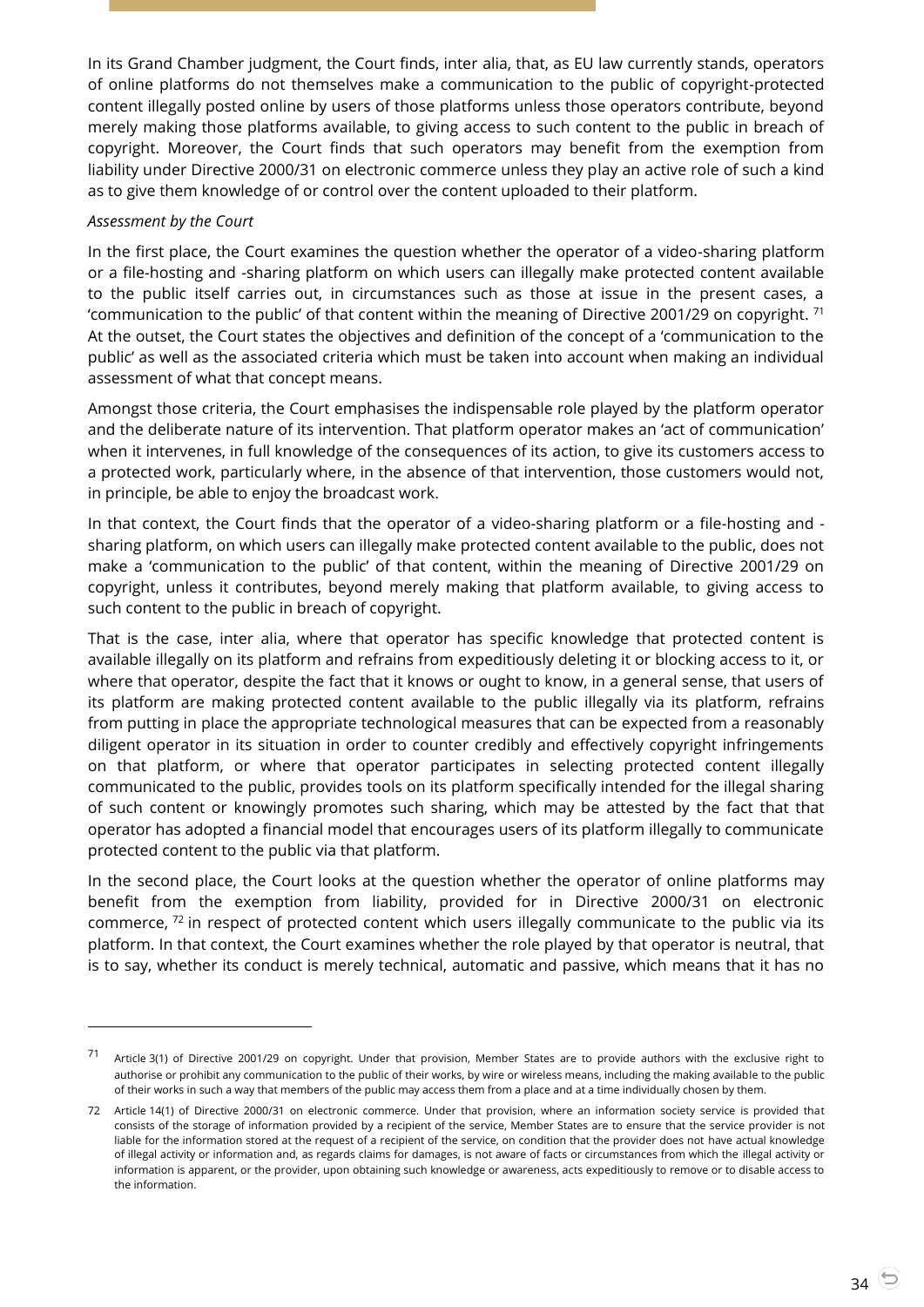In its Grand Chamber judgment, the Court finds, inter alia, that, as EU law currently stands, operators of online platforms do not themselves make a communication to the public of copyright-protected content illegally posted online by users of those platforms unless those operators contribute, beyond merely making those platforms available, to giving access to such content to the public in breach of copyright. Moreover, the Court finds that such operators may benefit from the exemption from liability under Directive 2000/31 on electronic commerce unless they play an active role of such a kind as to give them knowledge of or control over the content uploaded to their platform.

*Assessment by the Court*

In the first place, the Court examines the question whether the operator of a video-sharing platform or a file-hosting and -sharing platform on which users can illegally make protected content available to the public itself carries out, in circumstances such as those at issue in the present cases, a 'communication to the public' of that content within the meaning of Directive 2001/29 on copyright. [71] At the outset, the Court states the objectives and definition of the concept of a 'communication to the public' as well as the associated criteria which must be taken into account when making an individual assessment of what that concept means.

Amongst those criteria, the Court emphasises the indispensable role played by the platform operator and the deliberate nature of its intervention. That platform operator makes an 'act of communication' when it intervenes, in full knowledge of the consequences of its action, to give its customers access to a protected work, particularly where, in the absence of that intervention, those customers would not, in principle, be able to enjoy the broadcast work.

In that context, the Court finds that the operator of a video-sharing platform or a file-hosting and -sharing platform, on which users can illegally make protected content available to the public, does not make a 'communication to the public' of that content, within the meaning of Directive 2001/29 on copyright, unless it contributes, beyond merely making that platform available, to giving access to such content to the public in breach of copyright.

That is the case, inter alia, where that operator has specific knowledge that protected content is available illegally on its platform and refrains from expeditiously deleting it or blocking access to it, or where that operator, despite the fact that it knows or ought to know, in a general sense, that users of its platform are making protected content available to the public illegally via its platform, refrains from putting in place the appropriate technological measures that can be expected from a reasonably diligent operator in its situation in order to counter credibly and effectively copyright infringements on that platform, or where that operator participates in selecting protected content illegally communicated to the public, provides tools on its platform specifically intended for the illegal sharing of such content or knowingly promotes such sharing, which may be attested by the fact that that operator has adopted a financial model that encourages users of its platform illegally to communicate protected content to the public via that platform.

In the second place, the Court looks at the question whether the operator of online platforms may benefit from the exemption from liability, provided for in Directive 2000/31 on electronic commerce, [72] in respect of protected content which users illegally communicate to the public via its platform. In that context, the Court examines whether the role played by that operator is neutral, that is to say, whether its conduct is merely technical, automatic and passive, which means that it has no

---

[71] Article 3(1) of Directive 2001/29 on copyright. Under that provision, Member States are to provide authors with the exclusive right to authorise or prohibit any communication to the public of their works, by wire or wireless means, including the making available to the public of their works in such a way that members of the public may access them from a place and at a time individually chosen by them.

[72] Article 14(1) of Directive 2000/31 on electronic commerce. Under that provision, where an information society service is provided that consists of the storage of information provided by a recipient of the service, Member States are to ensure that the service provider is not liable for the information stored at the request of a recipient of the service, on condition that the provider does not have actual knowledge of illegal activity or information and, as regards claims for damages, is not aware of facts or circumstances from which the illegal activity or information is apparent, or the provider, upon obtaining such knowledge or awareness, acts expeditiously to remove or to disable access to the information.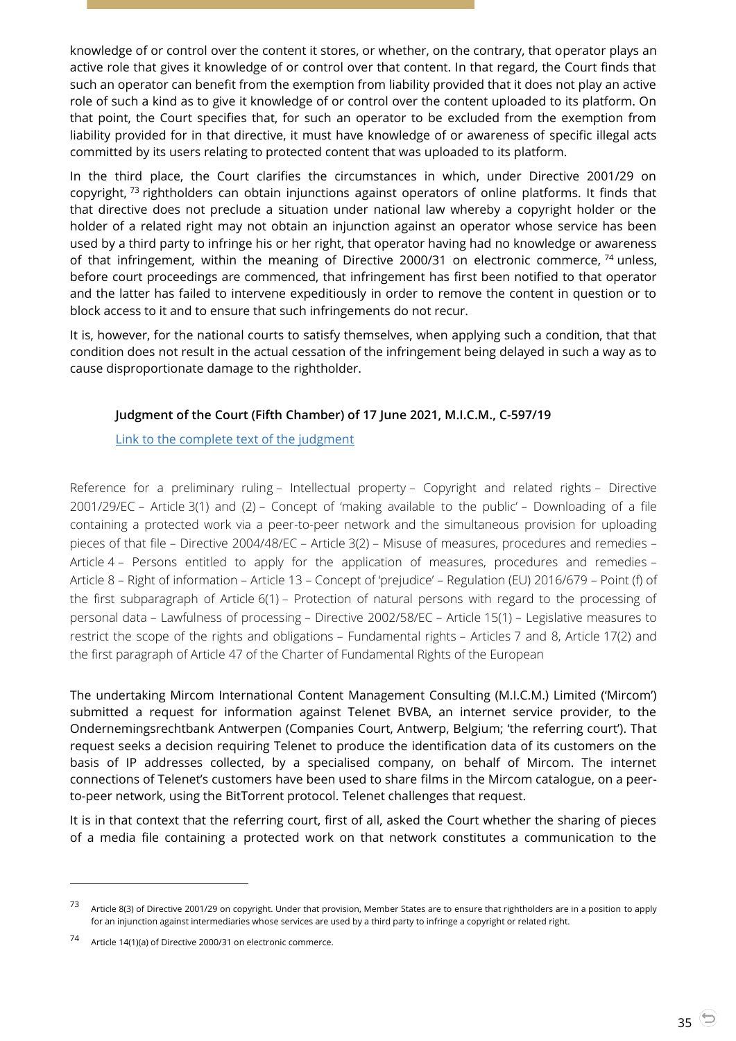knowledge of or control over the content it stores, or whether, on the contrary, that operator plays an active role that gives it knowledge of or control over that content. In that regard, the Court finds that such an operator can benefit from the exemption from liability provided that it does not play an active role of such a kind as to give it knowledge of or control over the content uploaded to its platform. On that point, the Court specifies that, for such an operator to be excluded from the exemption from liability provided for in that directive, it must have knowledge of or awareness of specific illegal acts committed by its users relating to protected content that was uploaded to its platform.

In the third place, the Court clarifies the circumstances in which, under Directive 2001/29 on copyright, [73] rightholders can obtain injunctions against operators of online platforms. It finds that that directive does not preclude a situation under national law whereby a copyright holder or the holder of a related right may not obtain an injunction against an operator whose service has been used by a third party to infringe his or her right, that operator having had no knowledge or awareness of that infringement, within the meaning of Directive 2000/31 on electronic commerce, [74] unless, before court proceedings are commenced, that infringement has first been notified to that operator and the latter has failed to intervene expeditiously in order to remove the content in question or to block access to it and to ensure that such infringements do not recur.

It is, however, for the national courts to satisfy themselves, when applying such a condition, that that condition does not result in the actual cessation of the infringement being delayed in such a way as to cause disproportionate damage to the rightholder.

#### Judgment of the Court (Fifth Chamber) of 17 June 2021, M.I.C.M., C-597/19

Link to the complete text of the judgment

Reference for a preliminary ruling – Intellectual property – Copyright and related rights – Directive 2001/29/EC – Article 3(1) and (2) – Concept of 'making available to the public' – Downloading of a file containing a protected work via a peer-to-peer network and the simultaneous provision for uploading pieces of that file – Directive 2004/48/EC – Article 3(2) – Misuse of measures, procedures and remedies – Article 4 – Persons entitled to apply for the application of measures, procedures and remedies – Article 8 – Right of information – Article 13 – Concept of 'prejudice' – Regulation (EU) 2016/679 – Point (f) of the first subparagraph of Article 6(1) – Protection of natural persons with regard to the processing of personal data – Lawfulness of processing – Directive 2002/58/EC – Article 15(1) – Legislative measures to restrict the scope of the rights and obligations – Fundamental rights – Articles 7 and 8, Article 17(2) and the first paragraph of Article 47 of the Charter of Fundamental Rights of the European

The undertaking Mircom International Content Management Consulting (M.I.C.M.) Limited ('Mircom') submitted a request for information against Telenet BVBA, an internet service provider, to the Ondernemingsrechtbank Antwerpen (Companies Court, Antwerp, Belgium; 'the referring court'). That request seeks a decision requiring Telenet to produce the identification data of its customers on the basis of IP addresses collected, by a specialised company, on behalf of Mircom. The internet connections of Telenet's customers have been used to share films in the Mircom catalogue, on a peer-to-peer network, using the BitTorrent protocol. Telenet challenges that request.

It is in that context that the referring court, first of all, asked the Court whether the sharing of pieces of a media file containing a protected work on that network constitutes a communication to the

---

[73] Article 8(3) of Directive 2001/29 on copyright. Under that provision, Member States are to ensure that rightholders are in a position to apply for an injunction against intermediaries whose services are used by a third party to infringe a copyright or related right.

[74] Article 14(1)(a) of Directive 2000/31 on electronic commerce.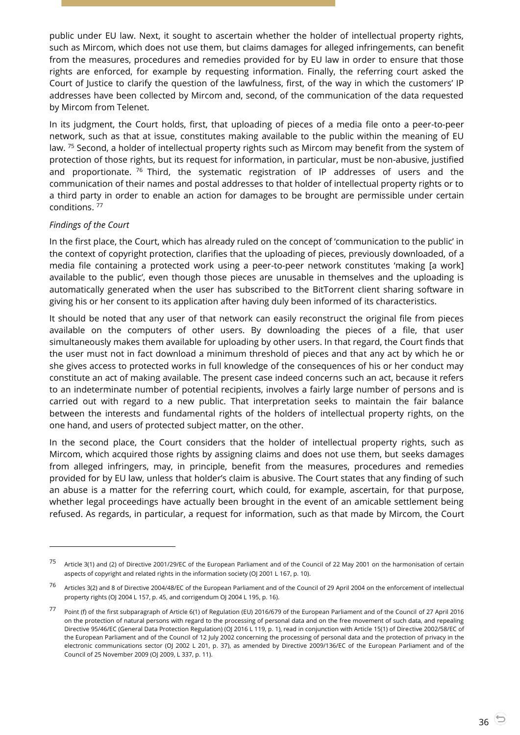public under EU law. Next, it sought to ascertain whether the holder of intellectual property rights, such as Mircom, which does not use them, but claims damages for alleged infringements, can benefit from the measures, procedures and remedies provided for by EU law in order to ensure that those rights are enforced, for example by requesting information. Finally, the referring court asked the Court of Justice to clarify the question of the lawfulness, first, of the way in which the customers' IP addresses have been collected by Mircom and, second, of the communication of the data requested by Mircom from Telenet.

In its judgment, the Court holds, first, that uploading of pieces of a media file onto a peer-to-peer network, such as that at issue, constitutes making available to the public within the meaning of EU law. [75] Second, a holder of intellectual property rights such as Mircom may benefit from the system of protection of those rights, but its request for information, in particular, must be non-abusive, justified and proportionate. [76] Third, the systematic registration of IP addresses of users and the communication of their names and postal addresses to that holder of intellectual property rights or to a third party in order to enable an action for damages to be brought are permissible under certain conditions. [77]

*Findings of the Court*

In the first place, the Court, which has already ruled on the concept of 'communication to the public' in the context of copyright protection, clarifies that the uploading of pieces, previously downloaded, of a media file containing a protected work using a peer-to-peer network constitutes 'making [a work] available to the public', even though those pieces are unusable in themselves and the uploading is automatically generated when the user has subscribed to the BitTorrent client sharing software in giving his or her consent to its application after having duly been informed of its characteristics.

It should be noted that any user of that network can easily reconstruct the original file from pieces available on the computers of other users. By downloading the pieces of a file, that user simultaneously makes them available for uploading by other users. In that regard, the Court finds that the user must not in fact download a minimum threshold of pieces and that any act by which he or she gives access to protected works in full knowledge of the consequences of his or her conduct may constitute an act of making available. The present case indeed concerns such an act, because it refers to an indeterminate number of potential recipients, involves a fairly large number of persons and is carried out with regard to a new public. That interpretation seeks to maintain the fair balance between the interests and fundamental rights of the holders of intellectual property rights, on the one hand, and users of protected subject matter, on the other.

In the second place, the Court considers that the holder of intellectual property rights, such as Mircom, which acquired those rights by assigning claims and does not use them, but seeks damages from alleged infringers, may, in principle, benefit from the measures, procedures and remedies provided for by EU law, unless that holder's claim is abusive. The Court states that any finding of such an abuse is a matter for the referring court, which could, for example, ascertain, for that purpose, whether legal proceedings have actually been brought in the event of an amicable settlement being refused. As regards, in particular, a request for information, such as that made by Mircom, the Court

---

[75] Article 3(1) and (2) of Directive 2001/29/EC of the European Parliament and of the Council of 22 May 2001 on the harmonisation of certain aspects of copyright and related rights in the information society (OJ 2001 L 167, p. 10).

[76] Articles 3(2) and 8 of Directive 2004/48/EC of the European Parliament and of the Council of 29 April 2004 on the enforcement of intellectual property rights (OJ 2004 L 157, p. 45, and corrigendum OJ 2004 L 195, p. 16).

[77] Point (f) of the first subparagraph of Article 6(1) of Regulation (EU) 2016/679 of the European Parliament and of the Council of 27 April 2016 on the protection of natural persons with regard to the processing of personal data and on the free movement of such data, and repealing Directive 95/46/EC (General Data Protection Regulation) (OJ 2016 L 119, p. 1), read in conjunction with Article 15(1) of Directive 2002/58/EC of the European Parliament and of the Council of 12 July 2002 concerning the processing of personal data and the protection of privacy in the electronic communications sector (OJ 2002 L 201, p. 37), as amended by Directive 2009/136/EC of the European Parliament and of the Council of 25 November 2009 (OJ 2009, L 337, p. 11).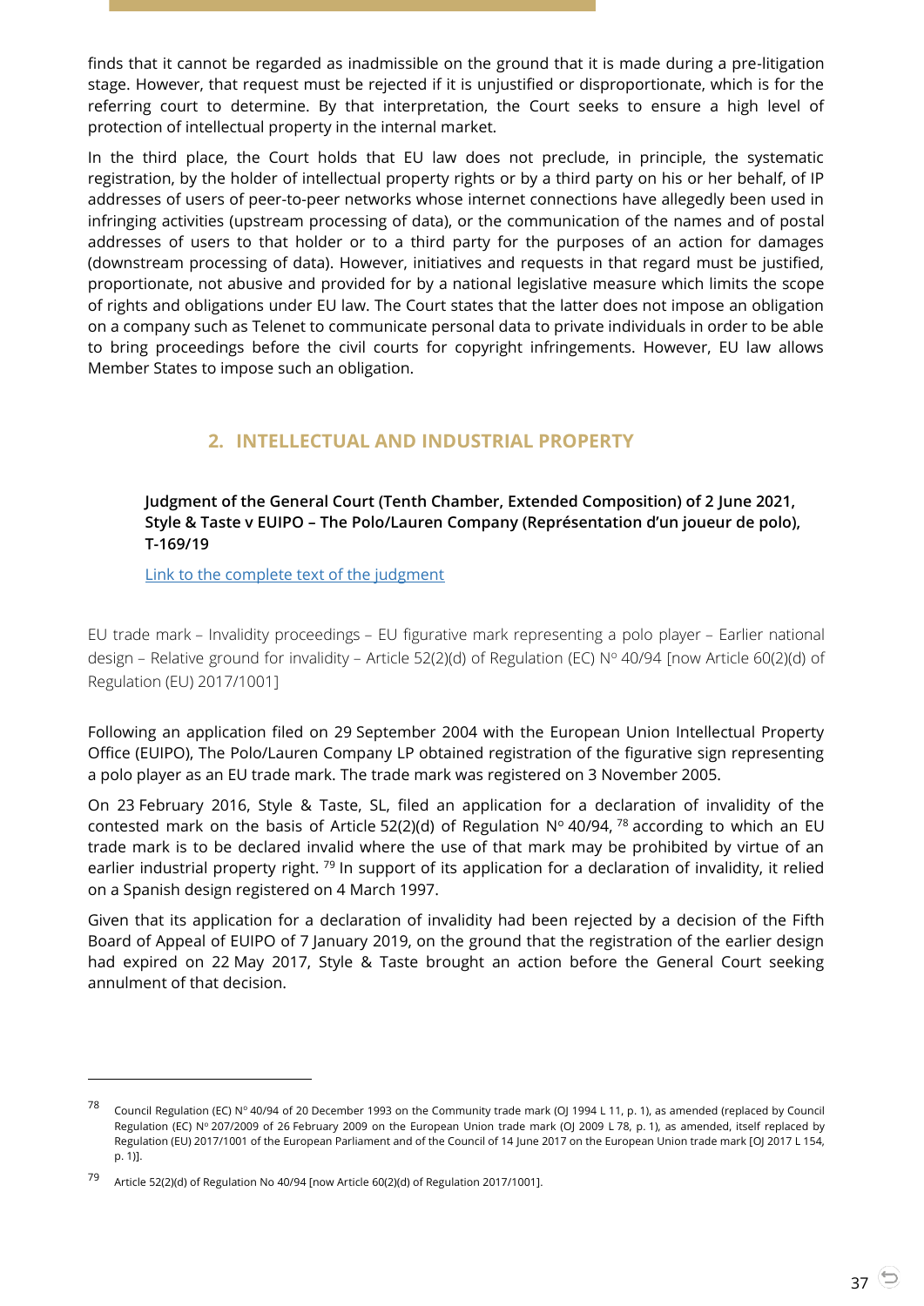finds that it cannot be regarded as inadmissible on the ground that it is made during a pre-litigation stage. However, that request must be rejected if it is unjustified or disproportionate, which is for the referring court to determine. By that interpretation, the Court seeks to ensure a high level of protection of intellectual property in the internal market.

In the third place, the Court holds that EU law does not preclude, in principle, the systematic registration, by the holder of intellectual property rights or by a third party on his or her behalf, of IP addresses of users of peer-to-peer networks whose internet connections have allegedly been used in infringing activities (upstream processing of data), or the communication of the names and of postal addresses of users to that holder or to a third party for the purposes of an action for damages (downstream processing of data). However, initiatives and requests in that regard must be justified, proportionate, not abusive and provided for by a national legislative measure which limits the scope of rights and obligations under EU law. The Court states that the latter does not impose an obligation on a company such as Telenet to communicate personal data to private individuals in order to be able to bring proceedings before the civil courts for copyright infringements. However, EU law allows Member States to impose such an obligation.

## 2. INTELLECTUAL AND INDUSTRIAL PROPERTY

**Judgment of the General Court (Tenth Chamber, Extended Composition) of 2 June 2021, Style & Taste v EUIPO – The Polo/Lauren Company (Représentation d'un joueur de polo), T-169/19**

Link to the complete text of the judgment

EU trade mark – Invalidity proceedings – EU figurative mark representing a polo player – Earlier national design – Relative ground for invalidity – Article 52(2)(d) of Regulation (EC) Nº 40/94 [now Article 60(2)(d) of Regulation (EU) 2017/1001]

Following an application filed on 29 September 2004 with the European Union Intellectual Property Office (EUIPO), The Polo/Lauren Company LP obtained registration of the figurative sign representing a polo player as an EU trade mark. The trade mark was registered on 3 November 2005.

On 23 February 2016, Style & Taste, SL, filed an application for a declaration of invalidity of the contested mark on the basis of Article 52(2)(d) of Regulation Nº 40/94, [78] according to which an EU trade mark is to be declared invalid where the use of that mark may be prohibited by virtue of an earlier industrial property right. [79] In support of its application for a declaration of invalidity, it relied on a Spanish design registered on 4 March 1997.

Given that its application for a declaration of invalidity had been rejected by a decision of the Fifth Board of Appeal of EUIPO of 7 January 2019, on the ground that the registration of the earlier design had expired on 22 May 2017, Style & Taste brought an action before the General Court seeking annulment of that decision.

---

[78] Council Regulation (EC) Nº 40/94 of 20 December 1993 on the Community trade mark (OJ 1994 L 11, p. 1), as amended (replaced by Council Regulation (EC) Nº 207/2009 of 26 February 2009 on the European Union trade mark (OJ 2009 L 78, p. 1), as amended, itself replaced by Regulation (EU) 2017/1001 of the European Parliament and of the Council of 14 June 2017 on the European Union trade mark [OJ 2017 L 154, p. 1)].

[79] Article 52(2)(d) of Regulation No 40/94 [now Article 60(2)(d) of Regulation 2017/1001].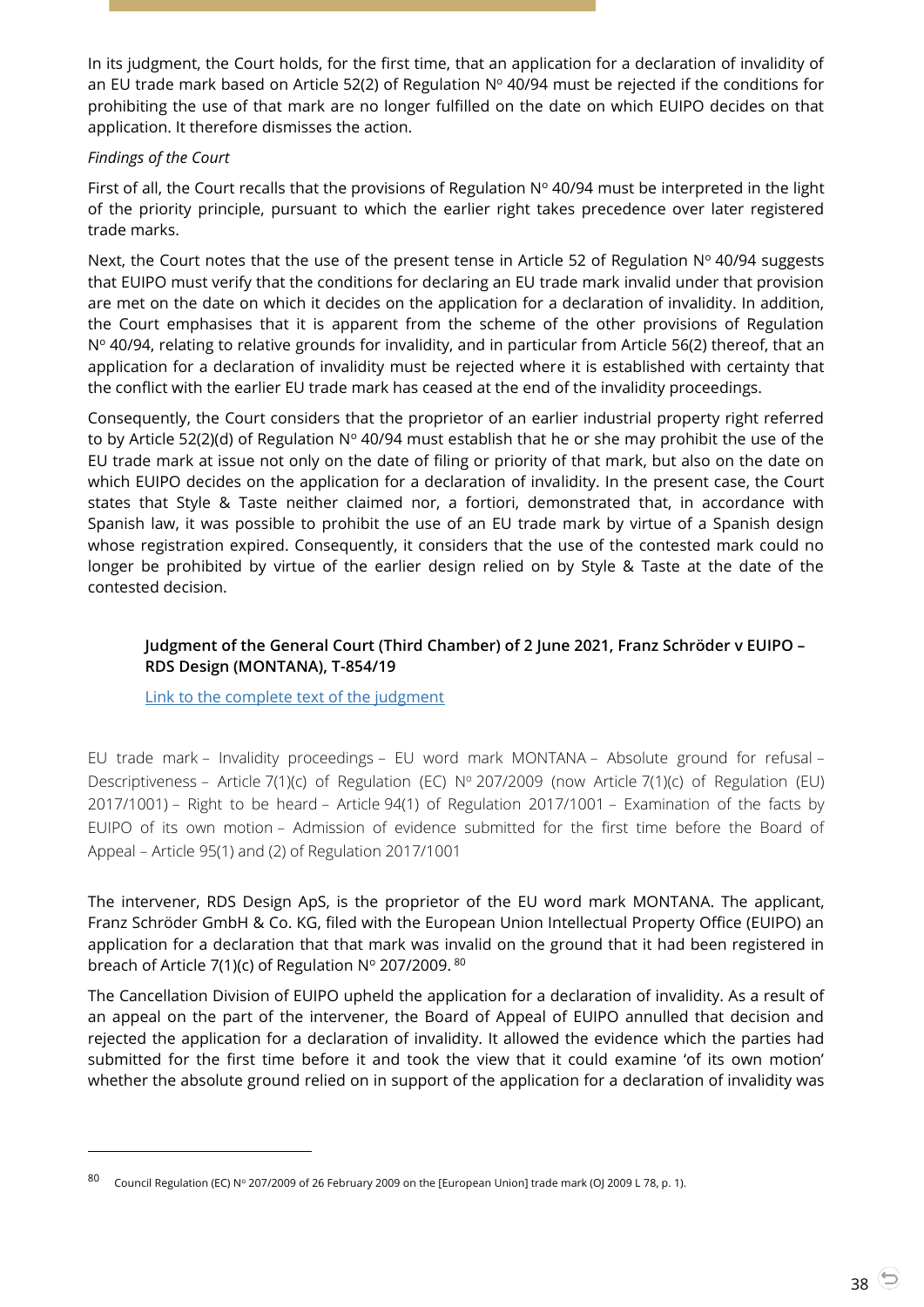In its judgment, the Court holds, for the first time, that an application for a declaration of invalidity of an EU trade mark based on Article 52(2) of Regulation Nº 40/94 must be rejected if the conditions for prohibiting the use of that mark are no longer fulfilled on the date on which EUIPO decides on that application. It therefore dismisses the action.

*Findings of the Court*

First of all, the Court recalls that the provisions of Regulation Nº 40/94 must be interpreted in the light of the priority principle, pursuant to which the earlier right takes precedence over later registered trade marks.

Next, the Court notes that the use of the present tense in Article 52 of Regulation Nº 40/94 suggests that EUIPO must verify that the conditions for declaring an EU trade mark invalid under that provision are met on the date on which it decides on the application for a declaration of invalidity. In addition, the Court emphasises that it is apparent from the scheme of the other provisions of Regulation Nº 40/94, relating to relative grounds for invalidity, and in particular from Article 56(2) thereof, that an application for a declaration of invalidity must be rejected where it is established with certainty that the conflict with the earlier EU trade mark has ceased at the end of the invalidity proceedings.

Consequently, the Court considers that the proprietor of an earlier industrial property right referred to by Article 52(2)(d) of Regulation Nº 40/94 must establish that he or she may prohibit the use of the EU trade mark at issue not only on the date of filing or priority of that mark, but also on the date on which EUIPO decides on the application for a declaration of invalidity. In the present case, the Court states that Style & Taste neither claimed nor, a fortiori, demonstrated that, in accordance with Spanish law, it was possible to prohibit the use of an EU trade mark by virtue of a Spanish design whose registration expired. Consequently, it considers that the use of the contested mark could no longer be prohibited by virtue of the earlier design relied on by Style & Taste at the date of the contested decision.

**Judgment of the General Court (Third Chamber) of 2 June 2021, Franz Schröder v EUIPO – RDS Design (MONTANA), T-854/19**

[Link to the complete text of the judgment]

EU trade mark – Invalidity proceedings – EU word mark MONTANA – Absolute ground for refusal – Descriptiveness – Article 7(1)(c) of Regulation (EC) Nº 207/2009 (now Article 7(1)(c) of Regulation (EU) 2017/1001) – Right to be heard – Article 94(1) of Regulation 2017/1001 – Examination of the facts by EUIPO of its own motion – Admission of evidence submitted for the first time before the Board of Appeal – Article 95(1) and (2) of Regulation 2017/1001

The intervener, RDS Design ApS, is the proprietor of the EU word mark MONTANA. The applicant, Franz Schröder GmbH & Co. KG, filed with the European Union Intellectual Property Office (EUIPO) an application for a declaration that that mark was invalid on the ground that it had been registered in breach of Article 7(1)(c) of Regulation Nº 207/2009. [80]

The Cancellation Division of EUIPO upheld the application for a declaration of invalidity. As a result of an appeal on the part of the intervener, the Board of Appeal of EUIPO annulled that decision and rejected the application for a declaration of invalidity. It allowed the evidence which the parties had submitted for the first time before it and took the view that it could examine 'of its own motion' whether the absolute ground relied on in support of the application for a declaration of invalidity was

---

[80] Council Regulation (EC) Nº 207/2009 of 26 February 2009 on the [European Union] trade mark (OJ 2009 L 78, p. 1).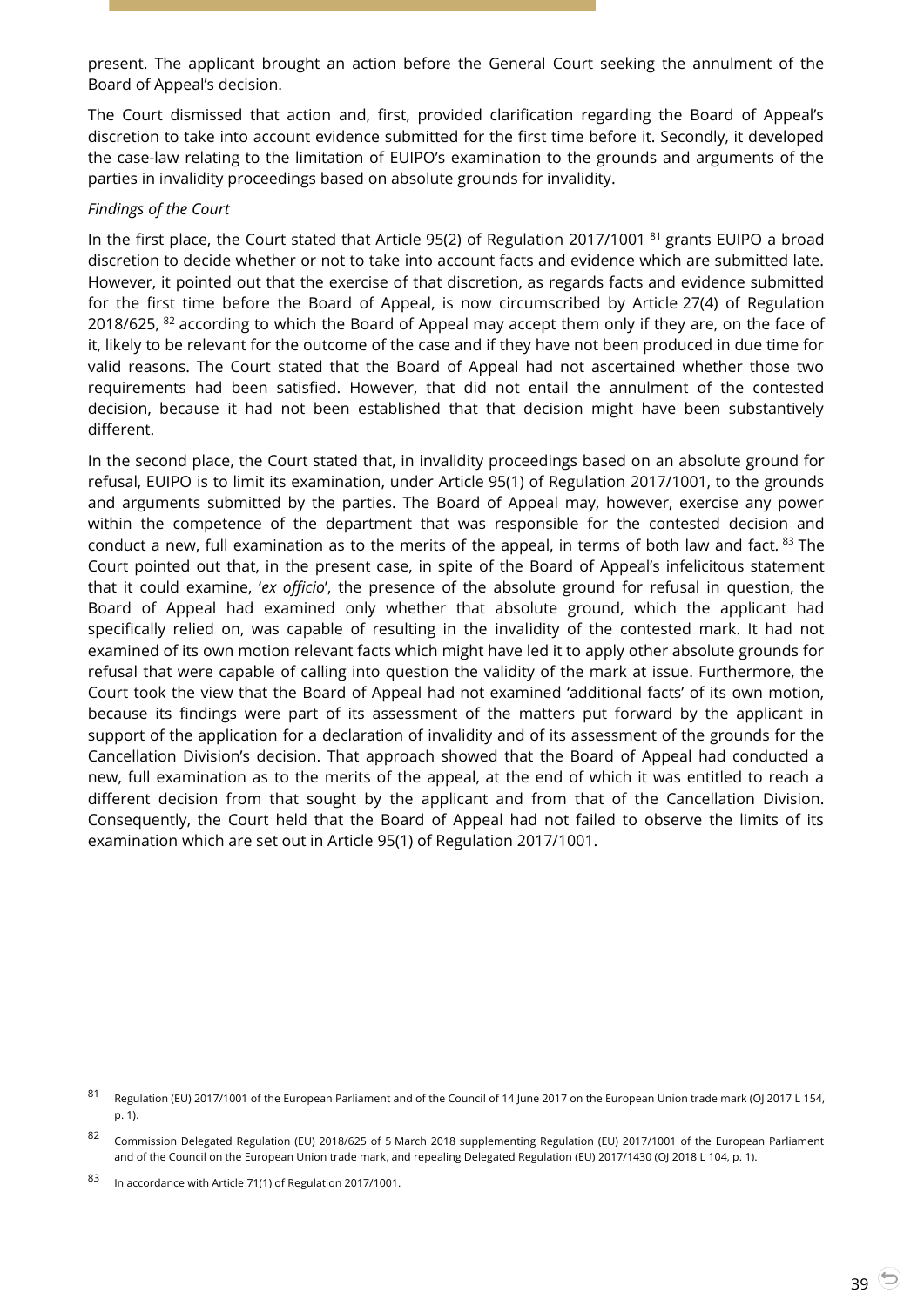present. The applicant brought an action before the General Court seeking the annulment of the Board of Appeal's decision.

The Court dismissed that action and, first, provided clarification regarding the Board of Appeal's discretion to take into account evidence submitted for the first time before it. Secondly, it developed the case-law relating to the limitation of EUIPO's examination to the grounds and arguments of the parties in invalidity proceedings based on absolute grounds for invalidity.

*Findings of the Court*

In the first place, the Court stated that Article 95(2) of Regulation 2017/1001 [81] grants EUIPO a broad discretion to decide whether or not to take into account facts and evidence which are submitted late. However, it pointed out that the exercise of that discretion, as regards facts and evidence submitted for the first time before the Board of Appeal, is now circumscribed by Article 27(4) of Regulation 2018/625, [82] according to which the Board of Appeal may accept them only if they are, on the face of it, likely to be relevant for the outcome of the case and if they have not been produced in due time for valid reasons. The Court stated that the Board of Appeal had not ascertained whether those two requirements had been satisfied. However, that did not entail the annulment of the contested decision, because it had not been established that that decision might have been substantively different.

In the second place, the Court stated that, in invalidity proceedings based on an absolute ground for refusal, EUIPO is to limit its examination, under Article 95(1) of Regulation 2017/1001, to the grounds and arguments submitted by the parties. The Board of Appeal may, however, exercise any power within the competence of the department that was responsible for the contested decision and conduct a new, full examination as to the merits of the appeal, in terms of both law and fact. [83] The Court pointed out that, in the present case, in spite of the Board of Appeal's infelicitous statement that it could examine, '*ex officio*', the presence of the absolute ground for refusal in question, the Board of Appeal had examined only whether that absolute ground, which the applicant had specifically relied on, was capable of resulting in the invalidity of the contested mark. It had not examined of its own motion relevant facts which might have led it to apply other absolute grounds for refusal that were capable of calling into question the validity of the mark at issue. Furthermore, the Court took the view that the Board of Appeal had not examined 'additional facts' of its own motion, because its findings were part of its assessment of the matters put forward by the applicant in support of the application for a declaration of invalidity and of its assessment of the grounds for the Cancellation Division's decision. That approach showed that the Board of Appeal had conducted a new, full examination as to the merits of the appeal, at the end of which it was entitled to reach a different decision from that sought by the applicant and from that of the Cancellation Division. Consequently, the Court held that the Board of Appeal had not failed to observe the limits of its examination which are set out in Article 95(1) of Regulation 2017/1001.

---

[81] Regulation (EU) 2017/1001 of the European Parliament and of the Council of 14 June 2017 on the European Union trade mark (OJ 2017 L 154, p. 1).

[82] Commission Delegated Regulation (EU) 2018/625 of 5 March 2018 supplementing Regulation (EU) 2017/1001 of the European Parliament and of the Council on the European Union trade mark, and repealing Delegated Regulation (EU) 2017/1430 (OJ 2018 L 104, p. 1).

[83] In accordance with Article 71(1) of Regulation 2017/1001.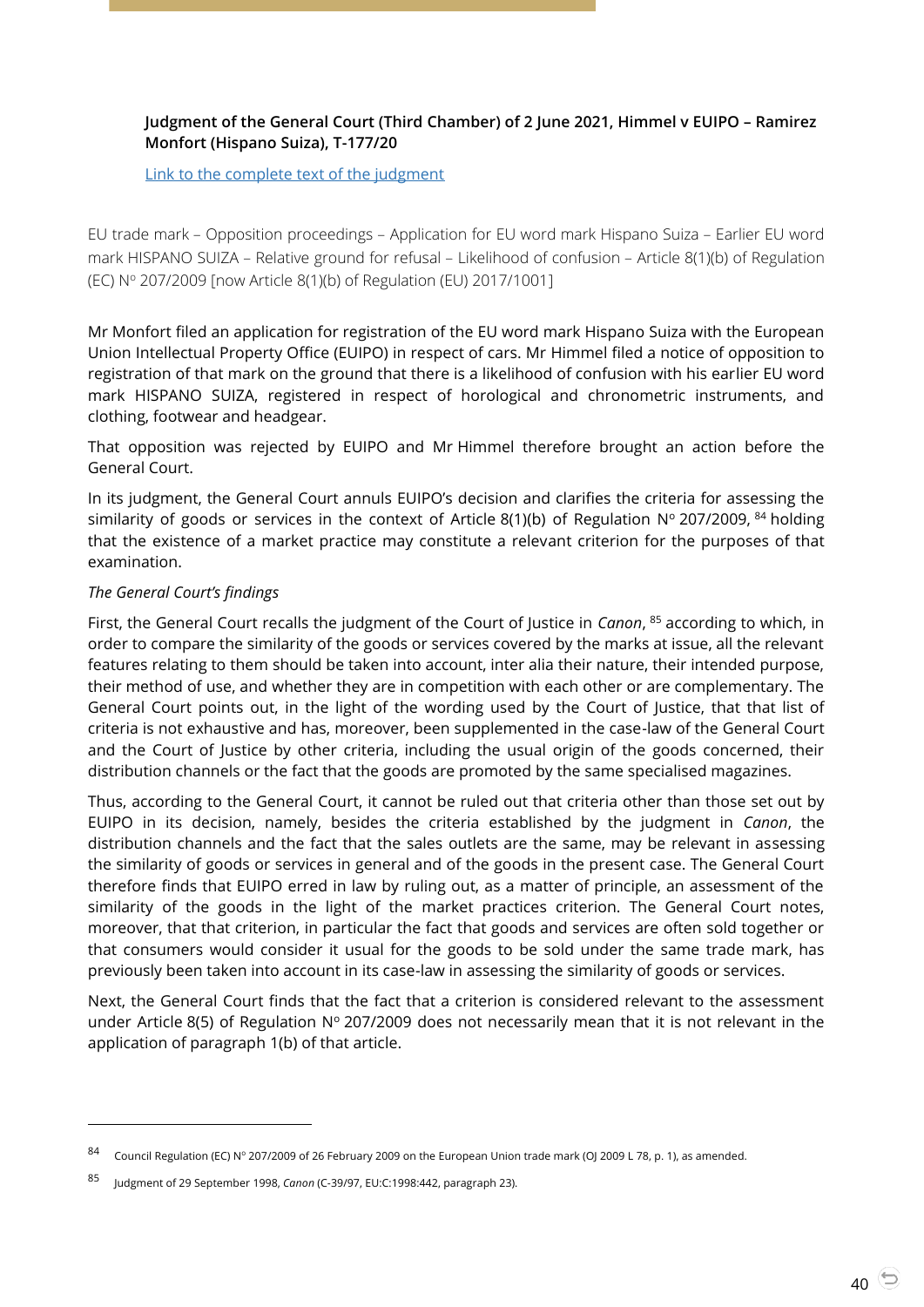**Judgment of the General Court (Third Chamber) of 2 June 2021, Himmel v EUIPO – Ramirez Monfort (Hispano Suiza), T-177/20**

Link to the complete text of the judgment

EU trade mark – Opposition proceedings – Application for EU word mark Hispano Suiza – Earlier EU word mark HISPANO SUIZA – Relative ground for refusal – Likelihood of confusion – Article 8(1)(b) of Regulation (EC) Nº 207/2009 [now Article 8(1)(b) of Regulation (EU) 2017/1001]

Mr Monfort filed an application for registration of the EU word mark Hispano Suiza with the European Union Intellectual Property Office (EUIPO) in respect of cars. Mr Himmel filed a notice of opposition to registration of that mark on the ground that there is a likelihood of confusion with his earlier EU word mark HISPANO SUIZA, registered in respect of horological and chronometric instruments, and clothing, footwear and headgear.

That opposition was rejected by EUIPO and Mr Himmel therefore brought an action before the General Court.

In its judgment, the General Court annuls EUIPO's decision and clarifies the criteria for assessing the similarity of goods or services in the context of Article 8(1)(b) of Regulation Nº 207/2009, [84] holding that the existence of a market practice may constitute a relevant criterion for the purposes of that examination.

*The General Court's findings*

First, the General Court recalls the judgment of the Court of Justice in *Canon*, [85] according to which, in order to compare the similarity of the goods or services covered by the marks at issue, all the relevant features relating to them should be taken into account, inter alia their nature, their intended purpose, their method of use, and whether they are in competition with each other or are complementary. The General Court points out, in the light of the wording used by the Court of Justice, that that list of criteria is not exhaustive and has, moreover, been supplemented in the case-law of the General Court and the Court of Justice by other criteria, including the usual origin of the goods concerned, their distribution channels or the fact that the goods are promoted by the same specialised magazines.

Thus, according to the General Court, it cannot be ruled out that criteria other than those set out by EUIPO in its decision, namely, besides the criteria established by the judgment in *Canon*, the distribution channels and the fact that the sales outlets are the same, may be relevant in assessing the similarity of goods or services in general and of the goods in the present case. The General Court therefore finds that EUIPO erred in law by ruling out, as a matter of principle, an assessment of the similarity of the goods in the light of the market practices criterion. The General Court notes, moreover, that that criterion, in particular the fact that goods and services are often sold together or that consumers would consider it usual for the goods to be sold under the same trade mark, has previously been taken into account in its case-law in assessing the similarity of goods or services.

Next, the General Court finds that the fact that a criterion is considered relevant to the assessment under Article 8(5) of Regulation Nº 207/2009 does not necessarily mean that it is not relevant in the application of paragraph 1(b) of that article.

---

[84] Council Regulation (EC) Nº 207/2009 of 26 February 2009 on the European Union trade mark (OJ 2009 L 78, p. 1), as amended.

[85] Judgment of 29 September 1998, *Canon* (C-39/97, EU:C:1998:442, paragraph 23).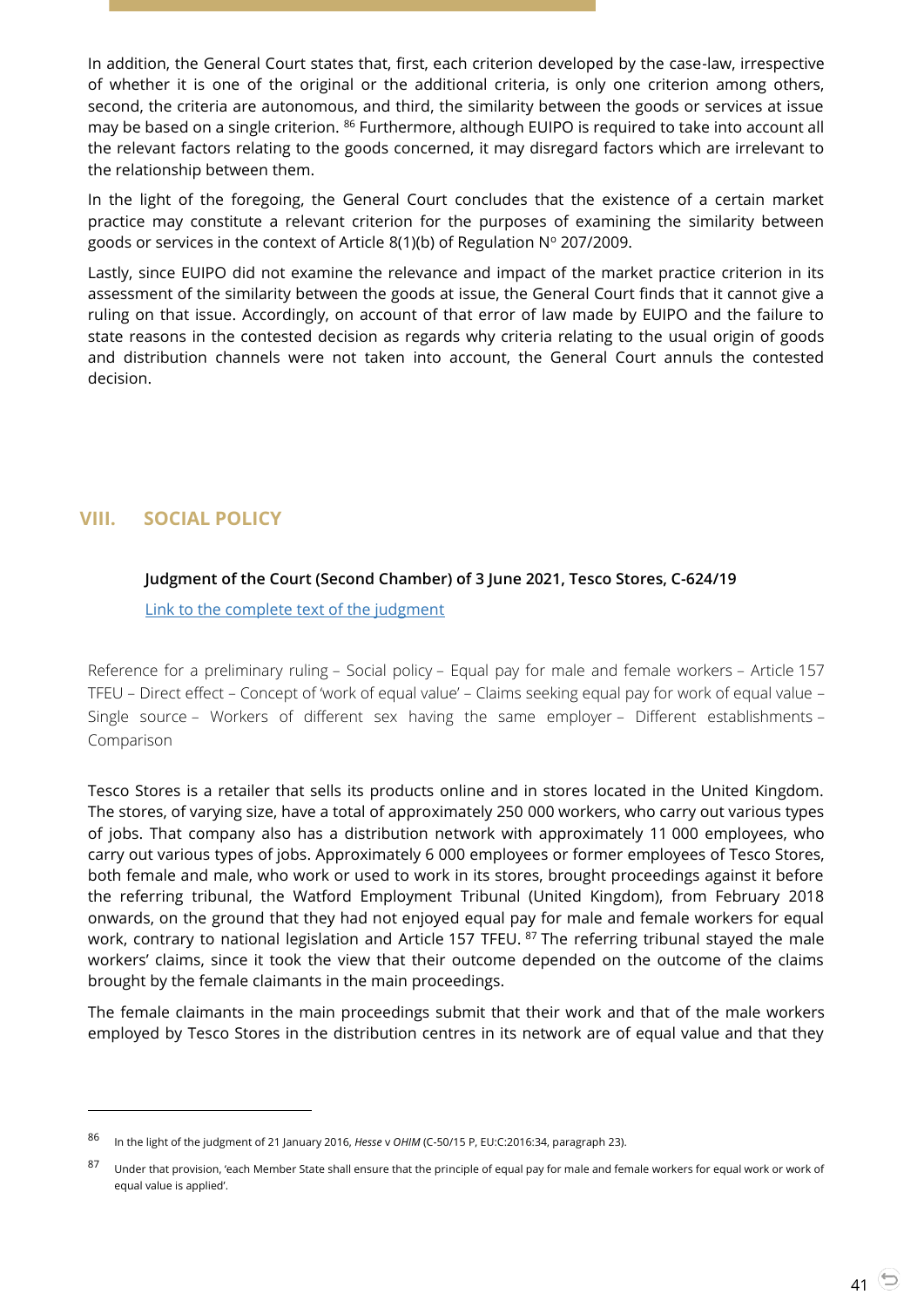In addition, the General Court states that, first, each criterion developed by the case-law, irrespective of whether it is one of the original or the additional criteria, is only one criterion among others, second, the criteria are autonomous, and third, the similarity between the goods or services at issue may be based on a single criterion. [86] Furthermore, although EUIPO is required to take into account all the relevant factors relating to the goods concerned, it may disregard factors which are irrelevant to the relationship between them.

In the light of the foregoing, the General Court concludes that the existence of a certain market practice may constitute a relevant criterion for the purposes of examining the similarity between goods or services in the context of Article 8(1)(b) of Regulation Nº 207/2009.

Lastly, since EUIPO did not examine the relevance and impact of the market practice criterion in its assessment of the similarity between the goods at issue, the General Court finds that it cannot give a ruling on that issue. Accordingly, on account of that error of law made by EUIPO and the failure to state reasons in the contested decision as regards why criteria relating to the usual origin of goods and distribution channels were not taken into account, the General Court annuls the contested decision.

## VIII. SOCIAL POLICY

**Judgment of the Court (Second Chamber) of 3 June 2021, Tesco Stores, C-624/19**

Link to the complete text of the judgment

Reference for a preliminary ruling – Social policy – Equal pay for male and female workers – Article 157 TFEU – Direct effect – Concept of 'work of equal value' – Claims seeking equal pay for work of equal value – Single source – Workers of different sex having the same employer – Different establishments – Comparison

Tesco Stores is a retailer that sells its products online and in stores located in the United Kingdom. The stores, of varying size, have a total of approximately 250 000 workers, who carry out various types of jobs. That company also has a distribution network with approximately 11 000 employees, who carry out various types of jobs. Approximately 6 000 employees or former employees of Tesco Stores, both female and male, who work or used to work in its stores, brought proceedings against it before the referring tribunal, the Watford Employment Tribunal (United Kingdom), from February 2018 onwards, on the ground that they had not enjoyed equal pay for male and female workers for equal work, contrary to national legislation and Article 157 TFEU. [87] The referring tribunal stayed the male workers' claims, since it took the view that their outcome depended on the outcome of the claims brought by the female claimants in the main proceedings.

The female claimants in the main proceedings submit that their work and that of the male workers employed by Tesco Stores in the distribution centres in its network are of equal value and that they

---

[86] In the light of the judgment of 21 January 2016, *Hesse* v *OHIM* (C-50/15 P, EU:C:2016:34, paragraph 23).

[87] Under that provision, 'each Member State shall ensure that the principle of equal pay for male and female workers for equal work or work of equal value is applied'.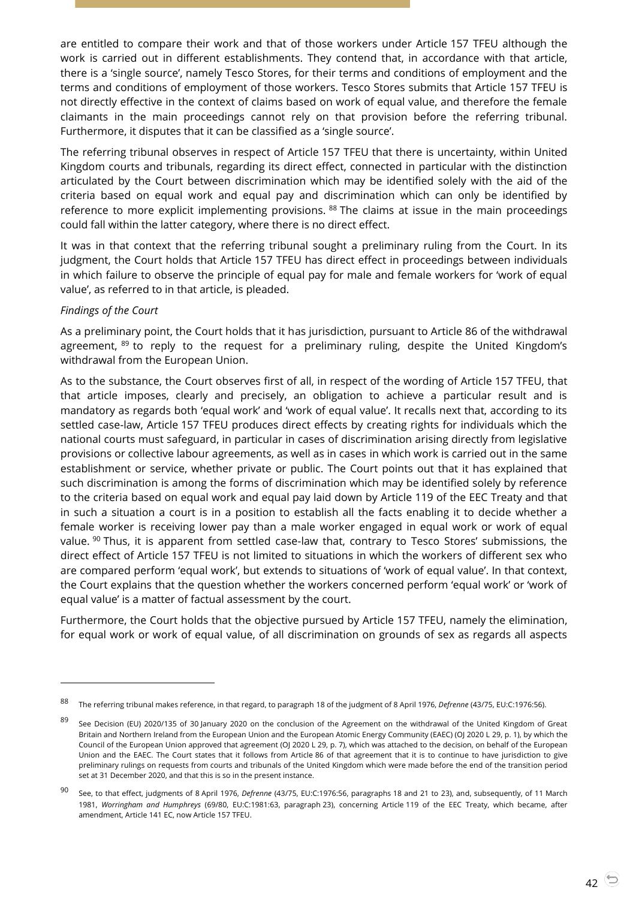are entitled to compare their work and that of those workers under Article 157 TFEU although the work is carried out in different establishments. They contend that, in accordance with that article, there is a 'single source', namely Tesco Stores, for their terms and conditions of employment and the terms and conditions of employment of those workers. Tesco Stores submits that Article 157 TFEU is not directly effective in the context of claims based on work of equal value, and therefore the female claimants in the main proceedings cannot rely on that provision before the referring tribunal. Furthermore, it disputes that it can be classified as a 'single source'.

The referring tribunal observes in respect of Article 157 TFEU that there is uncertainty, within United Kingdom courts and tribunals, regarding its direct effect, connected in particular with the distinction articulated by the Court between discrimination which may be identified solely with the aid of the criteria based on equal work and equal pay and discrimination which can only be identified by reference to more explicit implementing provisions. [88] The claims at issue in the main proceedings could fall within the latter category, where there is no direct effect.

It was in that context that the referring tribunal sought a preliminary ruling from the Court. In its judgment, the Court holds that Article 157 TFEU has direct effect in proceedings between individuals in which failure to observe the principle of equal pay for male and female workers for 'work of equal value', as referred to in that article, is pleaded.

*Findings of the Court*

As a preliminary point, the Court holds that it has jurisdiction, pursuant to Article 86 of the withdrawal agreement, [89] to reply to the request for a preliminary ruling, despite the United Kingdom's withdrawal from the European Union.

As to the substance, the Court observes first of all, in respect of the wording of Article 157 TFEU, that that article imposes, clearly and precisely, an obligation to achieve a particular result and is mandatory as regards both 'equal work' and 'work of equal value'. It recalls next that, according to its settled case-law, Article 157 TFEU produces direct effects by creating rights for individuals which the national courts must safeguard, in particular in cases of discrimination arising directly from legislative provisions or collective labour agreements, as well as in cases in which work is carried out in the same establishment or service, whether private or public. The Court points out that it has explained that such discrimination is among the forms of discrimination which may be identified solely by reference to the criteria based on equal work and equal pay laid down by Article 119 of the EEC Treaty and that in such a situation a court is in a position to establish all the facts enabling it to decide whether a female worker is receiving lower pay than a male worker engaged in equal work or work of equal value. [90] Thus, it is apparent from settled case-law that, contrary to Tesco Stores' submissions, the direct effect of Article 157 TFEU is not limited to situations in which the workers of different sex who are compared perform 'equal work', but extends to situations of 'work of equal value'. In that context, the Court explains that the question whether the workers concerned perform 'equal work' or 'work of equal value' is a matter of factual assessment by the court.

Furthermore, the Court holds that the objective pursued by Article 157 TFEU, namely the elimination, for equal work or work of equal value, of all discrimination on grounds of sex as regards all aspects

---

[88] The referring tribunal makes reference, in that regard, to paragraph 18 of the judgment of 8 April 1976, *Defrenne* (43/75, EU:C:1976:56).

[89] See Decision (EU) 2020/135 of 30 January 2020 on the conclusion of the Agreement on the withdrawal of the United Kingdom of Great Britain and Northern Ireland from the European Union and the European Atomic Energy Community (EAEC) (OJ 2020 L 29, p. 1), by which the Council of the European Union approved that agreement (OJ 2020 L 29, p. 7), which was attached to the decision, on behalf of the European Union and the EAEC. The Court states that it follows from Article 86 of that agreement that it is to continue to have jurisdiction to give preliminary rulings on requests from courts and tribunals of the United Kingdom which were made before the end of the transition period set at 31 December 2020, and that this is so in the present instance.

[90] See, to that effect, judgments of 8 April 1976, *Defrenne* (43/75, EU:C:1976:56, paragraphs 18 and 21 to 23), and, subsequently, of 11 March 1981, *Worringham and Humphreys* (69/80, EU:C:1981:63, paragraph 23), concerning Article 119 of the EEC Treaty, which became, after amendment, Article 141 EC, now Article 157 TFEU.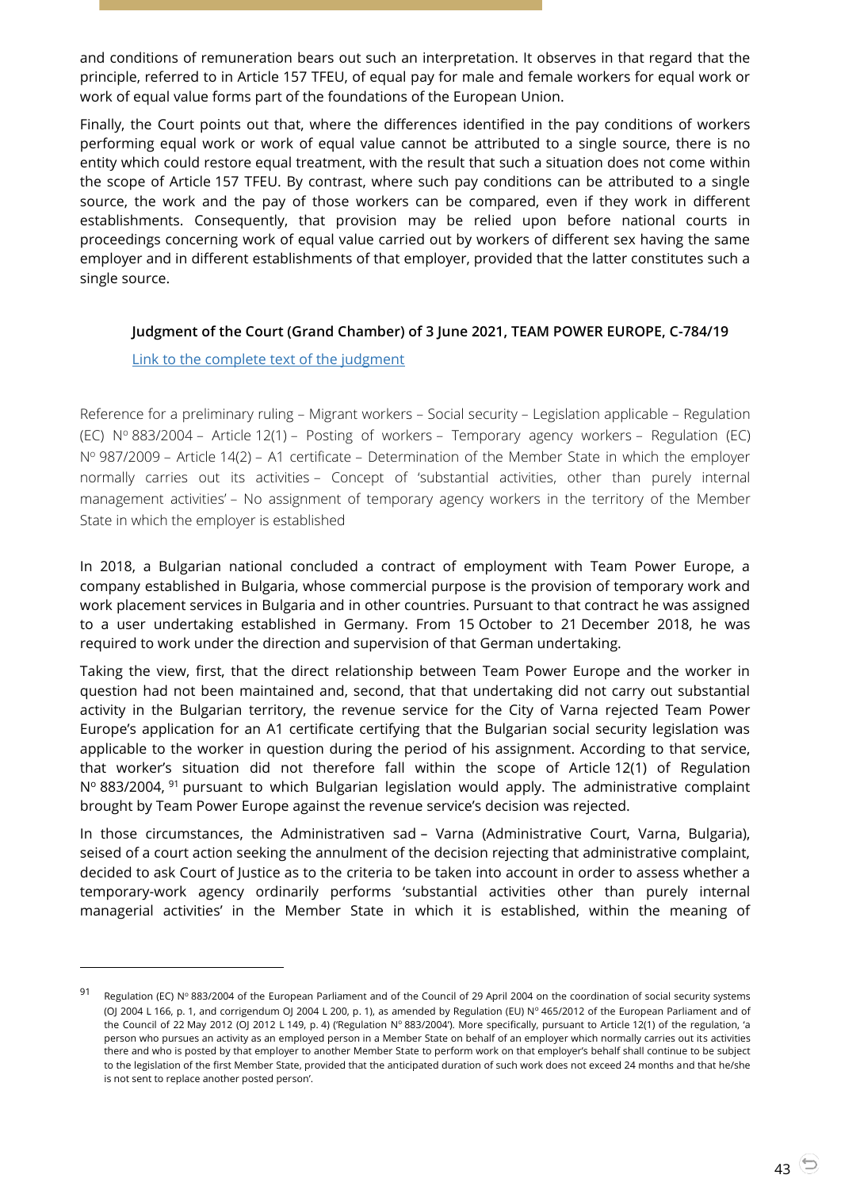and conditions of remuneration bears out such an interpretation. It observes in that regard that the principle, referred to in Article 157 TFEU, of equal pay for male and female workers for equal work or work of equal value forms part of the foundations of the European Union.

Finally, the Court points out that, where the differences identified in the pay conditions of workers performing equal work or work of equal value cannot be attributed to a single source, there is no entity which could restore equal treatment, with the result that such a situation does not come within the scope of Article 157 TFEU. By contrast, where such pay conditions can be attributed to a single source, the work and the pay of those workers can be compared, even if they work in different establishments. Consequently, that provision may be relied upon before national courts in proceedings concerning work of equal value carried out by workers of different sex having the same employer and in different establishments of that employer, provided that the latter constitutes such a single source.

**Judgment of the Court (Grand Chamber) of 3 June 2021, TEAM POWER EUROPE, C-784/19**

Link to the complete text of the judgment

Reference for a preliminary ruling – Migrant workers – Social security – Legislation applicable – Regulation (EC) Nº 883/2004 – Article 12(1) – Posting of workers – Temporary agency workers – Regulation (EC) Nº 987/2009 – Article 14(2) – A1 certificate – Determination of the Member State in which the employer normally carries out its activities – Concept of 'substantial activities, other than purely internal management activities' – No assignment of temporary agency workers in the territory of the Member State in which the employer is established

In 2018, a Bulgarian national concluded a contract of employment with Team Power Europe, a company established in Bulgaria, whose commercial purpose is the provision of temporary work and work placement services in Bulgaria and in other countries. Pursuant to that contract he was assigned to a user undertaking established in Germany. From 15 October to 21 December 2018, he was required to work under the direction and supervision of that German undertaking.

Taking the view, first, that the direct relationship between Team Power Europe and the worker in question had not been maintained and, second, that that undertaking did not carry out substantial activity in the Bulgarian territory, the revenue service for the City of Varna rejected Team Power Europe's application for an A1 certificate certifying that the Bulgarian social security legislation was applicable to the worker in question during the period of his assignment. According to that service, that worker's situation did not therefore fall within the scope of Article 12(1) of Regulation Nº 883/2004, [91] pursuant to which Bulgarian legislation would apply. The administrative complaint brought by Team Power Europe against the revenue service's decision was rejected.

In those circumstances, the Administrativen sad – Varna (Administrative Court, Varna, Bulgaria), seised of a court action seeking the annulment of the decision rejecting that administrative complaint, decided to ask Court of Justice as to the criteria to be taken into account in order to assess whether a temporary-work agency ordinarily performs 'substantial activities other than purely internal managerial activities' in the Member State in which it is established, within the meaning of

---

[91] Regulation (EC) Nº 883/2004 of the European Parliament and of the Council of 29 April 2004 on the coordination of social security systems (OJ 2004 L 166, p. 1, and corrigendum OJ 2004 L 200, p. 1), as amended by Regulation (EU) Nº 465/2012 of the European Parliament and of the Council of 22 May 2012 (OJ 2012 L 149, p. 4) ('Regulation Nº 883/2004'). More specifically, pursuant to Article 12(1) of the regulation, 'a person who pursues an activity as an employed person in a Member State on behalf of an employer which normally carries out its activities there and who is posted by that employer to another Member State to perform work on that employer's behalf shall continue to be subject to the legislation of the first Member State, provided that the anticipated duration of such work does not exceed 24 months and that he/she is not sent to replace another posted person'.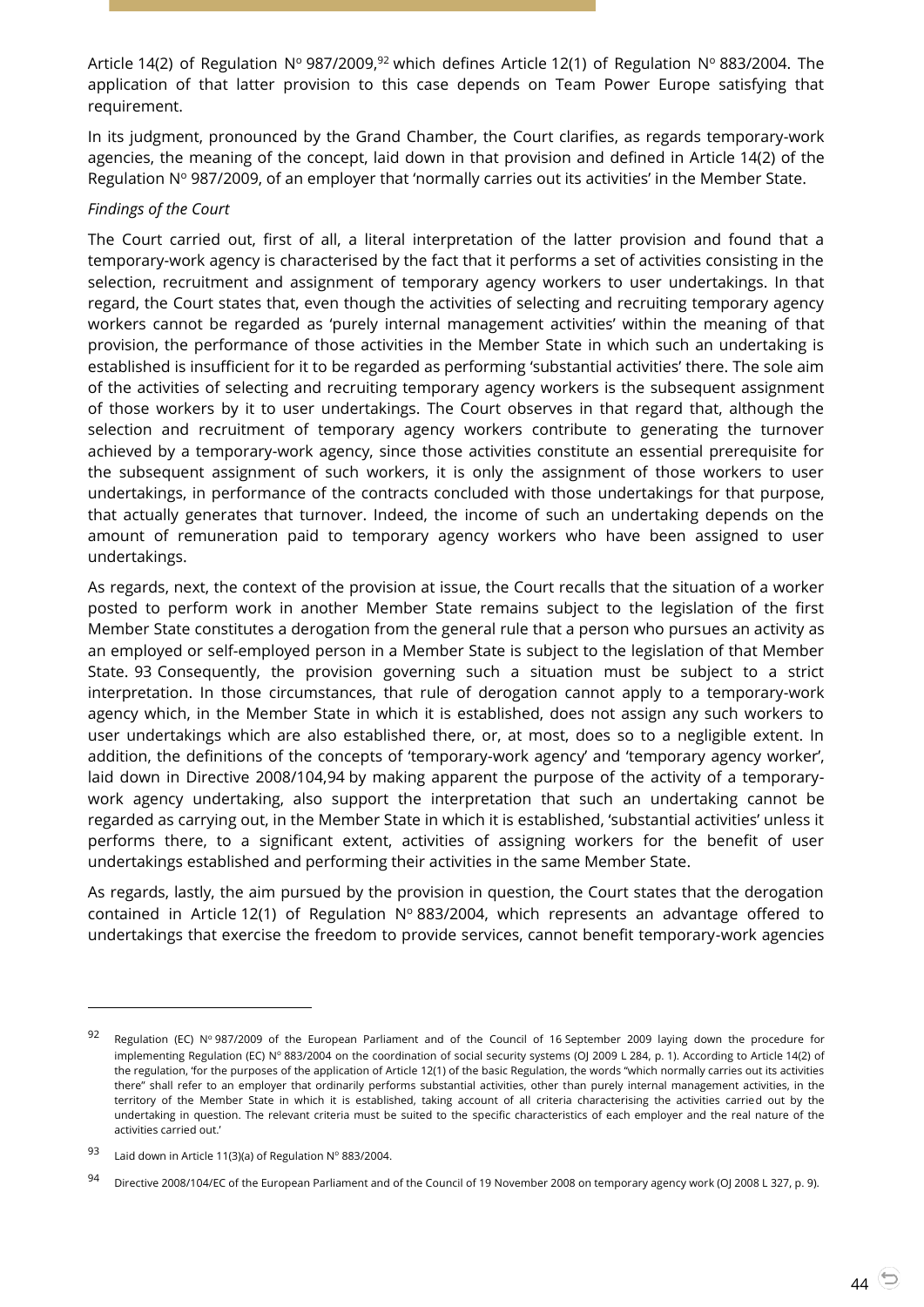Article 14(2) of Regulation Nº 987/2009,[92] which defines Article 12(1) of Regulation Nº 883/2004. The application of that latter provision to this case depends on Team Power Europe satisfying that requirement.

In its judgment, pronounced by the Grand Chamber, the Court clarifies, as regards temporary-work agencies, the meaning of the concept, laid down in that provision and defined in Article 14(2) of the Regulation Nº 987/2009, of an employer that 'normally carries out its activities' in the Member State.

*Findings of the Court*

The Court carried out, first of all, a literal interpretation of the latter provision and found that a temporary-work agency is characterised by the fact that it performs a set of activities consisting in the selection, recruitment and assignment of temporary agency workers to user undertakings. In that regard, the Court states that, even though the activities of selecting and recruiting temporary agency workers cannot be regarded as 'purely internal management activities' within the meaning of that provision, the performance of those activities in the Member State in which such an undertaking is established is insufficient for it to be regarded as performing 'substantial activities' there. The sole aim of the activities of selecting and recruiting temporary agency workers is the subsequent assignment of those workers by it to user undertakings. The Court observes in that regard that, although the selection and recruitment of temporary agency workers contribute to generating the turnover achieved by a temporary-work agency, since those activities constitute an essential prerequisite for the subsequent assignment of such workers, it is only the assignment of those workers to user undertakings, in performance of the contracts concluded with those undertakings for that purpose, that actually generates that turnover. Indeed, the income of such an undertaking depends on the amount of remuneration paid to temporary agency workers who have been assigned to user undertakings.

As regards, next, the context of the provision at issue, the Court recalls that the situation of a worker posted to perform work in another Member State remains subject to the legislation of the first Member State constitutes a derogation from the general rule that a person who pursues an activity as an employed or self-employed person in a Member State is subject to the legislation of that Member State. [93] Consequently, the provision governing such a situation must be subject to a strict interpretation. In those circumstances, that rule of derogation cannot apply to a temporary-work agency which, in the Member State in which it is established, does not assign any such workers to user undertakings which are also established there, or, at most, does so to a negligible extent. In addition, the definitions of the concepts of 'temporary-work agency' and 'temporary agency worker', laid down in Directive 2008/104,[94] by making apparent the purpose of the activity of a temporary-work agency undertaking, also support the interpretation that such an undertaking cannot be regarded as carrying out, in the Member State in which it is established, 'substantial activities' unless it performs there, to a significant extent, activities of assigning workers for the benefit of user undertakings established and performing their activities in the same Member State.

As regards, lastly, the aim pursued by the provision in question, the Court states that the derogation contained in Article 12(1) of Regulation Nº 883/2004, which represents an advantage offered to undertakings that exercise the freedom to provide services, cannot benefit temporary-work agencies

---

[92] Regulation (EC) Nº 987/2009 of the European Parliament and of the Council of 16 September 2009 laying down the procedure for implementing Regulation (EC) Nº 883/2004 on the coordination of social security systems (OJ 2009 L 284, p. 1). According to Article 14(2) of the regulation, 'for the purposes of the application of Article 12(1) of the basic Regulation, the words "which normally carries out its activities there" shall refer to an employer that ordinarily performs substantial activities, other than purely internal management activities, in the territory of the Member State in which it is established, taking account of all criteria characterising the activities carried out by the undertaking in question. The relevant criteria must be suited to the specific characteristics of each employer and the real nature of the activities carried out.'

[93] Laid down in Article 11(3)(a) of Regulation Nº 883/2004.

[94] Directive 2008/104/EC of the European Parliament and of the Council of 19 November 2008 on temporary agency work (OJ 2008 L 327, p. 9).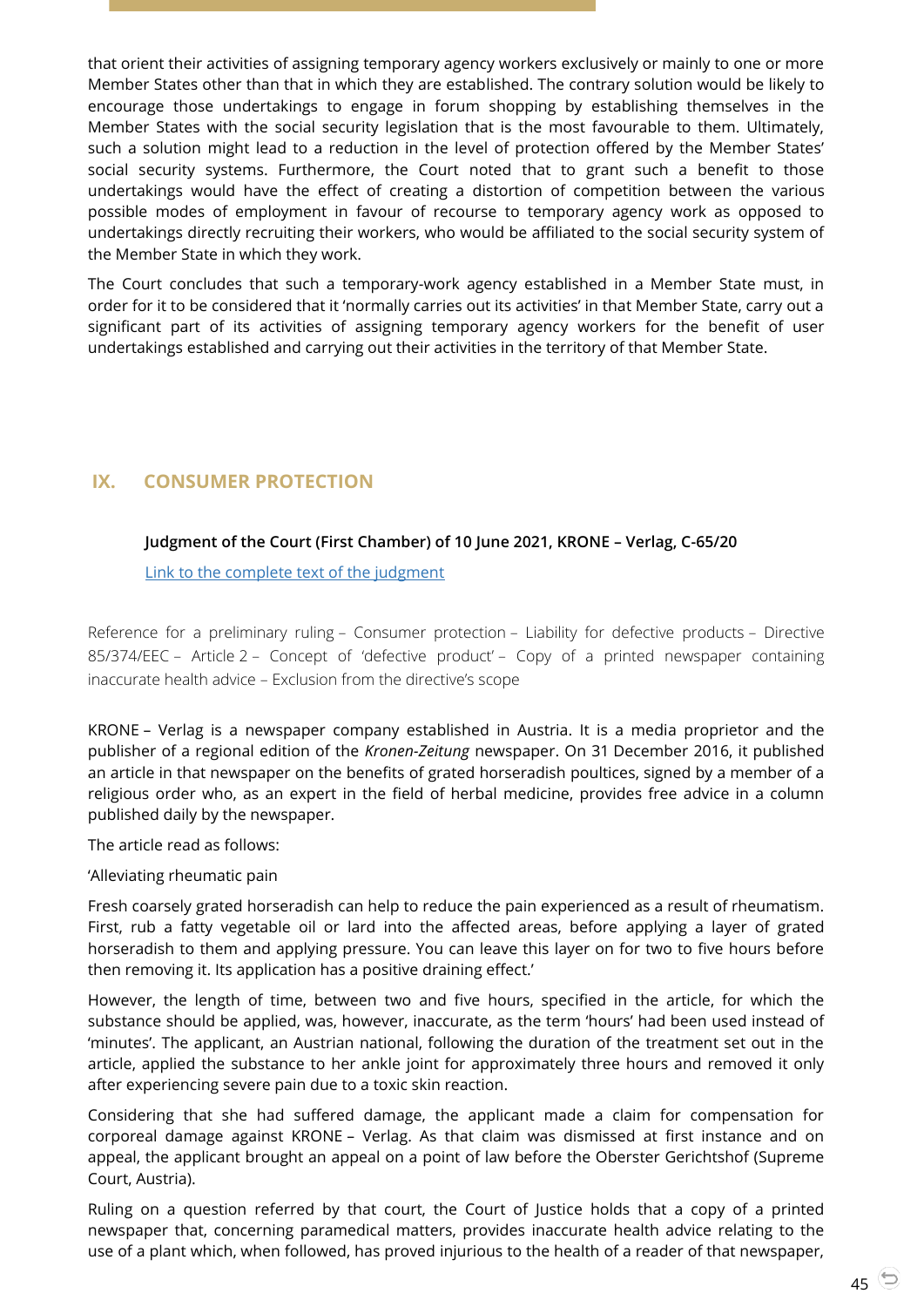that orient their activities of assigning temporary agency workers exclusively or mainly to one or more Member States other than that in which they are established. The contrary solution would be likely to encourage those undertakings to engage in forum shopping by establishing themselves in the Member States with the social security legislation that is the most favourable to them. Ultimately, such a solution might lead to a reduction in the level of protection offered by the Member States' social security systems. Furthermore, the Court noted that to grant such a benefit to those undertakings would have the effect of creating a distortion of competition between the various possible modes of employment in favour of recourse to temporary agency work as opposed to undertakings directly recruiting their workers, who would be affiliated to the social security system of the Member State in which they work.

The Court concludes that such a temporary-work agency established in a Member State must, in order for it to be considered that it 'normally carries out its activities' in that Member State, carry out a significant part of its activities of assigning temporary agency workers for the benefit of user undertakings established and carrying out their activities in the territory of that Member State.

## IX. CONSUMER PROTECTION

**Judgment of the Court (First Chamber) of 10 June 2021, KRONE – Verlag, C-65/20**

[Link to the complete text of the judgment]

Reference for a preliminary ruling – Consumer protection – Liability for defective products – Directive 85/374/EEC – Article 2 – Concept of 'defective product' – Copy of a printed newspaper containing inaccurate health advice – Exclusion from the directive's scope

KRONE – Verlag is a newspaper company established in Austria. It is a media proprietor and the publisher of a regional edition of the *Kronen-Zeitung* newspaper. On 31 December 2016, it published an article in that newspaper on the benefits of grated horseradish poultices, signed by a member of a religious order who, as an expert in the field of herbal medicine, provides free advice in a column published daily by the newspaper.

The article read as follows:

'Alleviating rheumatic pain

Fresh coarsely grated horseradish can help to reduce the pain experienced as a result of rheumatism. First, rub a fatty vegetable oil or lard into the affected areas, before applying a layer of grated horseradish to them and applying pressure. You can leave this layer on for two to five hours before then removing it. Its application has a positive draining effect.'

However, the length of time, between two and five hours, specified in the article, for which the substance should be applied, was, however, inaccurate, as the term 'hours' had been used instead of 'minutes'. The applicant, an Austrian national, following the duration of the treatment set out in the article, applied the substance to her ankle joint for approximately three hours and removed it only after experiencing severe pain due to a toxic skin reaction.

Considering that she had suffered damage, the applicant made a claim for compensation for corporeal damage against KRONE – Verlag. As that claim was dismissed at first instance and on appeal, the applicant brought an appeal on a point of law before the Oberster Gerichtshof (Supreme Court, Austria).

Ruling on a question referred by that court, the Court of Justice holds that a copy of a printed newspaper that, concerning paramedical matters, provides inaccurate health advice relating to the use of a plant which, when followed, has proved injurious to the health of a reader of that newspaper,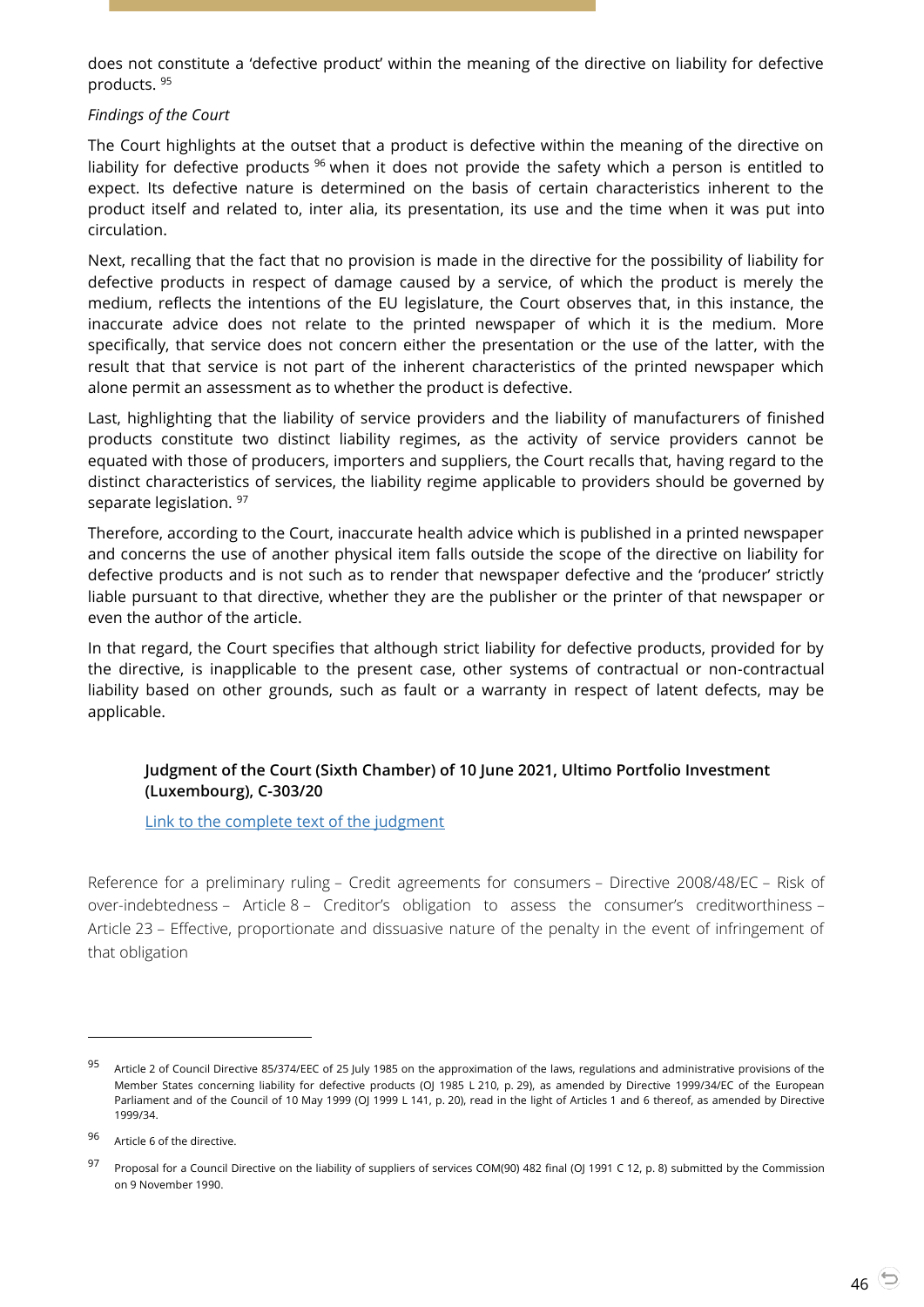does not constitute a 'defective product' within the meaning of the directive on liability for defective products. [95]

*Findings of the Court*

The Court highlights at the outset that a product is defective within the meaning of the directive on liability for defective products [96] when it does not provide the safety which a person is entitled to expect. Its defective nature is determined on the basis of certain characteristics inherent to the product itself and related to, inter alia, its presentation, its use and the time when it was put into circulation.

Next, recalling that the fact that no provision is made in the directive for the possibility of liability for defective products in respect of damage caused by a service, of which the product is merely the medium, reflects the intentions of the EU legislature, the Court observes that, in this instance, the inaccurate advice does not relate to the printed newspaper of which it is the medium. More specifically, that service does not concern either the presentation or the use of the latter, with the result that that service is not part of the inherent characteristics of the printed newspaper which alone permit an assessment as to whether the product is defective.

Last, highlighting that the liability of service providers and the liability of manufacturers of finished products constitute two distinct liability regimes, as the activity of service providers cannot be equated with those of producers, importers and suppliers, the Court recalls that, having regard to the distinct characteristics of services, the liability regime applicable to providers should be governed by separate legislation. [97]

Therefore, according to the Court, inaccurate health advice which is published in a printed newspaper and concerns the use of another physical item falls outside the scope of the directive on liability for defective products and is not such as to render that newspaper defective and the 'producer' strictly liable pursuant to that directive, whether they are the publisher or the printer of that newspaper or even the author of the article.

In that regard, the Court specifies that although strict liability for defective products, provided for by the directive, is inapplicable to the present case, other systems of contractual or non-contractual liability based on other grounds, such as fault or a warranty in respect of latent defects, may be applicable.

### Judgment of the Court (Sixth Chamber) of 10 June 2021, Ultimo Portfolio Investment (Luxembourg), C-303/20

Link to the complete text of the judgment

Reference for a preliminary ruling – Credit agreements for consumers – Directive 2008/48/EC – Risk of over-indebtedness – Article 8 – Creditor's obligation to assess the consumer's creditworthiness – Article 23 – Effective, proportionate and dissuasive nature of the penalty in the event of infringement of that obligation

---

[95] Article 2 of Council Directive 85/374/EEC of 25 July 1985 on the approximation of the laws, regulations and administrative provisions of the Member States concerning liability for defective products (OJ 1985 L 210, p. 29), as amended by Directive 1999/34/EC of the European Parliament and of the Council of 10 May 1999 (OJ 1999 L 141, p. 20), read in the light of Articles 1 and 6 thereof, as amended by Directive 1999/34.

[96] Article 6 of the directive.

[97] Proposal for a Council Directive on the liability of suppliers of services COM(90) 482 final (OJ 1991 C 12, p. 8) submitted by the Commission on 9 November 1990.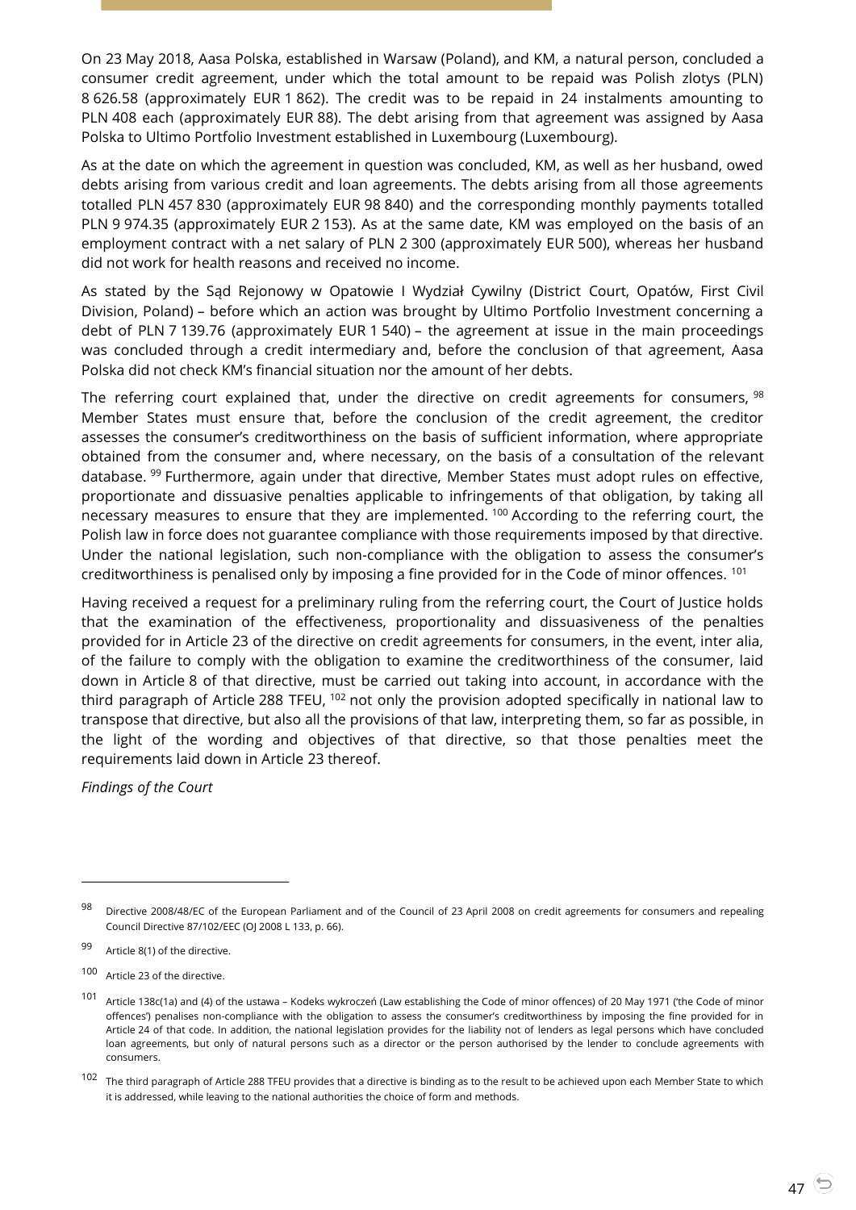On 23 May 2018, Aasa Polska, established in Warsaw (Poland), and KM, a natural person, concluded a consumer credit agreement, under which the total amount to be repaid was Polish zlotys (PLN) 8 626.58 (approximately EUR 1 862). The credit was to be repaid in 24 instalments amounting to PLN 408 each (approximately EUR 88). The debt arising from that agreement was assigned by Aasa Polska to Ultimo Portfolio Investment established in Luxembourg (Luxembourg).

As at the date on which the agreement in question was concluded, KM, as well as her husband, owed debts arising from various credit and loan agreements. The debts arising from all those agreements totalled PLN 457 830 (approximately EUR 98 840) and the corresponding monthly payments totalled PLN 9 974.35 (approximately EUR 2 153). As at the same date, KM was employed on the basis of an employment contract with a net salary of PLN 2 300 (approximately EUR 500), whereas her husband did not work for health reasons and received no income.

As stated by the Sąd Rejonowy w Opatowie I Wydział Cywilny (District Court, Opatów, First Civil Division, Poland) – before which an action was brought by Ultimo Portfolio Investment concerning a debt of PLN 7 139.76 (approximately EUR 1 540) – the agreement at issue in the main proceedings was concluded through a credit intermediary and, before the conclusion of that agreement, Aasa Polska did not check KM's financial situation nor the amount of her debts.

The referring court explained that, under the directive on credit agreements for consumers, [98] Member States must ensure that, before the conclusion of the credit agreement, the creditor assesses the consumer's creditworthiness on the basis of sufficient information, where appropriate obtained from the consumer and, where necessary, on the basis of a consultation of the relevant database. [99] Furthermore, again under that directive, Member States must adopt rules on effective, proportionate and dissuasive penalties applicable to infringements of that obligation, by taking all necessary measures to ensure that they are implemented. [100] According to the referring court, the Polish law in force does not guarantee compliance with those requirements imposed by that directive. Under the national legislation, such non-compliance with the obligation to assess the consumer's creditworthiness is penalised only by imposing a fine provided for in the Code of minor offences. [101]

Having received a request for a preliminary ruling from the referring court, the Court of Justice holds that the examination of the effectiveness, proportionality and dissuasiveness of the penalties provided for in Article 23 of the directive on credit agreements for consumers, in the event, inter alia, of the failure to comply with the obligation to examine the creditworthiness of the consumer, laid down in Article 8 of that directive, must be carried out taking into account, in accordance with the third paragraph of Article 288 TFEU, [102] not only the provision adopted specifically in national law to transpose that directive, but also all the provisions of that law, interpreting them, so far as possible, in the light of the wording and objectives of that directive, so that those penalties meet the requirements laid down in Article 23 thereof.

*Findings of the Court*

---

[98] Directive 2008/48/EC of the European Parliament and of the Council of 23 April 2008 on credit agreements for consumers and repealing Council Directive 87/102/EEC (OJ 2008 L 133, p. 66).

[99] Article 8(1) of the directive.

[100] Article 23 of the directive.

[101] Article 138c(1a) and (4) of the ustawa – Kodeks wykroczeń (Law establishing the Code of minor offences) of 20 May 1971 ('the Code of minor offences') penalises non-compliance with the obligation to assess the consumer's creditworthiness by imposing the fine provided for in Article 24 of that code. In addition, the national legislation provides for the liability not of lenders as legal persons which have concluded loan agreements, but only of natural persons such as a director or the person authorised by the lender to conclude agreements with consumers.

[102] The third paragraph of Article 288 TFEU provides that a directive is binding as to the result to be achieved upon each Member State to which it is addressed, while leaving to the national authorities the choice of form and methods.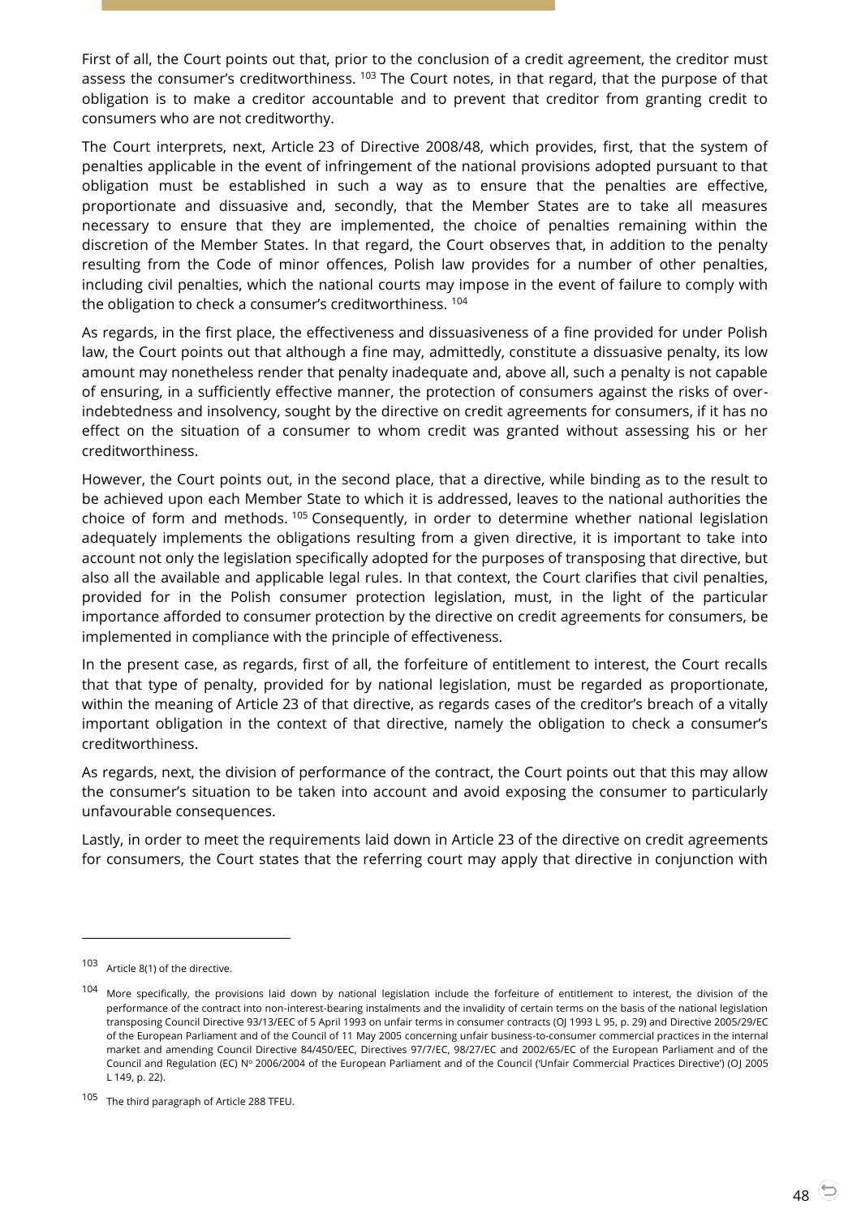First of all, the Court points out that, prior to the conclusion of a credit agreement, the creditor must assess the consumer's creditworthiness. [103] The Court notes, in that regard, that the purpose of that obligation is to make a creditor accountable and to prevent that creditor from granting credit to consumers who are not creditworthy.

The Court interprets, next, Article 23 of Directive 2008/48, which provides, first, that the system of penalties applicable in the event of infringement of the national provisions adopted pursuant to that obligation must be established in such a way as to ensure that the penalties are effective, proportionate and dissuasive and, secondly, that the Member States are to take all measures necessary to ensure that they are implemented, the choice of penalties remaining within the discretion of the Member States. In that regard, the Court observes that, in addition to the penalty resulting from the Code of minor offences, Polish law provides for a number of other penalties, including civil penalties, which the national courts may impose in the event of failure to comply with the obligation to check a consumer's creditworthiness. [104]

As regards, in the first place, the effectiveness and dissuasiveness of a fine provided for under Polish law, the Court points out that although a fine may, admittedly, constitute a dissuasive penalty, its low amount may nonetheless render that penalty inadequate and, above all, such a penalty is not capable of ensuring, in a sufficiently effective manner, the protection of consumers against the risks of over-indebtedness and insolvency, sought by the directive on credit agreements for consumers, if it has no effect on the situation of a consumer to whom credit was granted without assessing his or her creditworthiness.

However, the Court points out, in the second place, that a directive, while binding as to the result to be achieved upon each Member State to which it is addressed, leaves to the national authorities the choice of form and methods. [105] Consequently, in order to determine whether national legislation adequately implements the obligations resulting from a given directive, it is important to take into account not only the legislation specifically adopted for the purposes of transposing that directive, but also all the available and applicable legal rules. In that context, the Court clarifies that civil penalties, provided for in the Polish consumer protection legislation, must, in the light of the particular importance afforded to consumer protection by the directive on credit agreements for consumers, be implemented in compliance with the principle of effectiveness.

In the present case, as regards, first of all, the forfeiture of entitlement to interest, the Court recalls that that type of penalty, provided for by national legislation, must be regarded as proportionate, within the meaning of Article 23 of that directive, as regards cases of the creditor's breach of a vitally important obligation in the context of that directive, namely the obligation to check a consumer's creditworthiness.

As regards, next, the division of performance of the contract, the Court points out that this may allow the consumer's situation to be taken into account and avoid exposing the consumer to particularly unfavourable consequences.

Lastly, in order to meet the requirements laid down in Article 23 of the directive on credit agreements for consumers, the Court states that the referring court may apply that directive in conjunction with

---

[103] Article 8(1) of the directive.

[104] More specifically, the provisions laid down by national legislation include the forfeiture of entitlement to interest, the division of the performance of the contract into non-interest-bearing instalments and the invalidity of certain terms on the basis of the national legislation transposing Council Directive 93/13/EEC of 5 April 1993 on unfair terms in consumer contracts (OJ 1993 L 95, p. 29) and Directive 2005/29/EC of the European Parliament and of the Council of 11 May 2005 concerning unfair business-to-consumer commercial practices in the internal market and amending Council Directive 84/450/EEC, Directives 97/7/EC, 98/27/EC and 2002/65/EC of the European Parliament and of the Council and Regulation (EC) Nº 2006/2004 of the European Parliament and of the Council ('Unfair Commercial Practices Directive') (OJ 2005 L 149, p. 22).

[105] The third paragraph of Article 288 TFEU.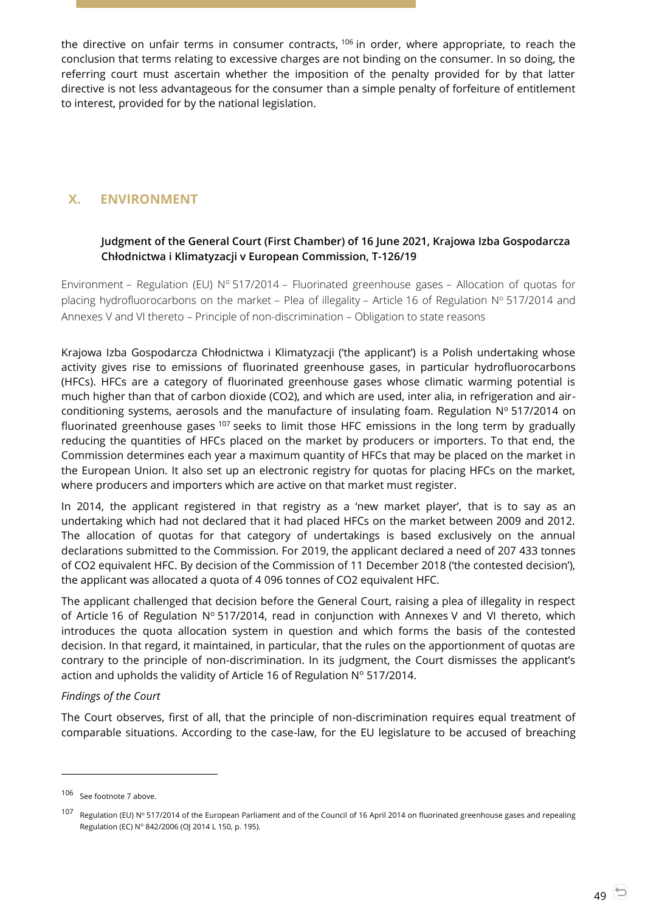the directive on unfair terms in consumer contracts, [106] in order, where appropriate, to reach the conclusion that terms relating to excessive charges are not binding on the consumer. In so doing, the referring court must ascertain whether the imposition of the penalty provided for by that latter directive is not less advantageous for the consumer than a simple penalty of forfeiture of entitlement to interest, provided for by the national legislation.

## X. ENVIRONMENT

### Judgment of the General Court (First Chamber) of 16 June 2021, Krajowa Izba Gospodarcza Chłodnictwa i Klimatyzacji v European Commission, T-126/19

Environment – Regulation (EU) Nº 517/2014 – Fluorinated greenhouse gases – Allocation of quotas for placing hydrofluorocarbons on the market – Plea of illegality – Article 16 of Regulation Nº 517/2014 and Annexes V and VI thereto – Principle of non-discrimination – Obligation to state reasons

Krajowa Izba Gospodarcza Chłodnictwa i Klimatyzacji ('the applicant') is a Polish undertaking whose activity gives rise to emissions of fluorinated greenhouse gases, in particular hydrofluorocarbons (HFCs). HFCs are a category of fluorinated greenhouse gases whose climatic warming potential is much higher than that of carbon dioxide ($CO_2$), and which are used, inter alia, in refrigeration and air-conditioning systems, aerosols and the manufacture of insulating foam. Regulation Nº 517/2014 on fluorinated greenhouse gases [107] seeks to limit those HFC emissions in the long term by gradually reducing the quantities of HFCs placed on the market by producers or importers. To that end, the Commission determines each year a maximum quantity of HFCs that may be placed on the market in the European Union. It also set up an electronic registry for quotas for placing HFCs on the market, where producers and importers which are active on that market must register.

In 2014, the applicant registered in that registry as a 'new market player', that is to say as an undertaking which had not declared that it had placed HFCs on the market between 2009 and 2012. The allocation of quotas for that category of undertakings is based exclusively on the annual declarations submitted to the Commission. For 2019, the applicant declared a need of 207 433 tonnes of $CO_2$ equivalent HFC. By decision of the Commission of 11 December 2018 ('the contested decision'), the applicant was allocated a quota of 4 096 tonnes of $CO_2$ equivalent HFC.

The applicant challenged that decision before the General Court, raising a plea of illegality in respect of Article 16 of Regulation Nº 517/2014, read in conjunction with Annexes V and VI thereto, which introduces the quota allocation system in question and which forms the basis of the contested decision. In that regard, it maintained, in particular, that the rules on the apportionment of quotas are contrary to the principle of non-discrimination. In its judgment, the Court dismisses the applicant's action and upholds the validity of Article 16 of Regulation Nº 517/2014.

*Findings of the Court*

The Court observes, first of all, that the principle of non-discrimination requires equal treatment of comparable situations. According to the case-law, for the EU legislature to be accused of breaching

---

[106] See footnote 7 above.

[107] Regulation (EU) Nº 517/2014 of the European Parliament and of the Council of 16 April 2014 on fluorinated greenhouse gases and repealing Regulation (EC) Nº 842/2006 (OJ 2014 L 150, p. 195).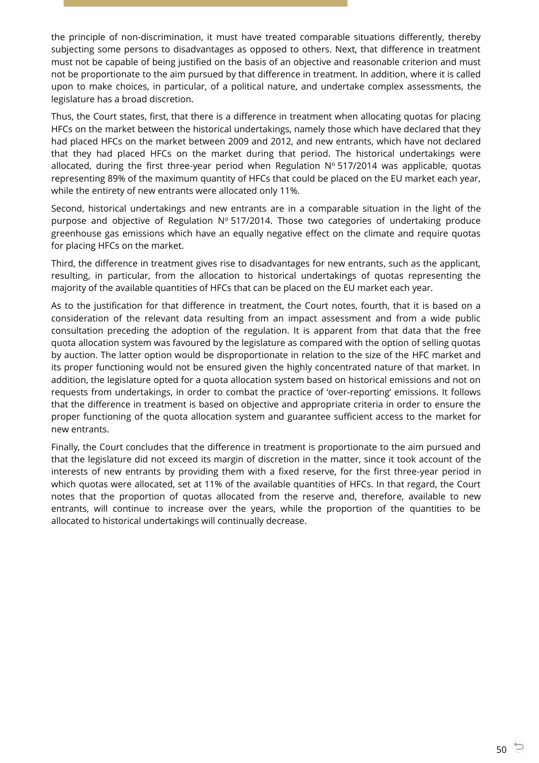the principle of non-discrimination, it must have treated comparable situations differently, thereby subjecting some persons to disadvantages as opposed to others. Next, that difference in treatment must not be capable of being justified on the basis of an objective and reasonable criterion and must not be proportionate to the aim pursued by that difference in treatment. In addition, where it is called upon to make choices, in particular, of a political nature, and undertake complex assessments, the legislature has a broad discretion.

Thus, the Court states, first, that there is a difference in treatment when allocating quotas for placing HFCs on the market between the historical undertakings, namely those which have declared that they had placed HFCs on the market between 2009 and 2012, and new entrants, which have not declared that they had placed HFCs on the market during that period. The historical undertakings were allocated, during the first three-year period when Regulation Nº 517/2014 was applicable, quotas representing 89% of the maximum quantity of HFCs that could be placed on the EU market each year, while the entirety of new entrants were allocated only 11%.

Second, historical undertakings and new entrants are in a comparable situation in the light of the purpose and objective of Regulation Nº 517/2014. Those two categories of undertaking produce greenhouse gas emissions which have an equally negative effect on the climate and require quotas for placing HFCs on the market.

Third, the difference in treatment gives rise to disadvantages for new entrants, such as the applicant, resulting, in particular, from the allocation to historical undertakings of quotas representing the majority of the available quantities of HFCs that can be placed on the EU market each year.

As to the justification for that difference in treatment, the Court notes, fourth, that it is based on a consideration of the relevant data resulting from an impact assessment and from a wide public consultation preceding the adoption of the regulation. It is apparent from that data that the free quota allocation system was favoured by the legislature as compared with the option of selling quotas by auction. The latter option would be disproportionate in relation to the size of the HFC market and its proper functioning would not be ensured given the highly concentrated nature of that market. In addition, the legislature opted for a quota allocation system based on historical emissions and not on requests from undertakings, in order to combat the practice of 'over-reporting' emissions. It follows that the difference in treatment is based on objective and appropriate criteria in order to ensure the proper functioning of the quota allocation system and guarantee sufficient access to the market for new entrants.

Finally, the Court concludes that the difference in treatment is proportionate to the aim pursued and that the legislature did not exceed its margin of discretion in the matter, since it took account of the interests of new entrants by providing them with a fixed reserve, for the first three-year period in which quotas were allocated, set at 11% of the available quantities of HFCs. In that regard, the Court notes that the proportion of quotas allocated from the reserve and, therefore, available to new entrants, will continue to increase over the years, while the proportion of the quantities to be allocated to historical undertakings will continually decrease.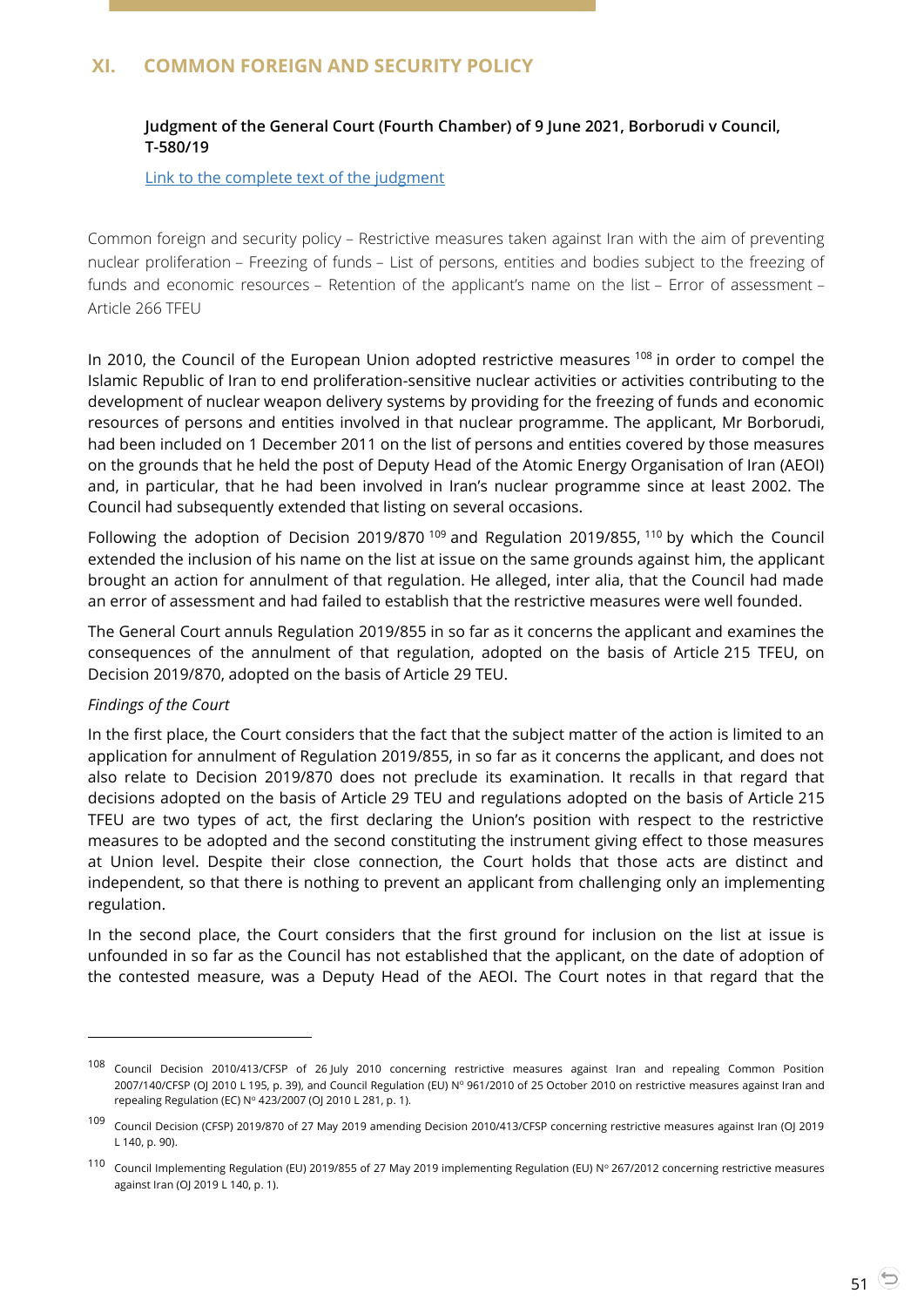## XI. COMMON FOREIGN AND SECURITY POLICY

**Judgment of the General Court (Fourth Chamber) of 9 June 2021, Borborudi v Council, T-580/19**

[Link to the complete text of the judgment]

Common foreign and security policy – Restrictive measures taken against Iran with the aim of preventing nuclear proliferation – Freezing of funds – List of persons, entities and bodies subject to the freezing of funds and economic resources – Retention of the applicant's name on the list – Error of assessment – Article 266 TFEU

In 2010, the Council of the European Union adopted restrictive measures [108] in order to compel the Islamic Republic of Iran to end proliferation-sensitive nuclear activities or activities contributing to the development of nuclear weapon delivery systems by providing for the freezing of funds and economic resources of persons and entities involved in that nuclear programme. The applicant, Mr Borborudi, had been included on 1 December 2011 on the list of persons and entities covered by those measures on the grounds that he held the post of Deputy Head of the Atomic Energy Organisation of Iran (AEOI) and, in particular, that he had been involved in Iran's nuclear programme since at least 2002. The Council had subsequently extended that listing on several occasions.

Following the adoption of Decision 2019/870 [109] and Regulation 2019/855, [110] by which the Council extended the inclusion of his name on the list at issue on the same grounds against him, the applicant brought an action for annulment of that regulation. He alleged, inter alia, that the Council had made an error of assessment and had failed to establish that the restrictive measures were well founded.

The General Court annuls Regulation 2019/855 in so far as it concerns the applicant and examines the consequences of the annulment of that regulation, adopted on the basis of Article 215 TFEU, on Decision 2019/870, adopted on the basis of Article 29 TEU.

*Findings of the Court*

In the first place, the Court considers that the fact that the subject matter of the action is limited to an application for annulment of Regulation 2019/855, in so far as it concerns the applicant, and does not also relate to Decision 2019/870 does not preclude its examination. It recalls in that regard that decisions adopted on the basis of Article 29 TEU and regulations adopted on the basis of Article 215 TFEU are two types of act, the first declaring the Union's position with respect to the restrictive measures to be adopted and the second constituting the instrument giving effect to those measures at Union level. Despite their close connection, the Court holds that those acts are distinct and independent, so that there is nothing to prevent an applicant from challenging only an implementing regulation.

In the second place, the Court considers that the first ground for inclusion on the list at issue is unfounded in so far as the Council has not established that the applicant, on the date of adoption of the contested measure, was a Deputy Head of the AEOI. The Court notes in that regard that the

---

[108] Council Decision 2010/413/CFSP of 26 July 2010 concerning restrictive measures against Iran and repealing Common Position 2007/140/CFSP (OJ 2010 L 195, p. 39), and Council Regulation (EU) Nº 961/2010 of 25 October 2010 on restrictive measures against Iran and repealing Regulation (EC) Nº 423/2007 (OJ 2010 L 281, p. 1).

[109] Council Decision (CFSP) 2019/870 of 27 May 2019 amending Decision 2010/413/CFSP concerning restrictive measures against Iran (OJ 2019 L 140, p. 90).

[110] Council Implementing Regulation (EU) 2019/855 of 27 May 2019 implementing Regulation (EU) Nº 267/2012 concerning restrictive measures against Iran (OJ 2019 L 140, p. 1).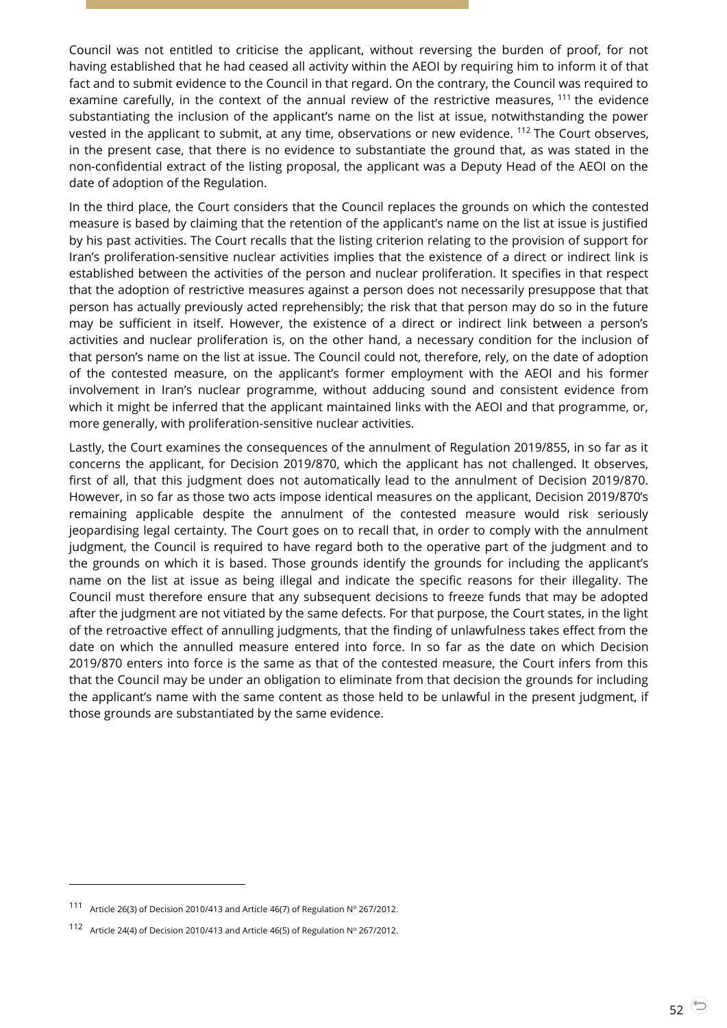Council was not entitled to criticise the applicant, without reversing the burden of proof, for not having established that he had ceased all activity within the AEOI by requiring him to inform it of that fact and to submit evidence to the Council in that regard. On the contrary, the Council was required to examine carefully, in the context of the annual review of the restrictive measures, [111] the evidence substantiating the inclusion of the applicant's name on the list at issue, notwithstanding the power vested in the applicant to submit, at any time, observations or new evidence. [112] The Court observes, in the present case, that there is no evidence to substantiate the ground that, as was stated in the non-confidential extract of the listing proposal, the applicant was a Deputy Head of the AEOI on the date of adoption of the Regulation.

In the third place, the Court considers that the Council replaces the grounds on which the contested measure is based by claiming that the retention of the applicant's name on the list at issue is justified by his past activities. The Court recalls that the listing criterion relating to the provision of support for Iran's proliferation-sensitive nuclear activities implies that the existence of a direct or indirect link is established between the activities of the person and nuclear proliferation. It specifies in that respect that the adoption of restrictive measures against a person does not necessarily presuppose that that person has actually previously acted reprehensibly; the risk that that person may do so in the future may be sufficient in itself. However, the existence of a direct or indirect link between a person's activities and nuclear proliferation is, on the other hand, a necessary condition for the inclusion of that person's name on the list at issue. The Council could not, therefore, rely, on the date of adoption of the contested measure, on the applicant's former employment with the AEOI and his former involvement in Iran's nuclear programme, without adducing sound and consistent evidence from which it might be inferred that the applicant maintained links with the AEOI and that programme, or, more generally, with proliferation-sensitive nuclear activities.

Lastly, the Court examines the consequences of the annulment of Regulation 2019/855, in so far as it concerns the applicant, for Decision 2019/870, which the applicant has not challenged. It observes, first of all, that this judgment does not automatically lead to the annulment of Decision 2019/870. However, in so far as those two acts impose identical measures on the applicant, Decision 2019/870's remaining applicable despite the annulment of the contested measure would risk seriously jeopardising legal certainty. The Court goes on to recall that, in order to comply with the annulment judgment, the Council is required to have regard both to the operative part of the judgment and to the grounds on which it is based. Those grounds identify the grounds for including the applicant's name on the list at issue as being illegal and indicate the specific reasons for their illegality. The Council must therefore ensure that any subsequent decisions to freeze funds that may be adopted after the judgment are not vitiated by the same defects. For that purpose, the Court states, in the light of the retroactive effect of annulling judgments, that the finding of unlawfulness takes effect from the date on which the annulled measure entered into force. In so far as the date on which Decision 2019/870 enters into force is the same as that of the contested measure, the Court infers from this that the Council may be under an obligation to eliminate from that decision the grounds for including the applicant's name with the same content as those held to be unlawful in the present judgment, if those grounds are substantiated by the same evidence.

---

[111] Article 26(3) of Decision 2010/413 and Article 46(7) of Regulation Nº 267/2012.

[112] Article 24(4) of Decision 2010/413 and Article 46(5) of Regulation Nº 267/2012.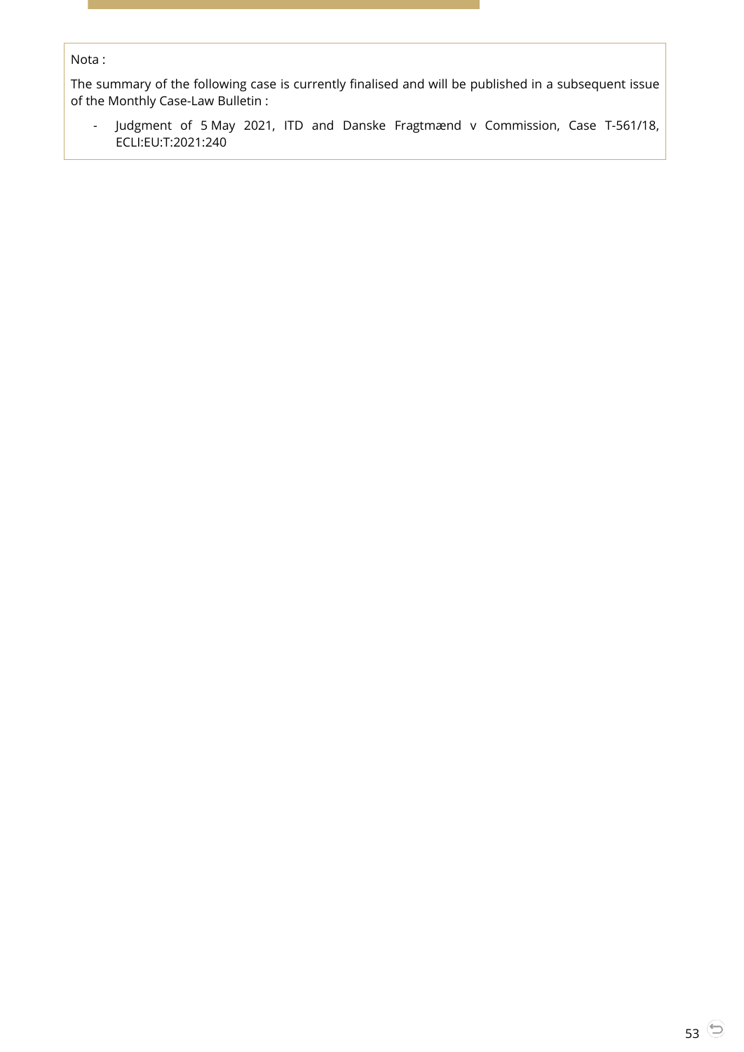Nota :

The summary of the following case is currently finalised and will be published in a subsequent issue of the Monthly Case-Law Bulletin :

- Judgment of 5 May 2021, ITD and Danske Fragtmænd v Commission, Case T-561/18, ECLI:EU:T:2021:240